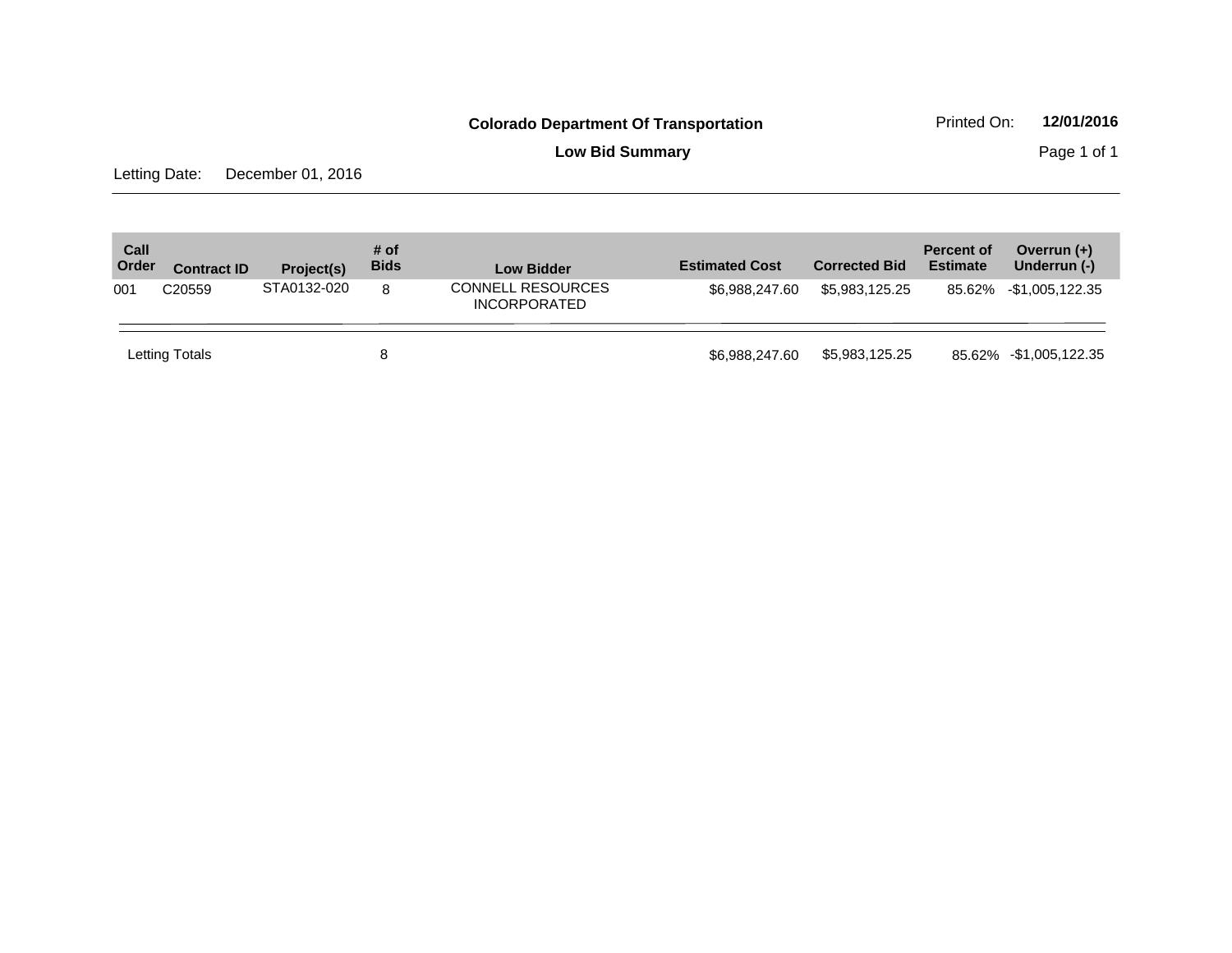**Colorado Department Of Transportation**

Printed On: **12/01/2016**

**Low Bid Summary**

Letting Date: December 01, 2016

| Call Order | Contract ID | Project(s) | # of Bids | Low Bidder | Estimated Cost | Corrected Bid | Percent of Estimate | Overrun (+) Underrun (-) |
|---|---|---|---|---|---|---|---|---|
| 001 | C20559 | STA0132-020 | 8 | CONNELL RESOURCES INCORPORATED | $6,988,247.60 | $5,983,125.25 | 85.62% | -$1,005,122.35 |
| Letting Totals | | | 8 | | $6,988,247.60 | $5,983,125.25 | 85.62% | -$1,005,122.35 |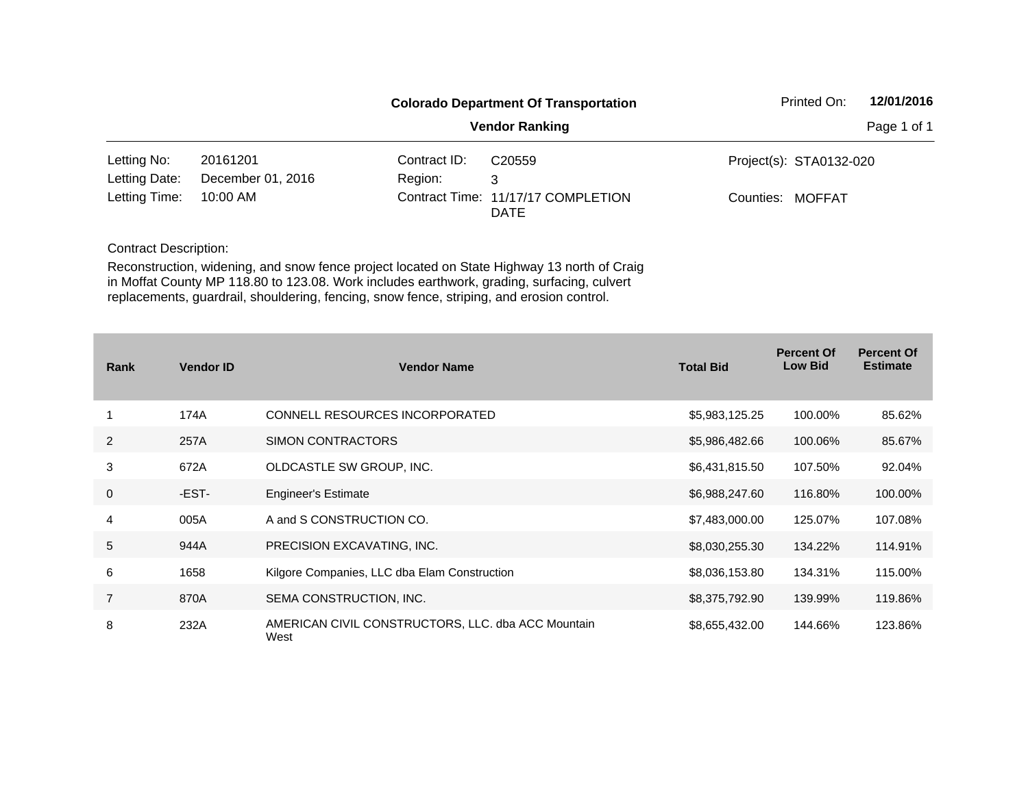**Colorado Department Of Transportation**

**Vendor Ranking**

Printed On: **12/01/2016**

| | | | | | |
|---|---|---|---|---|---|
| Letting No: | 20161201 | Contract ID: | C20559 | Project(s): | STA0132-020 |
| Letting Date: | December 01, 2016 | Region: | 3 | | |
| Letting Time: | 10:00 AM | Contract Time: | 11/17/17 COMPLETION DATE | Counties: | MOFFAT |

Contract Description:

Reconstruction, widening, and snow fence project located on State Highway 13 north of Craig in Moffat County MP 118.80 to 123.08. Work includes earthwork, grading, surfacing, culvert replacements, guardrail, shouldering, fencing, snow fence, striping, and erosion control.

| Rank | Vendor ID | Vendor Name | Total Bid | Percent Of Low Bid | Percent Of Estimate |
|---|---|---|---|---|---|
| 1 | 174A | CONNELL RESOURCES INCORPORATED | $5,983,125.25 | 100.00% | 85.62% |
| 2 | 257A | SIMON CONTRACTORS | $5,986,482.66 | 100.06% | 85.67% |
| 3 | 672A | OLDCASTLE SW GROUP, INC. | $6,431,815.50 | 107.50% | 92.04% |
| 0 | -EST- | Engineer's Estimate | $6,988,247.60 | 116.80% | 100.00% |
| 4 | 005A | A and S CONSTRUCTION CO. | $7,483,000.00 | 125.07% | 107.08% |
| 5 | 944A | PRECISION EXCAVATING, INC. | $8,030,255.30 | 134.22% | 114.91% |
| 6 | 1658 | Kilgore Companies, LLC dba Elam Construction | $8,036,153.80 | 134.31% | 115.00% |
| 7 | 870A | SEMA CONSTRUCTION, INC. | $8,375,792.90 | 139.99% | 119.86% |
| 8 | 232A | AMERICAN CIVIL CONSTRUCTORS, LLC. dba ACC Mountain West | $8,655,432.00 | 144.66% | 123.86% |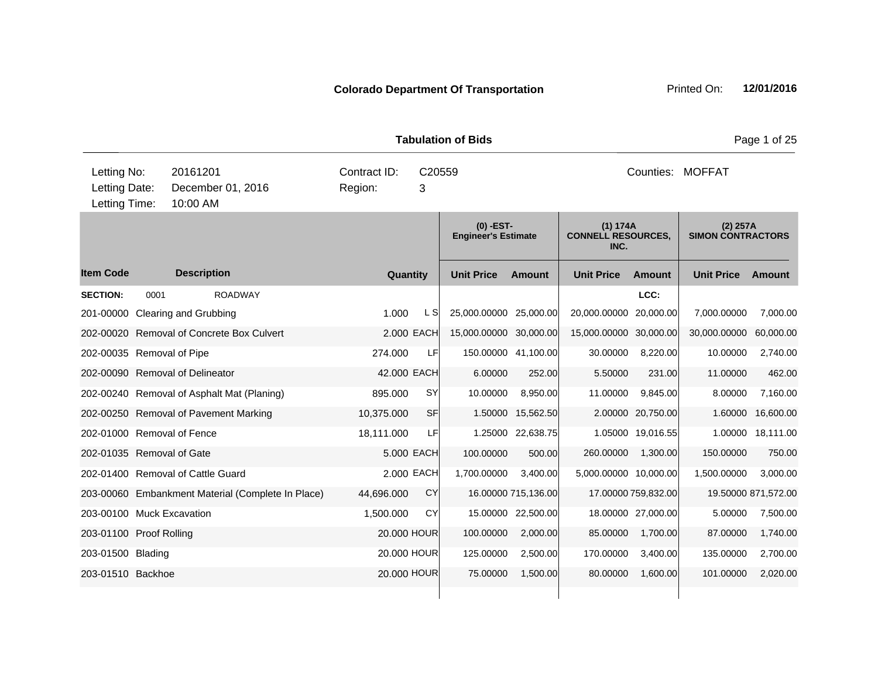**Colorado Department Of Transportation**

Printed On: **12/01/2016**

**Tabulation of Bids**

| | | | |
|---|---|---|---|
| Letting No: | 20161201 | Contract ID: | C20559 |
| Letting Date: | December 01, 2016 | Region: | 3 |
| Letting Time: | 10:00 AM | Counties: | MOFFAT |

| Item Code | Description | Quantity | | (0) -EST- Engineer's Estimate | | (1) 174A CONNELL RESOURCES, INC. | | (2) 257A SIMON CONTRACTORS | |
|---|---|---|---|---|---|---|---|---|---|
| | | | | Unit Price | Amount | Unit Price | Amount | Unit Price | Amount |
| **SECTION:** | 0001 ROADWAY | | | | | | LCC: | | |
| 201-00000 | Clearing and Grubbing | 1.000 | L S | 25,000.00000 | 25,000.00 | 20,000.00000 | 20,000.00 | 7,000.00000 | 7,000.00 |
| 202-00020 | Removal of Concrete Box Culvert | 2.000 | EACH | 15,000.00000 | 30,000.00 | 15,000.00000 | 30,000.00 | 30,000.00000 | 60,000.00 |
| 202-00035 | Removal of Pipe | 274.000 | LF | 150.00000 | 41,100.00 | 30.00000 | 8,220.00 | 10.00000 | 2,740.00 |
| 202-00090 | Removal of Delineator | 42.000 | EACH | 6.00000 | 252.00 | 5.50000 | 231.00 | 11.00000 | 462.00 |
| 202-00240 | Removal of Asphalt Mat (Planing) | 895.000 | SY | 10.00000 | 8,950.00 | 11.00000 | 9,845.00 | 8.00000 | 7,160.00 |
| 202-00250 | Removal of Pavement Marking | 10,375.000 | SF | 1.50000 | 15,562.50 | 2.00000 | 20,750.00 | 1.60000 | 16,600.00 |
| 202-01000 | Removal of Fence | 18,111.000 | LF | 1.25000 | 22,638.75 | 1.05000 | 19,016.55 | 1.00000 | 18,111.00 |
| 202-01035 | Removal of Gate | 5.000 | EACH | 100.00000 | 500.00 | 260.00000 | 1,300.00 | 150.00000 | 750.00 |
| 202-01400 | Removal of Cattle Guard | 2.000 | EACH | 1,700.00000 | 3,400.00 | 5,000.00000 | 10,000.00 | 1,500.00000 | 3,000.00 |
| 203-00060 | Embankment Material (Complete In Place) | 44,696.000 | CY | 16.00000 | 715,136.00 | 17.00000 | 759,832.00 | 19.50000 | 871,572.00 |
| 203-00100 | Muck Excavation | 1,500.000 | CY | 15.00000 | 22,500.00 | 18.00000 | 27,000.00 | 5.00000 | 7,500.00 |
| 203-01100 | Proof Rolling | 20.000 | HOUR | 100.00000 | 2,000.00 | 85.00000 | 1,700.00 | 87.00000 | 1,740.00 |
| 203-01500 | Blading | 20.000 | HOUR | 125.00000 | 2,500.00 | 170.00000 | 3,400.00 | 135.00000 | 2,700.00 |
| 203-01510 | Backhoe | 20.000 | HOUR | 75.00000 | 1,500.00 | 80.00000 | 1,600.00 | 101.00000 | 2,020.00 |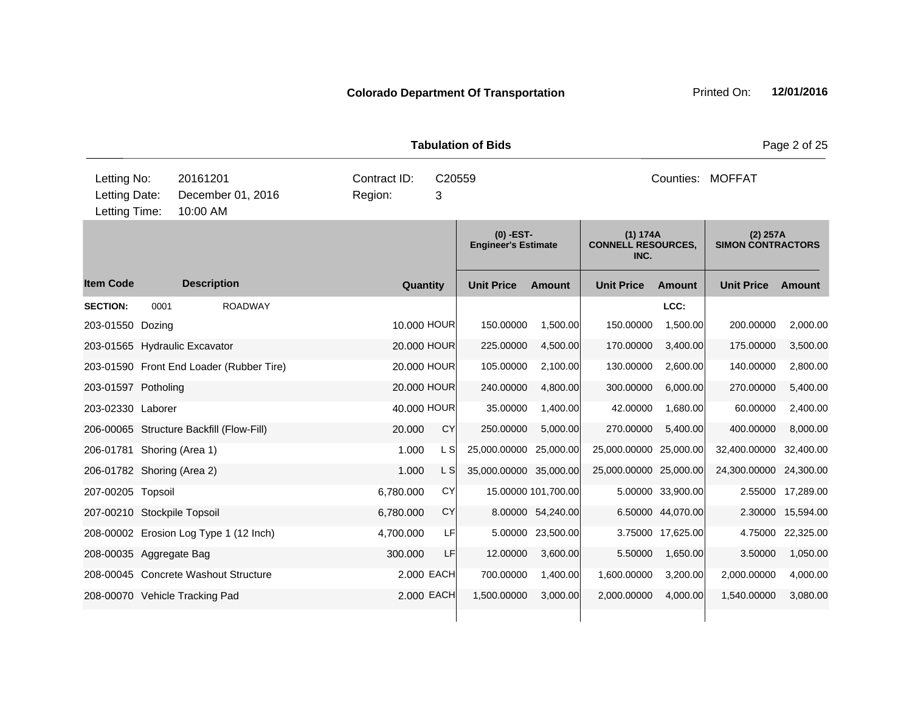**Colorado Department Of Transportation**

Printed On: **12/01/2016**

**Tabulation of Bids**

| | | | | | |
|---|---|---|---|---|---|
| Letting No: | 20161201 | Contract ID: | C20559 | Counties: | MOFFAT |
| Letting Date: | December 01, 2016 | Region: | 3 | | |
| Letting Time: | 10:00 AM | | | | |

| | | | | (0) -EST- Engineer's Estimate | | (1) 174A CONNELL RESOURCES, INC. | | (2) 257A SIMON CONTRACTORS | |
|---|---|---|---|---|---|---|---|---|---|
| **Item Code** | **Description** | **Quantity** | | **Unit Price** | **Amount** | **Unit Price** | **Amount** | **Unit Price** | **Amount** |
| **SECTION:** | 0001 ROADWAY | | | | | | LCC: | | |
| 203-01550 | Dozing | 10.000 | HOUR | 150.00000 | 1,500.00 | 150.00000 | 1,500.00 | 200.00000 | 2,000.00 |
| 203-01565 | Hydraulic Excavator | 20.000 | HOUR | 225.00000 | 4,500.00 | 170.00000 | 3,400.00 | 175.00000 | 3,500.00 |
| 203-01590 | Front End Loader (Rubber Tire) | 20.000 | HOUR | 105.00000 | 2,100.00 | 130.00000 | 2,600.00 | 140.00000 | 2,800.00 |
| 203-01597 | Potholing | 20.000 | HOUR | 240.00000 | 4,800.00 | 300.00000 | 6,000.00 | 270.00000 | 5,400.00 |
| 203-02330 | Laborer | 40.000 | HOUR | 35.00000 | 1,400.00 | 42.00000 | 1,680.00 | 60.00000 | 2,400.00 |
| 206-00065 | Structure Backfill (Flow-Fill) | 20.000 | CY | 250.00000 | 5,000.00 | 270.00000 | 5,400.00 | 400.00000 | 8,000.00 |
| 206-01781 | Shoring (Area 1) | 1.000 | L S | 25,000.00000 | 25,000.00 | 25,000.00000 | 25,000.00 | 32,400.00000 | 32,400.00 |
| 206-01782 | Shoring (Area 2) | 1.000 | L S | 35,000.00000 | 35,000.00 | 25,000.00000 | 25,000.00 | 24,300.00000 | 24,300.00 |
| 207-00205 | Topsoil | 6,780.000 | CY | 15.00000 | 101,700.00 | 5.00000 | 33,900.00 | 2.55000 | 17,289.00 |
| 207-00210 | Stockpile Topsoil | 6,780.000 | CY | 8.00000 | 54,240.00 | 6.50000 | 44,070.00 | 2.30000 | 15,594.00 |
| 208-00002 | Erosion Log Type 1 (12 Inch) | 4,700.000 | LF | 5.00000 | 23,500.00 | 3.75000 | 17,625.00 | 4.75000 | 22,325.00 |
| 208-00035 | Aggregate Bag | 300.000 | LF | 12.00000 | 3,600.00 | 5.50000 | 1,650.00 | 3.50000 | 1,050.00 |
| 208-00045 | Concrete Washout Structure | 2.000 | EACH | 700.00000 | 1,400.00 | 1,600.00000 | 3,200.00 | 2,000.00000 | 4,000.00 |
| 208-00070 | Vehicle Tracking Pad | 2.000 | EACH | 1,500.00000 | 3,000.00 | 2,000.00000 | 4,000.00 | 1,540.00000 | 3,080.00 |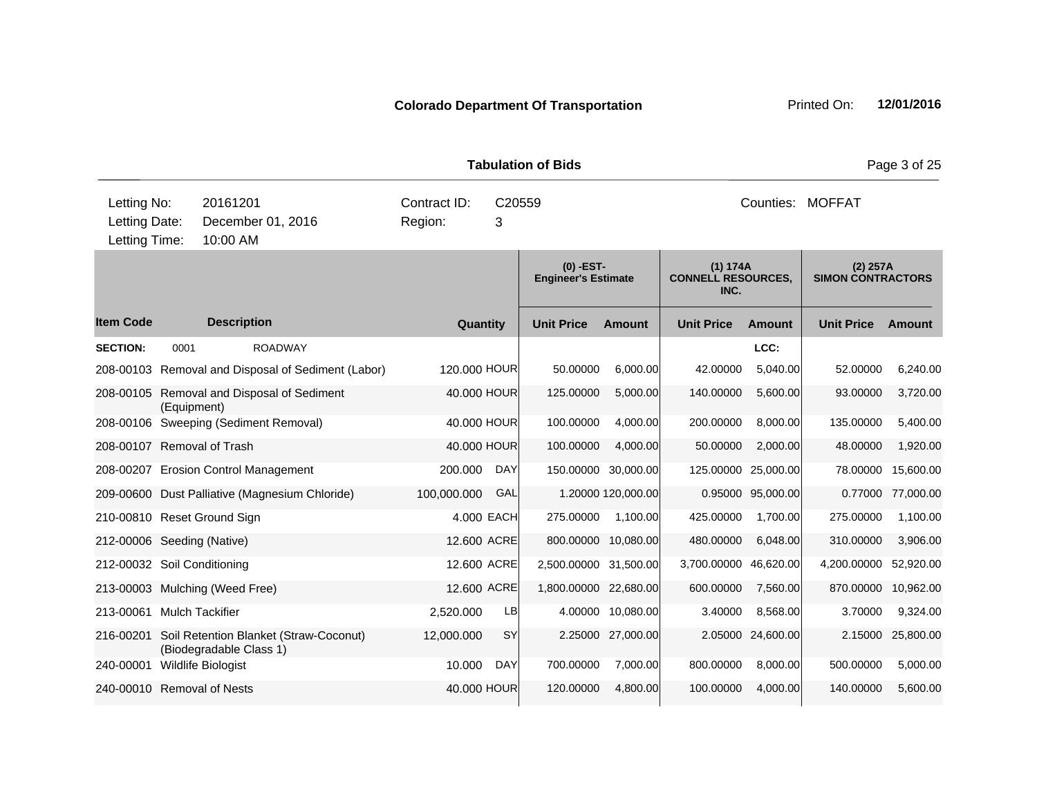**Colorado Department Of Transportation**

Printed On: **12/01/2016**

**Tabulation of Bids**

| | | | |
|---|---|---|---|
| Letting No: | 20161201 | Contract ID: | C20559 |
| Letting Date: | December 01, 2016 | Region: | 3 |
| Letting Time: | 10:00 AM | | |

Counties: MOFFAT

| | | | | (0) -EST- Engineer's Estimate | | (1) 174A CONNELL RESOURCES, INC. | | (2) 257A SIMON CONTRACTORS | |
|---|---|---|---|---|---|---|---|---|---|
| **Item Code** | **Description** | **Quantity** | | **Unit Price** | **Amount** | **Unit Price** | **Amount** | **Unit Price** | **Amount** |
| **SECTION:** | 0001 ROADWAY | | | | | | LCC: | | |
| 208-00103 | Removal and Disposal of Sediment (Labor) | 120.000 | HOUR | 50.00000 | 6,000.00 | 42.00000 | 5,040.00 | 52.00000 | 6,240.00 |
| 208-00105 | Removal and Disposal of Sediment (Equipment) | 40.000 | HOUR | 125.00000 | 5,000.00 | 140.00000 | 5,600.00 | 93.00000 | 3,720.00 |
| 208-00106 | Sweeping (Sediment Removal) | 40.000 | HOUR | 100.00000 | 4,000.00 | 200.00000 | 8,000.00 | 135.00000 | 5,400.00 |
| 208-00107 | Removal of Trash | 40.000 | HOUR | 100.00000 | 4,000.00 | 50.00000 | 2,000.00 | 48.00000 | 1,920.00 |
| 208-00207 | Erosion Control Management | 200.000 | DAY | 150.00000 | 30,000.00 | 125.00000 | 25,000.00 | 78.00000 | 15,600.00 |
| 209-00600 | Dust Palliative (Magnesium Chloride) | 100,000.000 | GAL | 1.20000 | 120,000.00 | 0.95000 | 95,000.00 | 0.77000 | 77,000.00 |
| 210-00810 | Reset Ground Sign | 4.000 | EACH | 275.00000 | 1,100.00 | 425.00000 | 1,700.00 | 275.00000 | 1,100.00 |
| 212-00006 | Seeding (Native) | 12.600 | ACRE | 800.00000 | 10,080.00 | 480.00000 | 6,048.00 | 310.00000 | 3,906.00 |
| 212-00032 | Soil Conditioning | 12.600 | ACRE | 2,500.00000 | 31,500.00 | 3,700.00000 | 46,620.00 | 4,200.00000 | 52,920.00 |
| 213-00003 | Mulching (Weed Free) | 12.600 | ACRE | 1,800.00000 | 22,680.00 | 600.00000 | 7,560.00 | 870.00000 | 10,962.00 |
| 213-00061 | Mulch Tackifier | 2,520.000 | LB | 4.00000 | 10,080.00 | 3.40000 | 8,568.00 | 3.70000 | 9,324.00 |
| 216-00201 | Soil Retention Blanket (Straw-Coconut) (Biodegradable Class 1) | 12,000.000 | SY | 2.25000 | 27,000.00 | 2.05000 | 24,600.00 | 2.15000 | 25,800.00 |
| 240-00001 | Wildlife Biologist | 10.000 | DAY | 700.00000 | 7,000.00 | 800.00000 | 8,000.00 | 500.00000 | 5,000.00 |
| 240-00010 | Removal of Nests | 40.000 | HOUR | 120.00000 | 4,800.00 | 100.00000 | 4,000.00 | 140.00000 | 5,600.00 |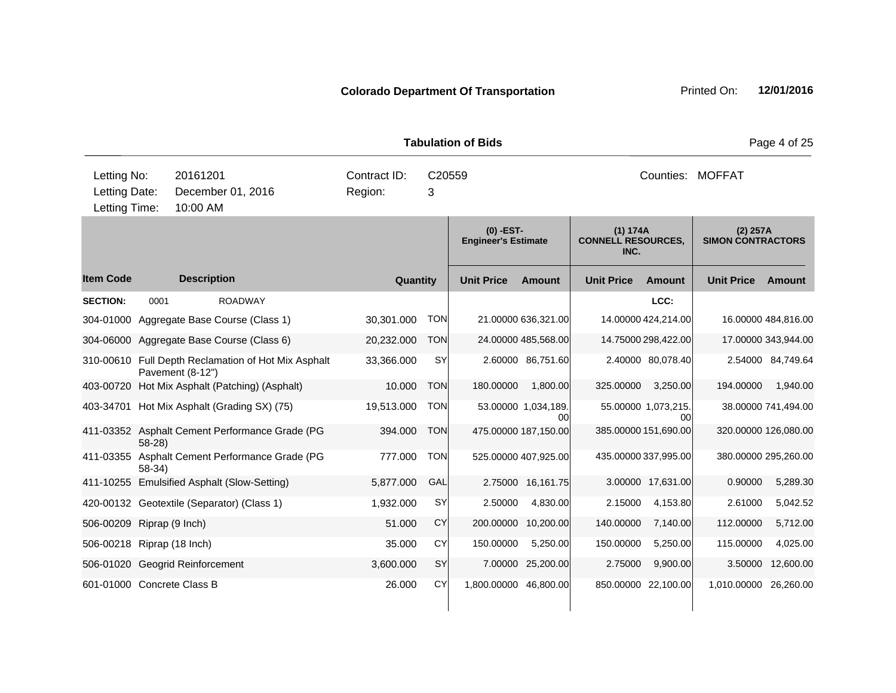**Colorado Department Of Transportation** Printed On: **12/01/2016**

**Tabulation of Bids**

| | | | | |
|---|---|---|---|---|
| Letting No: | 20161201 | Contract ID: | C20559 | Counties: MOFFAT |
| Letting Date: | December 01, 2016 | Region: | 3 | |
| Letting Time: | 10:00 AM | | | |

| | | | | (0) -EST- Engineer's Estimate | | (1) 174A CONNELL RESOURCES, INC. | | (2) 257A SIMON CONTRACTORS | |
|---|---|---|---|---|---|---|---|---|---|
| **Item Code** | **Description** | **Quantity** | | **Unit Price** | **Amount** | **Unit Price** | **Amount** | **Unit Price** | **Amount** |
| **SECTION:** | 0001 ROADWAY | | | | | | LCC: | | |
| 304-01000 | Aggregate Base Course (Class 1) | 30,301.000 | TON | 21.00000 | 636,321.00 | 14.00000 | 424,214.00 | 16.00000 | 484,816.00 |
| 304-06000 | Aggregate Base Course (Class 6) | 20,232.000 | TON | 24.00000 | 485,568.00 | 14.75000 | 298,422.00 | 17.00000 | 343,944.00 |
| 310-00610 | Full Depth Reclamation of Hot Mix Asphalt Pavement (8-12") | 33,366.000 | SY | 2.60000 | 86,751.60 | 2.40000 | 80,078.40 | 2.54000 | 84,749.64 |
| 403-00720 | Hot Mix Asphalt (Patching) (Asphalt) | 10.000 | TON | 180.00000 | 1,800.00 | 325.00000 | 3,250.00 | 194.00000 | 1,940.00 |
| 403-34701 | Hot Mix Asphalt (Grading SX) (75) | 19,513.000 | TON | 53.00000 | 1,034,189.00 | 55.00000 | 1,073,215.00 | 38.00000 | 741,494.00 |
| 411-03352 | Asphalt Cement Performance Grade (PG 58-28) | 394.000 | TON | 475.00000 | 187,150.00 | 385.00000 | 151,690.00 | 320.00000 | 126,080.00 |
| 411-03355 | Asphalt Cement Performance Grade (PG 58-34) | 777.000 | TON | 525.00000 | 407,925.00 | 435.00000 | 337,995.00 | 380.00000 | 295,260.00 |
| 411-10255 | Emulsified Asphalt (Slow-Setting) | 5,877.000 | GAL | 2.75000 | 16,161.75 | 3.00000 | 17,631.00 | 0.90000 | 5,289.30 |
| 420-00132 | Geotextile (Separator) (Class 1) | 1,932.000 | SY | 2.50000 | 4,830.00 | 2.15000 | 4,153.80 | 2.61000 | 5,042.52 |
| 506-00209 | Riprap (9 Inch) | 51.000 | CY | 200.00000 | 10,200.00 | 140.00000 | 7,140.00 | 112.00000 | 5,712.00 |
| 506-00218 | Riprap (18 Inch) | 35.000 | CY | 150.00000 | 5,250.00 | 150.00000 | 5,250.00 | 115.00000 | 4,025.00 |
| 506-01020 | Geogrid Reinforcement | 3,600.000 | SY | 7.00000 | 25,200.00 | 2.75000 | 9,900.00 | 3.50000 | 12,600.00 |
| 601-01000 | Concrete Class B | 26.000 | CY | 1,800.00000 | 46,800.00 | 850.00000 | 22,100.00 | 1,010.00000 | 26,260.00 |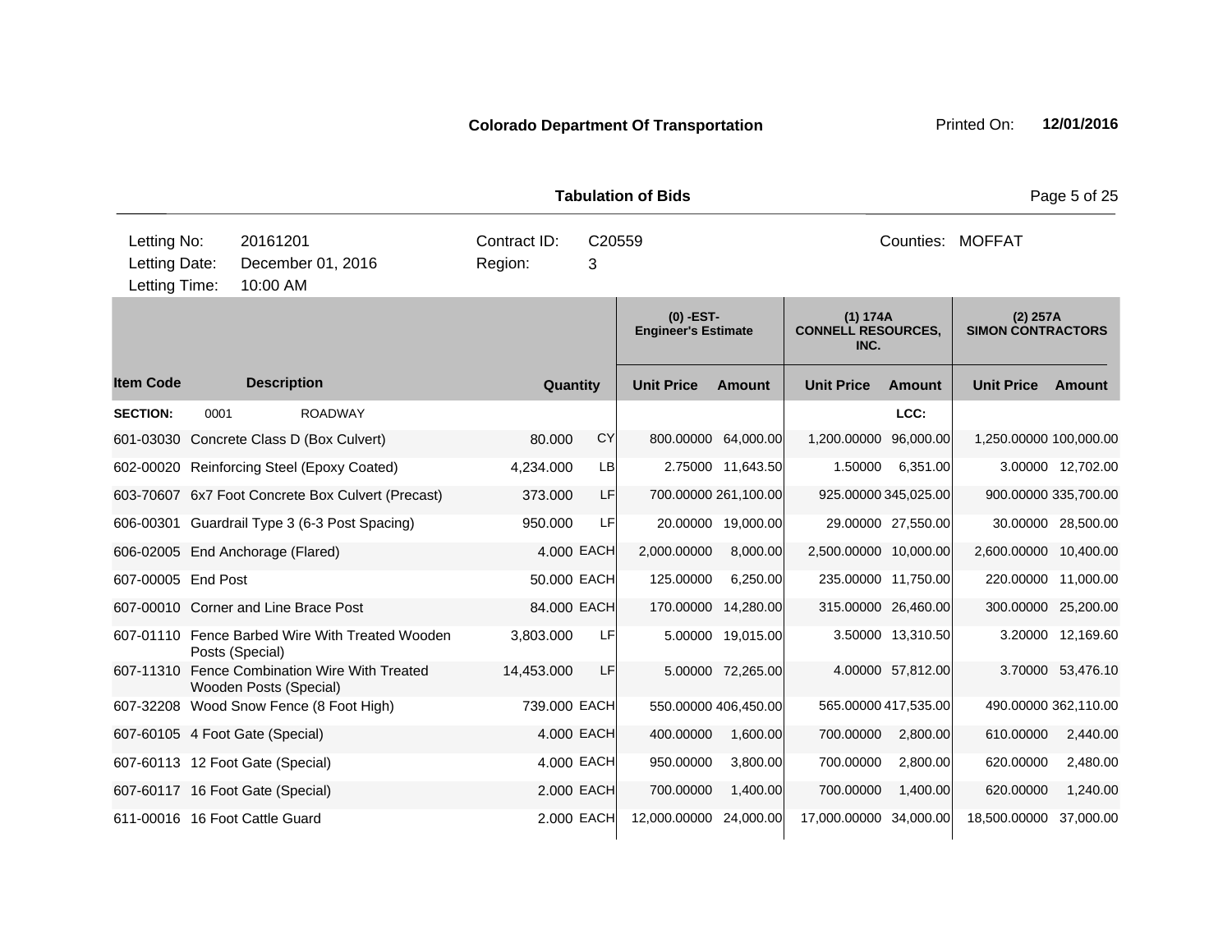**Colorado Department Of Transportation**

Printed On: **12/01/2016**

**Tabulation of Bids**

| | | | | | |
|---|---|---|---|---|---|
| Letting No: | 20161201 | Contract ID: | C20559 | Counties: | MOFFAT |
| Letting Date: | December 01, 2016 | Region: | 3 | | |
| Letting Time: | 10:00 AM | | | | |

| | | | | (0) -EST- Engineer's Estimate | | (1) 174A CONNELL RESOURCES, INC. | | (2) 257A SIMON CONTRACTORS | |
|---|---|---|---|---|---|---|---|---|---|
| **Item Code** | **Description** | **Quantity** | | **Unit Price** | **Amount** | **Unit Price** | **Amount** | **Unit Price** | **Amount** |
| **SECTION:** | 0001 ROADWAY | | | | | | LCC: | | |
| 601-03030 | Concrete Class D (Box Culvert) | 80.000 | CY | 800.00000 | 64,000.00 | 1,200.00000 | 96,000.00 | 1,250.00000 | 100,000.00 |
| 602-00020 | Reinforcing Steel (Epoxy Coated) | 4,234.000 | LB | 2.75000 | 11,643.50 | 1.50000 | 6,351.00 | 3.00000 | 12,702.00 |
| 603-70607 | 6x7 Foot Concrete Box Culvert (Precast) | 373.000 | LF | 700.00000 | 261,100.00 | 925.00000 | 345,025.00 | 900.00000 | 335,700.00 |
| 606-00301 | Guardrail Type 3 (6-3 Post Spacing) | 950.000 | LF | 20.00000 | 19,000.00 | 29.00000 | 27,550.00 | 30.00000 | 28,500.00 |
| 606-02005 | End Anchorage (Flared) | 4.000 | EACH | 2,000.00000 | 8,000.00 | 2,500.00000 | 10,000.00 | 2,600.00000 | 10,400.00 |
| 607-00005 | End Post | 50.000 | EACH | 125.00000 | 6,250.00 | 235.00000 | 11,750.00 | 220.00000 | 11,000.00 |
| 607-00010 | Corner and Line Brace Post | 84.000 | EACH | 170.00000 | 14,280.00 | 315.00000 | 26,460.00 | 300.00000 | 25,200.00 |
| 607-01110 | Fence Barbed Wire With Treated Wooden Posts (Special) | 3,803.000 | LF | 5.00000 | 19,015.00 | 3.50000 | 13,310.50 | 3.20000 | 12,169.60 |
| 607-11310 | Fence Combination Wire With Treated Wooden Posts (Special) | 14,453.000 | LF | 5.00000 | 72,265.00 | 4.00000 | 57,812.00 | 3.70000 | 53,476.10 |
| 607-32208 | Wood Snow Fence (8 Foot High) | 739.000 | EACH | 550.00000 | 406,450.00 | 565.00000 | 417,535.00 | 490.00000 | 362,110.00 |
| 607-60105 | 4 Foot Gate (Special) | 4.000 | EACH | 400.00000 | 1,600.00 | 700.00000 | 2,800.00 | 610.00000 | 2,440.00 |
| 607-60113 | 12 Foot Gate (Special) | 4.000 | EACH | 950.00000 | 3,800.00 | 700.00000 | 2,800.00 | 620.00000 | 2,480.00 |
| 607-60117 | 16 Foot Gate (Special) | 2.000 | EACH | 700.00000 | 1,400.00 | 700.00000 | 1,400.00 | 620.00000 | 1,240.00 |
| 611-00016 | 16 Foot Cattle Guard | 2.000 | EACH | 12,000.00000 | 24,000.00 | 17,000.00000 | 34,000.00 | 18,500.00000 | 37,000.00 |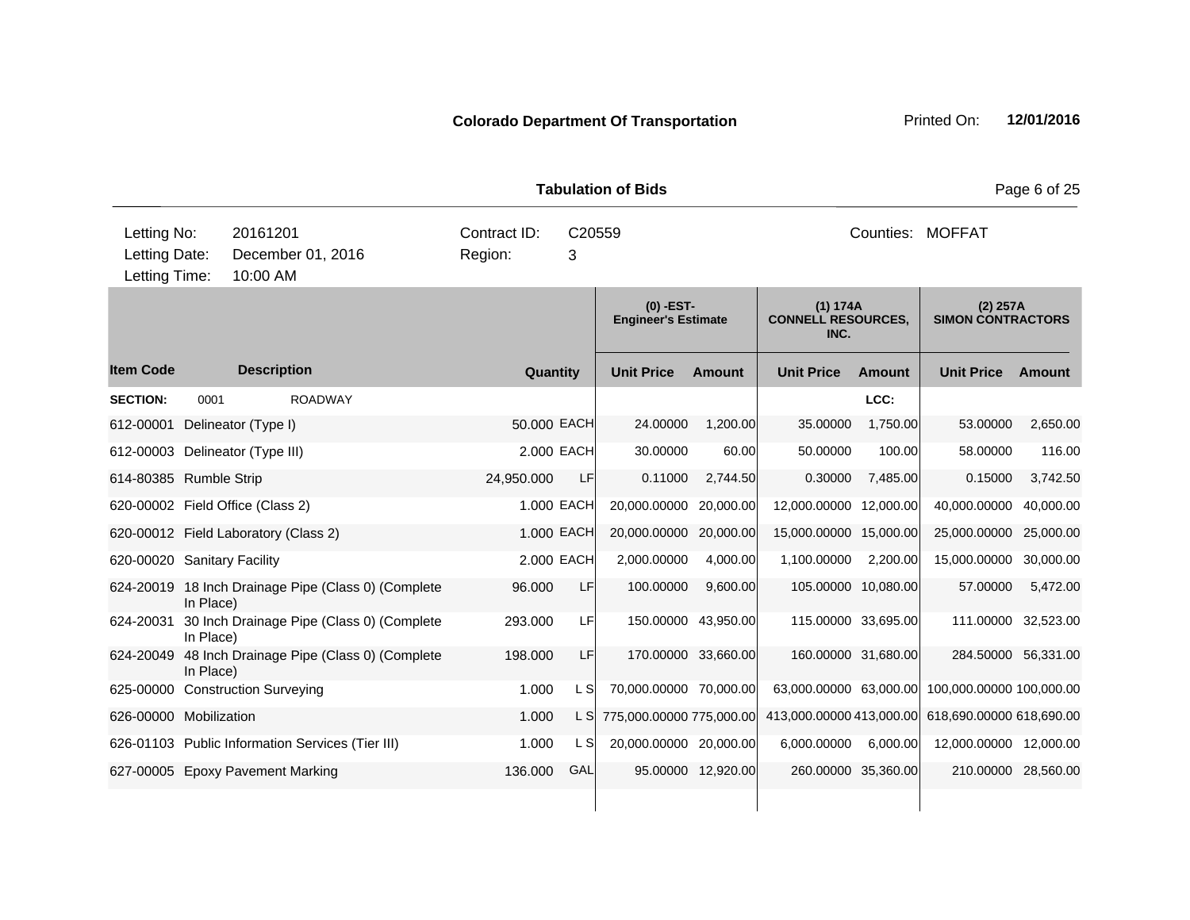**Colorado Department Of Transportation** Printed On: **12/01/2016**

**Tabulation of Bids**

| | | | | | |
|---|---|---|---|---|---|
| Letting No: | 20161201 | Contract ID: | C20559 | Counties: | MOFFAT |
| Letting Date: | December 01, 2016 | Region: | 3 | | |
| Letting Time: | 10:00 AM | | | | |

| Item Code | Description | Quantity | | (0) -EST- Engineer's Estimate Unit Price | Amount | (1) 174A CONNELL RESOURCES, INC. Unit Price | Amount | (2) 257A SIMON CONTRACTORS Unit Price | Amount |
|---|---|---|---|---|---|---|---|---|---|
| **SECTION:** | 0001 ROADWAY | | | | | | LCC: | | |
| 612-00001 | Delineator (Type I) | 50.000 | EACH | 24.00000 | 1,200.00 | 35.00000 | 1,750.00 | 53.00000 | 2,650.00 |
| 612-00003 | Delineator (Type III) | 2.000 | EACH | 30.00000 | 60.00 | 50.00000 | 100.00 | 58.00000 | 116.00 |
| 614-80385 | Rumble Strip | 24,950.000 | LF | 0.11000 | 2,744.50 | 0.30000 | 7,485.00 | 0.15000 | 3,742.50 |
| 620-00002 | Field Office (Class 2) | 1.000 | EACH | 20,000.00000 | 20,000.00 | 12,000.00000 | 12,000.00 | 40,000.00000 | 40,000.00 |
| 620-00012 | Field Laboratory (Class 2) | 1.000 | EACH | 20,000.00000 | 20,000.00 | 15,000.00000 | 15,000.00 | 25,000.00000 | 25,000.00 |
| 620-00020 | Sanitary Facility | 2.000 | EACH | 2,000.00000 | 4,000.00 | 1,100.00000 | 2,200.00 | 15,000.00000 | 30,000.00 |
| 624-20019 | 18 Inch Drainage Pipe (Class 0) (Complete In Place) | 96.000 | LF | 100.00000 | 9,600.00 | 105.00000 | 10,080.00 | 57.00000 | 5,472.00 |
| 624-20031 | 30 Inch Drainage Pipe (Class 0) (Complete In Place) | 293.000 | LF | 150.00000 | 43,950.00 | 115.00000 | 33,695.00 | 111.00000 | 32,523.00 |
| 624-20049 | 48 Inch Drainage Pipe (Class 0) (Complete In Place) | 198.000 | LF | 170.00000 | 33,660.00 | 160.00000 | 31,680.00 | 284.50000 | 56,331.00 |
| 625-00000 | Construction Surveying | 1.000 | L S | 70,000.00000 | 70,000.00 | 63,000.00000 | 63,000.00 | 100,000.00000 | 100,000.00 |
| 626-00000 | Mobilization | 1.000 | L S | 775,000.00000 | 775,000.00 | 413,000.00000 | 413,000.00 | 618,690.00000 | 618,690.00 |
| 626-01103 | Public Information Services (Tier III) | 1.000 | L S | 20,000.00000 | 20,000.00 | 6,000.00000 | 6,000.00 | 12,000.00000 | 12,000.00 |
| 627-00005 | Epoxy Pavement Marking | 136.000 | GAL | 95.00000 | 12,920.00 | 260.00000 | 35,360.00 | 210.00000 | 28,560.00 |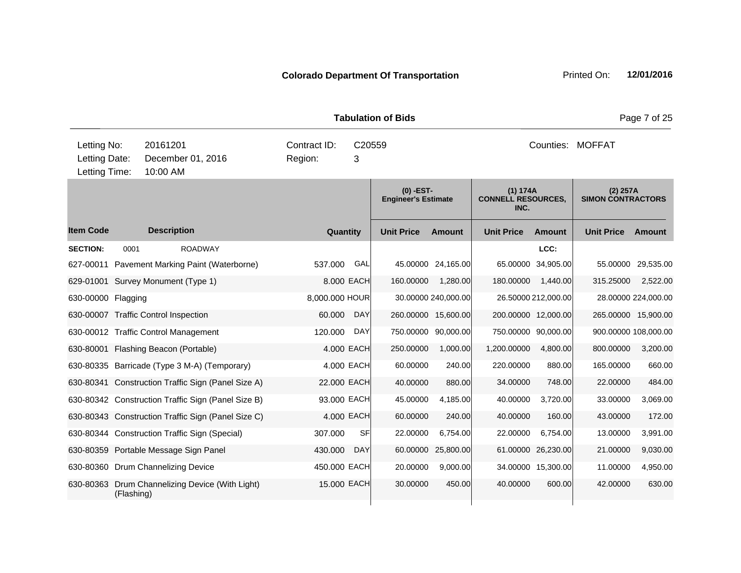**Colorado Department Of Transportation** Printed On: **12/01/2016**

**Tabulation of Bids**

| Letting No: | 20161201 | Contract ID: | C20559 | Counties: | MOFFAT |
|---|---|---|---|---|---|
| Letting Date: | December 01, 2016 | Region: | 3 | | |
| Letting Time: | 10:00 AM | | | | |

| | | | | (0) -EST- Engineer's Estimate | | (1) 174A CONNELL RESOURCES, INC. | | (2) 257A SIMON CONTRACTORS | |
|---|---|---|---|---|---|---|---|---|---|
| **Item Code** | **Description** | **Quantity** | | **Unit Price** | **Amount** | **Unit Price** | **Amount** | **Unit Price** | **Amount** |
| **SECTION:** | 0001 ROADWAY | | | | | | LCC: | | |
| 627-00011 | Pavement Marking Paint (Waterborne) | 537.000 | GAL | 45.00000 | 24,165.00 | 65.00000 | 34,905.00 | 55.00000 | 29,535.00 |
| 629-01001 | Survey Monument (Type 1) | 8.000 | EACH | 160.00000 | 1,280.00 | 180.00000 | 1,440.00 | 315.25000 | 2,522.00 |
| 630-00000 | Flagging | 8,000.000 | HOUR | 30.00000 | 240,000.00 | 26.50000 | 212,000.00 | 28.00000 | 224,000.00 |
| 630-00007 | Traffic Control Inspection | 60.000 | DAY | 260.00000 | 15,600.00 | 200.00000 | 12,000.00 | 265.00000 | 15,900.00 |
| 630-00012 | Traffic Control Management | 120.000 | DAY | 750.00000 | 90,000.00 | 750.00000 | 90,000.00 | 900.00000 | 108,000.00 |
| 630-80001 | Flashing Beacon (Portable) | 4.000 | EACH | 250.00000 | 1,000.00 | 1,200.00000 | 4,800.00 | 800.00000 | 3,200.00 |
| 630-80335 | Barricade (Type 3 M-A) (Temporary) | 4.000 | EACH | 60.00000 | 240.00 | 220.00000 | 880.00 | 165.00000 | 660.00 |
| 630-80341 | Construction Traffic Sign (Panel Size A) | 22.000 | EACH | 40.00000 | 880.00 | 34.00000 | 748.00 | 22.00000 | 484.00 |
| 630-80342 | Construction Traffic Sign (Panel Size B) | 93.000 | EACH | 45.00000 | 4,185.00 | 40.00000 | 3,720.00 | 33.00000 | 3,069.00 |
| 630-80343 | Construction Traffic Sign (Panel Size C) | 4.000 | EACH | 60.00000 | 240.00 | 40.00000 | 160.00 | 43.00000 | 172.00 |
| 630-80344 | Construction Traffic Sign (Special) | 307.000 | SF | 22.00000 | 6,754.00 | 22.00000 | 6,754.00 | 13.00000 | 3,991.00 |
| 630-80359 | Portable Message Sign Panel | 430.000 | DAY | 60.00000 | 25,800.00 | 61.00000 | 26,230.00 | 21.00000 | 9,030.00 |
| 630-80360 | Drum Channelizing Device | 450.000 | EACH | 20.00000 | 9,000.00 | 34.00000 | 15,300.00 | 11.00000 | 4,950.00 |
| 630-80363 | Drum Channelizing Device (With Light) (Flashing) | 15.000 | EACH | 30.00000 | 450.00 | 40.00000 | 600.00 | 42.00000 | 630.00 |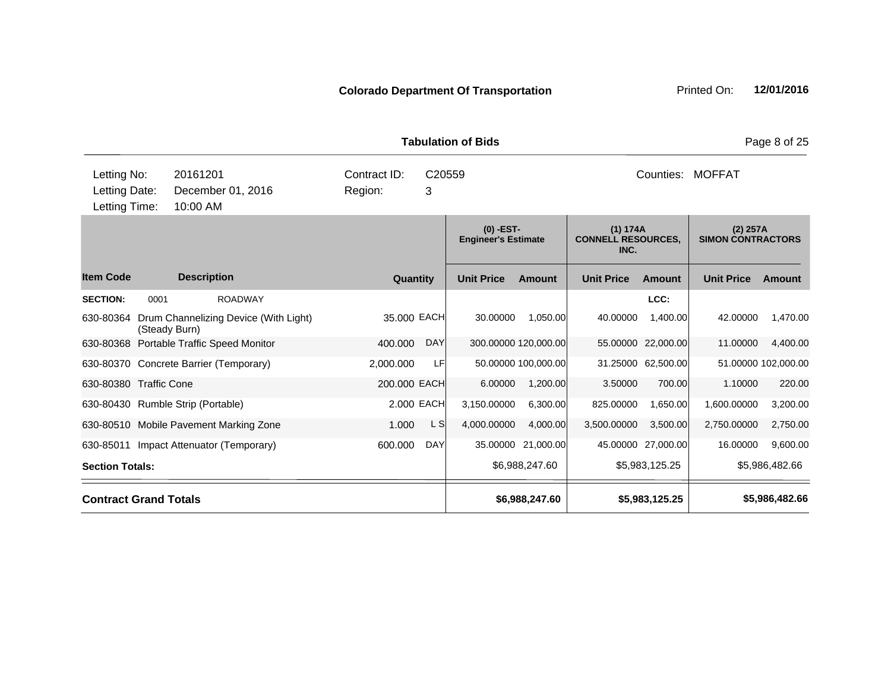**Colorado Department Of Transportation**

Printed On: **12/01/2016**

**Tabulation of Bids**

| Letting No: | 20161201 | Contract ID: | C20559 | Counties: | MOFFAT |
|---|---|---|---|---|---|
| Letting Date: | December 01, 2016 | Region: | 3 | | |
| Letting Time: | 10:00 AM | | | | |

| | | | | (0) -EST- Engineer's Estimate | | (1) 174A CONNELL RESOURCES, INC. | | (2) 257A SIMON CONTRACTORS | |
|---|---|---|---|---|---|---|---|---|---|
| **Item Code** | **Description** | **Quantity** | | **Unit Price** | **Amount** | **Unit Price** | **Amount** | **Unit Price** | **Amount** |
| **SECTION:** | 0001 ROADWAY | | | | | | LCC: | | |
| 630-80364 | Drum Channelizing Device (With Light) (Steady Burn) | 35.000 | EACH | 30.00000 | 1,050.00 | 40.00000 | 1,400.00 | 42.00000 | 1,470.00 |
| 630-80368 | Portable Traffic Speed Monitor | 400.000 | DAY | 300.00000 | 120,000.00 | 55.00000 | 22,000.00 | 11.00000 | 4,400.00 |
| 630-80370 | Concrete Barrier (Temporary) | 2,000.000 | LF | 50.00000 | 100,000.00 | 31.25000 | 62,500.00 | 51.00000 | 102,000.00 |
| 630-80380 | Traffic Cone | 200.000 | EACH | 6.00000 | 1,200.00 | 3.50000 | 700.00 | 1.10000 | 220.00 |
| 630-80430 | Rumble Strip (Portable) | 2.000 | EACH | 3,150.00000 | 6,300.00 | 825.00000 | 1,650.00 | 1,600.00000 | 3,200.00 |
| 630-80510 | Mobile Pavement Marking Zone | 1.000 | L S | 4,000.00000 | 4,000.00 | 3,500.00000 | 3,500.00 | 2,750.00000 | 2,750.00 |
| 630-85011 | Impact Attenuator (Temporary) | 600.000 | DAY | 35.00000 | 21,000.00 | 45.00000 | 27,000.00 | 16.00000 | 9,600.00 |
| **Section Totals:** | | | | | $6,988,247.60 | | $5,983,125.25 | | $5,986,482.66 |
| **Contract Grand Totals** | | | | | **$6,988,247.60** | | **$5,983,125.25** | | **$5,986,482.66** |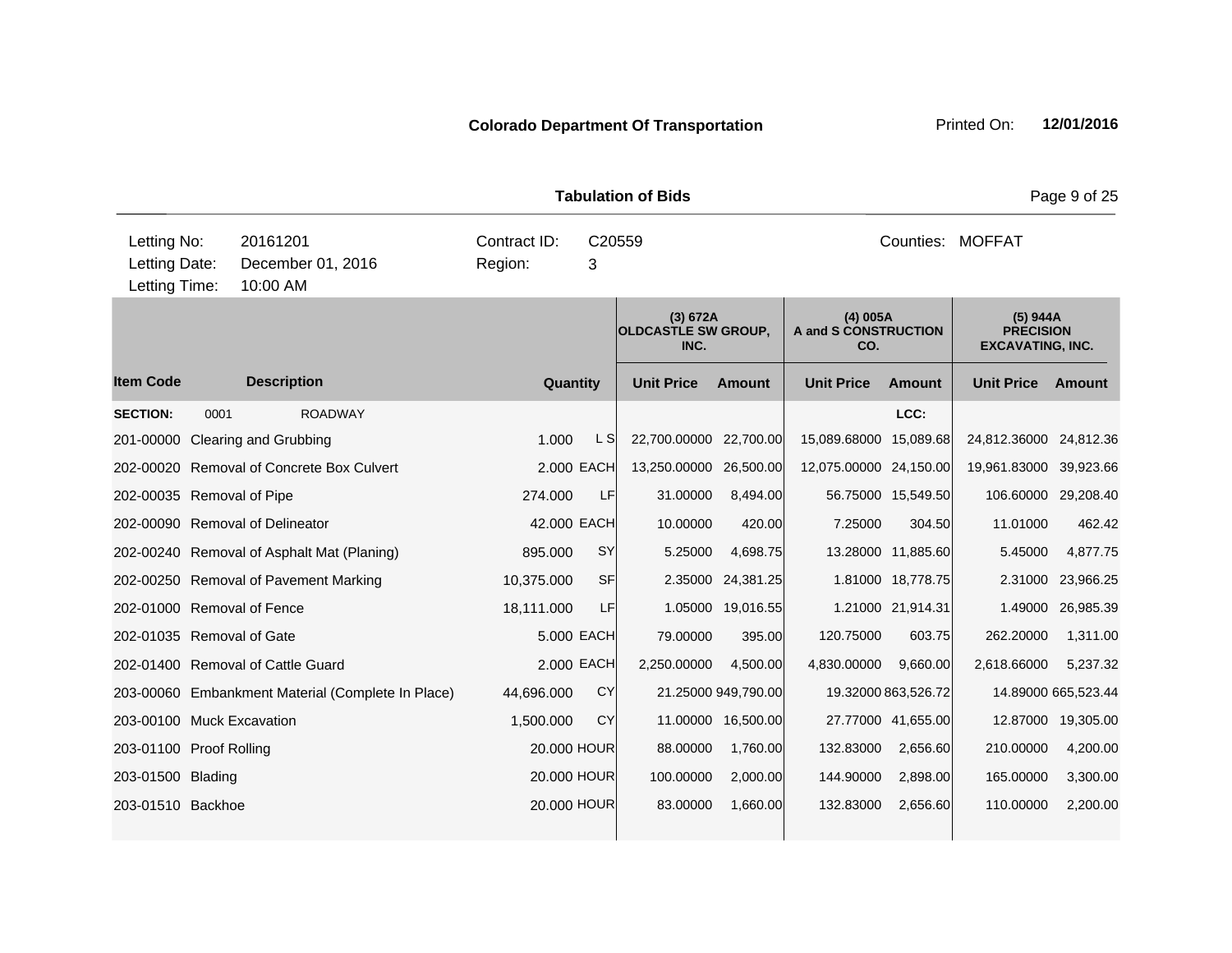**Colorado Department Of Transportation**

Printed On: **12/01/2016**

**Tabulation of Bids**

| | | | | | |
|---|---|---|---|---|---|
| Letting No: | 20161201 | Contract ID: | C20559 | Counties: | MOFFAT |
| Letting Date: | December 01, 2016 | Region: | 3 | | |
| Letting Time: | 10:00 AM | | | | |

| | | | | (3) 672A OLDCASTLE SW GROUP, INC. | | (4) 005A A and S CONSTRUCTION CO. | | (5) 944A PRECISION EXCAVATING, INC. | |
|---|---|---|---|---|---|---|---|---|---|
| **Item Code** | **Description** | **Quantity** | | **Unit Price** | **Amount** | **Unit Price** | **Amount** | **Unit Price** | **Amount** |
| **SECTION:** 0001 | ROADWAY | | | | | | LCC: | | |
| 201-00000 | Clearing and Grubbing | 1.000 | L S | 22,700.00000 | 22,700.00 | 15,089.68000 | 15,089.68 | 24,812.36000 | 24,812.36 |
| 202-00020 | Removal of Concrete Box Culvert | 2.000 | EACH | 13,250.00000 | 26,500.00 | 12,075.00000 | 24,150.00 | 19,961.83000 | 39,923.66 |
| 202-00035 | Removal of Pipe | 274.000 | LF | 31.00000 | 8,494.00 | 56.75000 | 15,549.50 | 106.60000 | 29,208.40 |
| 202-00090 | Removal of Delineator | 42.000 | EACH | 10.00000 | 420.00 | 7.25000 | 304.50 | 11.01000 | 462.42 |
| 202-00240 | Removal of Asphalt Mat (Planing) | 895.000 | SY | 5.25000 | 4,698.75 | 13.28000 | 11,885.60 | 5.45000 | 4,877.75 |
| 202-00250 | Removal of Pavement Marking | 10,375.000 | SF | 2.35000 | 24,381.25 | 1.81000 | 18,778.75 | 2.31000 | 23,966.25 |
| 202-01000 | Removal of Fence | 18,111.000 | LF | 1.05000 | 19,016.55 | 1.21000 | 21,914.31 | 1.49000 | 26,985.39 |
| 202-01035 | Removal of Gate | 5.000 | EACH | 79.00000 | 395.00 | 120.75000 | 603.75 | 262.20000 | 1,311.00 |
| 202-01400 | Removal of Cattle Guard | 2.000 | EACH | 2,250.00000 | 4,500.00 | 4,830.00000 | 9,660.00 | 2,618.66000 | 5,237.32 |
| 203-00060 | Embankment Material (Complete In Place) | 44,696.000 | CY | 21.25000 | 949,790.00 | 19.32000 | 863,526.72 | 14.89000 | 665,523.44 |
| 203-00100 | Muck Excavation | 1,500.000 | CY | 11.00000 | 16,500.00 | 27.77000 | 41,655.00 | 12.87000 | 19,305.00 |
| 203-01100 | Proof Rolling | 20.000 | HOUR | 88.00000 | 1,760.00 | 132.83000 | 2,656.60 | 210.00000 | 4,200.00 |
| 203-01500 | Blading | 20.000 | HOUR | 100.00000 | 2,000.00 | 144.90000 | 2,898.00 | 165.00000 | 3,300.00 |
| 203-01510 | Backhoe | 20.000 | HOUR | 83.00000 | 1,660.00 | 132.83000 | 2,656.60 | 110.00000 | 2,200.00 |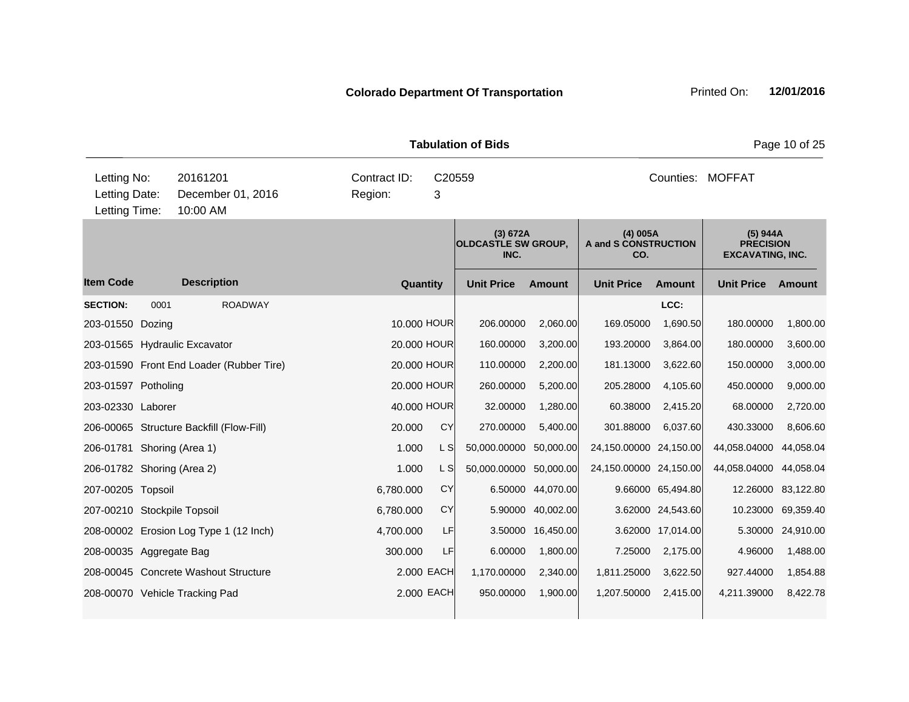**Colorado Department Of Transportation** Printed On: **12/01/2016**

## Tabulation of Bids

| Letting No: | 20161201 | Contract ID: | C20559 | Counties: | MOFFAT |
|---|---|---|---|---|---|
| Letting Date: | December 01, 2016 | Region: | 3 | | |
| Letting Time: | 10:00 AM | | | | |

| | | | | (3) 672A OLDCASTLE SW GROUP, INC. | | (4) 005A A and S CONSTRUCTION CO. | | (5) 944A PRECISION EXCAVATING, INC. | |
|---|---|---|---|---|---|---|---|---|---|
| **Item Code** | **Description** | **Quantity** | | **Unit Price** | **Amount** | **Unit Price** | **Amount** | **Unit Price** | **Amount** |
| **SECTION:** 0001 | ROADWAY | | | | | | LCC: | | |
| 203-01550 | Dozing | 10.000 | HOUR | 206.00000 | 2,060.00 | 169.05000 | 1,690.50 | 180.00000 | 1,800.00 |
| 203-01565 | Hydraulic Excavator | 20.000 | HOUR | 160.00000 | 3,200.00 | 193.20000 | 3,864.00 | 180.00000 | 3,600.00 |
| 203-01590 | Front End Loader (Rubber Tire) | 20.000 | HOUR | 110.00000 | 2,200.00 | 181.13000 | 3,622.60 | 150.00000 | 3,000.00 |
| 203-01597 | Potholing | 20.000 | HOUR | 260.00000 | 5,200.00 | 205.28000 | 4,105.60 | 450.00000 | 9,000.00 |
| 203-02330 | Laborer | 40.000 | HOUR | 32.00000 | 1,280.00 | 60.38000 | 2,415.20 | 68.00000 | 2,720.00 |
| 206-00065 | Structure Backfill (Flow-Fill) | 20.000 | CY | 270.00000 | 5,400.00 | 301.88000 | 6,037.60 | 430.33000 | 8,606.60 |
| 206-01781 | Shoring (Area 1) | 1.000 | L S | 50,000.00000 | 50,000.00 | 24,150.00000 | 24,150.00 | 44,058.04000 | 44,058.04 |
| 206-01782 | Shoring (Area 2) | 1.000 | L S | 50,000.00000 | 50,000.00 | 24,150.00000 | 24,150.00 | 44,058.04000 | 44,058.04 |
| 207-00205 | Topsoil | 6,780.000 | CY | 6.50000 | 44,070.00 | 9.66000 | 65,494.80 | 12.26000 | 83,122.80 |
| 207-00210 | Stockpile Topsoil | 6,780.000 | CY | 5.90000 | 40,002.00 | 3.62000 | 24,543.60 | 10.23000 | 69,359.40 |
| 208-00002 | Erosion Log Type 1 (12 Inch) | 4,700.000 | LF | 3.50000 | 16,450.00 | 3.62000 | 17,014.00 | 5.30000 | 24,910.00 |
| 208-00035 | Aggregate Bag | 300.000 | LF | 6.00000 | 1,800.00 | 7.25000 | 2,175.00 | 4.96000 | 1,488.00 |
| 208-00045 | Concrete Washout Structure | 2.000 | EACH | 1,170.00000 | 2,340.00 | 1,811.25000 | 3,622.50 | 927.44000 | 1,854.88 |
| 208-00070 | Vehicle Tracking Pad | 2.000 | EACH | 950.00000 | 1,900.00 | 1,207.50000 | 2,415.00 | 4,211.39000 | 8,422.78 |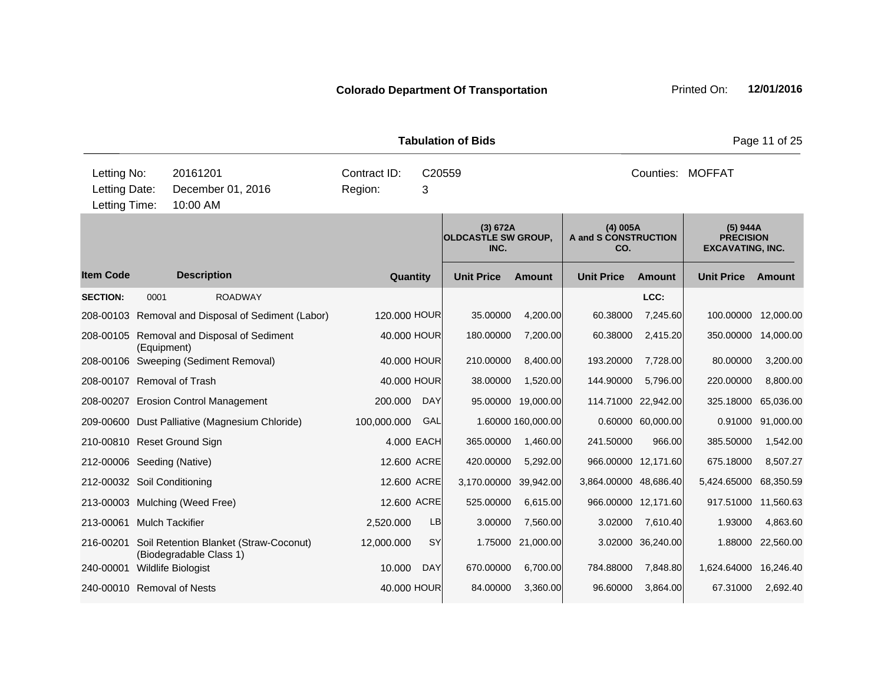**Colorado Department Of Transportation** Printed On: **12/01/2016**

**Tabulation of Bids**

| Letting No: | 20161201 | Contract ID: | C20559 | Counties: | MOFFAT |
|---|---|---|---|---|---|
| Letting Date: | December 01, 2016 | Region: | 3 | | |
| Letting Time: | 10:00 AM | | | | |

| | | | | (3) 672A OLDCASTLE SW GROUP, INC. | | (4) 005A A and S CONSTRUCTION CO. | | (5) 944A PRECISION EXCAVATING, INC. | |
|---|---|---|---|---|---|---|---|---|---|
| **Item Code** | **Description** | **Quantity** | | **Unit Price** | **Amount** | **Unit Price** | **Amount** | **Unit Price** | **Amount** |
| **SECTION:** | 0001 ROADWAY | | | | | | LCC: | | |
| 208-00103 | Removal and Disposal of Sediment (Labor) | 120.000 | HOUR | 35.00000 | 4,200.00 | 60.38000 | 7,245.60 | 100.00000 | 12,000.00 |
| 208-00105 | Removal and Disposal of Sediment (Equipment) | 40.000 | HOUR | 180.00000 | 7,200.00 | 60.38000 | 2,415.20 | 350.00000 | 14,000.00 |
| 208-00106 | Sweeping (Sediment Removal) | 40.000 | HOUR | 210.00000 | 8,400.00 | 193.20000 | 7,728.00 | 80.00000 | 3,200.00 |
| 208-00107 | Removal of Trash | 40.000 | HOUR | 38.00000 | 1,520.00 | 144.90000 | 5,796.00 | 220.00000 | 8,800.00 |
| 208-00207 | Erosion Control Management | 200.000 | DAY | 95.00000 | 19,000.00 | 114.71000 | 22,942.00 | 325.18000 | 65,036.00 |
| 209-00600 | Dust Palliative (Magnesium Chloride) | 100,000.000 | GAL | 1.60000 | 160,000.00 | 0.60000 | 60,000.00 | 0.91000 | 91,000.00 |
| 210-00810 | Reset Ground Sign | 4.000 | EACH | 365.00000 | 1,460.00 | 241.50000 | 966.00 | 385.50000 | 1,542.00 |
| 212-00006 | Seeding (Native) | 12.600 | ACRE | 420.00000 | 5,292.00 | 966.00000 | 12,171.60 | 675.18000 | 8,507.27 |
| 212-00032 | Soil Conditioning | 12.600 | ACRE | 3,170.00000 | 39,942.00 | 3,864.00000 | 48,686.40 | 5,424.65000 | 68,350.59 |
| 213-00003 | Mulching (Weed Free) | 12.600 | ACRE | 525.00000 | 6,615.00 | 966.00000 | 12,171.60 | 917.51000 | 11,560.63 |
| 213-00061 | Mulch Tackifier | 2,520.000 | LB | 3.00000 | 7,560.00 | 3.02000 | 7,610.40 | 1.93000 | 4,863.60 |
| 216-00201 | Soil Retention Blanket (Straw-Coconut) (Biodegradable Class 1) | 12,000.000 | SY | 1.75000 | 21,000.00 | 3.02000 | 36,240.00 | 1.88000 | 22,560.00 |
| 240-00001 | Wildlife Biologist | 10.000 | DAY | 670.00000 | 6,700.00 | 784.88000 | 7,848.80 | 1,624.64000 | 16,246.40 |
| 240-00010 | Removal of Nests | 40.000 | HOUR | 84.00000 | 3,360.00 | 96.60000 | 3,864.00 | 67.31000 | 2,692.40 |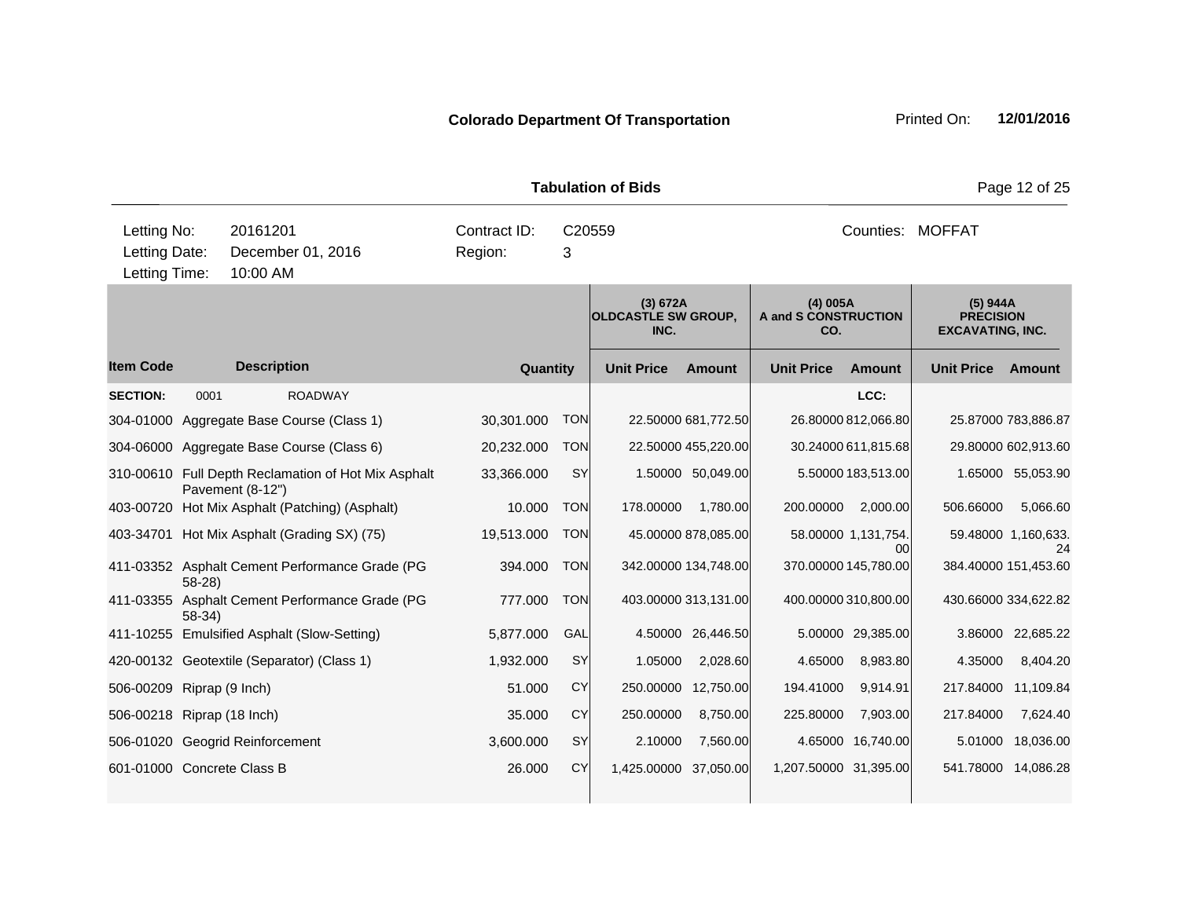**Colorado Department Of Transportation** Printed On: **12/01/2016**

**Tabulation of Bids**

| | | | |
|---|---|---|---|
| Letting No: | 20161201 | Contract ID: | C20559 |
| Letting Date: | December 01, 2016 | Region: | 3 |
| Letting Time: | 10:00 AM | | |

Counties: MOFFAT

| Item Code | Description | Quantity | | (3) 672A OLDCASTLE SW GROUP, INC. | | (4) 005A A and S CONSTRUCTION CO. | | (5) 944A PRECISION EXCAVATING, INC. | |
|---|---|---|---|---|---|---|---|---|---|
| | | | | Unit Price | Amount | Unit Price | Amount | Unit Price | Amount |
| **SECTION:** | 0001 ROADWAY | | | | | | LCC: | | |
| 304-01000 | Aggregate Base Course (Class 1) | 30,301.000 | TON | 22.50000 | 681,772.50 | 26.80000 | 812,066.80 | 25.87000 | 783,886.87 |
| 304-06000 | Aggregate Base Course (Class 6) | 20,232.000 | TON | 22.50000 | 455,220.00 | 30.24000 | 611,815.68 | 29.80000 | 602,913.60 |
| 310-00610 | Full Depth Reclamation of Hot Mix Asphalt Pavement (8-12") | 33,366.000 | SY | 1.50000 | 50,049.00 | 5.50000 | 183,513.00 | 1.65000 | 55,053.90 |
| 403-00720 | Hot Mix Asphalt (Patching) (Asphalt) | 10.000 | TON | 178.00000 | 1,780.00 | 200.00000 | 2,000.00 | 506.66000 | 5,066.60 |
| 403-34701 | Hot Mix Asphalt (Grading SX) (75) | 19,513.000 | TON | 45.00000 | 878,085.00 | 58.00000 | 1,131,754.00 | 59.48000 | 1,160,633.24 |
| 411-03352 | Asphalt Cement Performance Grade (PG 58-28) | 394.000 | TON | 342.00000 | 134,748.00 | 370.00000 | 145,780.00 | 384.40000 | 151,453.60 |
| 411-03355 | Asphalt Cement Performance Grade (PG 58-34) | 777.000 | TON | 403.00000 | 313,131.00 | 400.00000 | 310,800.00 | 430.66000 | 334,622.82 |
| 411-10255 | Emulsified Asphalt (Slow-Setting) | 5,877.000 | GAL | 4.50000 | 26,446.50 | 5.00000 | 29,385.00 | 3.86000 | 22,685.22 |
| 420-00132 | Geotextile (Separator) (Class 1) | 1,932.000 | SY | 1.05000 | 2,028.60 | 4.65000 | 8,983.80 | 4.35000 | 8,404.20 |
| 506-00209 | Riprap (9 Inch) | 51.000 | CY | 250.00000 | 12,750.00 | 194.41000 | 9,914.91 | 217.84000 | 11,109.84 |
| 506-00218 | Riprap (18 Inch) | 35.000 | CY | 250.00000 | 8,750.00 | 225.80000 | 7,903.00 | 217.84000 | 7,624.40 |
| 506-01020 | Geogrid Reinforcement | 3,600.000 | SY | 2.10000 | 7,560.00 | 4.65000 | 16,740.00 | 5.01000 | 18,036.00 |
| 601-01000 | Concrete Class B | 26.000 | CY | 1,425.00000 | 37,050.00 | 1,207.50000 | 31,395.00 | 541.78000 | 14,086.28 |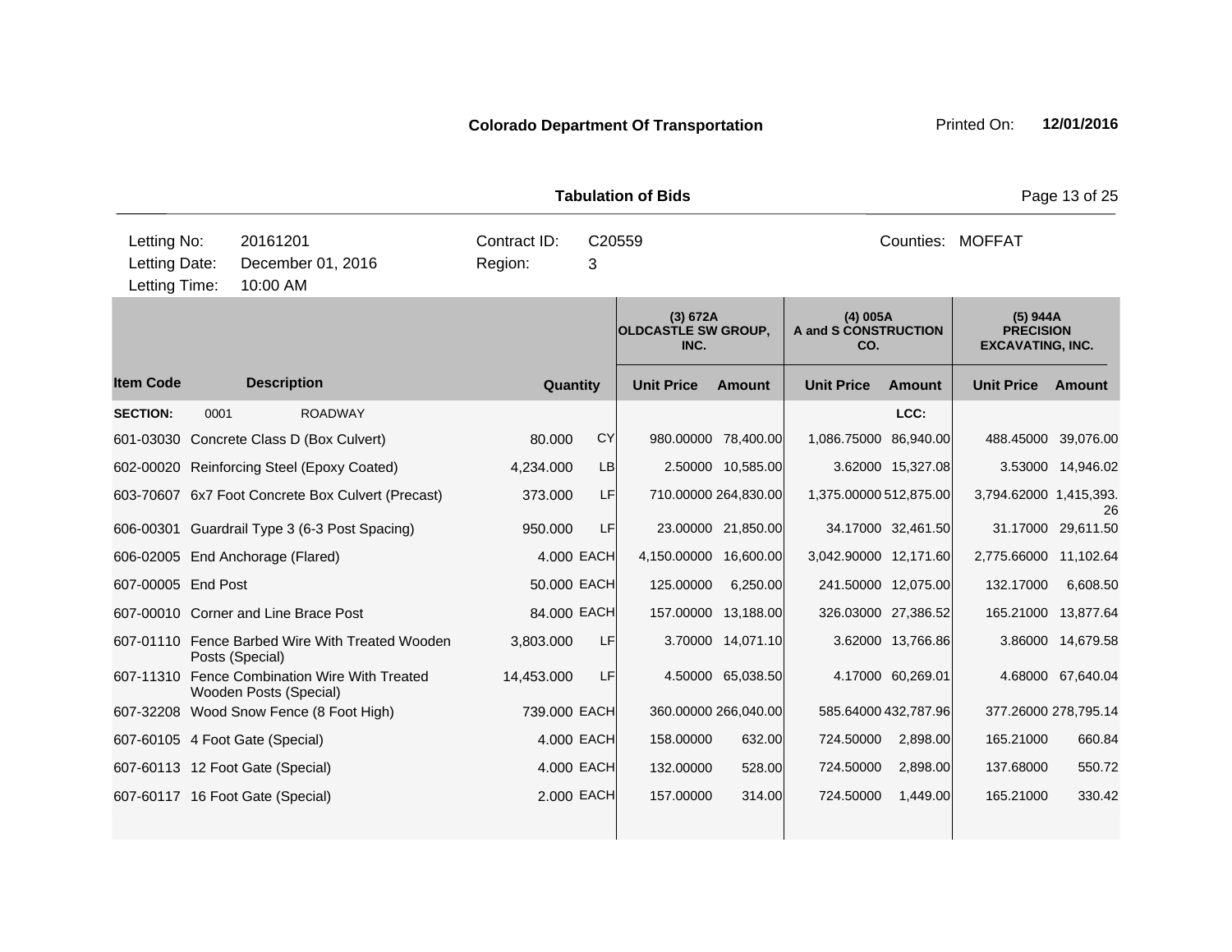**Colorado Department Of Transportation** Printed On: **12/01/2016**

**Tabulation of Bids**

| | | | | | |
|---|---|---|---|---|---|
| Letting No: | 20161201 | Contract ID: | C20559 | Counties: | MOFFAT |
| Letting Date: | December 01, 2016 | Region: | 3 | | |
| Letting Time: | 10:00 AM | | | | |

| | | | | (3) 672A OLDCASTLE SW GROUP, INC. | | (4) 005A A and S CONSTRUCTION CO. | | (5) 944A PRECISION EXCAVATING, INC. | |
|---|---|---|---|---|---|---|---|---|---|
| **Item Code** | **Description** | **Quantity** | | **Unit Price** | **Amount** | **Unit Price** | **Amount** | **Unit Price** | **Amount** |
| **SECTION:** | 0001 ROADWAY | | | | | | LCC: | | |
| 601-03030 | Concrete Class D (Box Culvert) | 80.000 | CY | 980.00000 | 78,400.00 | 1,086.75000 | 86,940.00 | 488.45000 | 39,076.00 |
| 602-00020 | Reinforcing Steel (Epoxy Coated) | 4,234.000 | LB | 2.50000 | 10,585.00 | 3.62000 | 15,327.08 | 3.53000 | 14,946.02 |
| 603-70607 | 6x7 Foot Concrete Box Culvert (Precast) | 373.000 | LF | 710.00000 | 264,830.00 | 1,375.00000 | 512,875.00 | 3,794.62000 | 1,415,393.26 |
| 606-00301 | Guardrail Type 3 (6-3 Post Spacing) | 950.000 | LF | 23.00000 | 21,850.00 | 34.17000 | 32,461.50 | 31.17000 | 29,611.50 |
| 606-02005 | End Anchorage (Flared) | 4.000 | EACH | 4,150.00000 | 16,600.00 | 3,042.90000 | 12,171.60 | 2,775.66000 | 11,102.64 |
| 607-00005 | End Post | 50.000 | EACH | 125.00000 | 6,250.00 | 241.50000 | 12,075.00 | 132.17000 | 6,608.50 |
| 607-00010 | Corner and Line Brace Post | 84.000 | EACH | 157.00000 | 13,188.00 | 326.03000 | 27,386.52 | 165.21000 | 13,877.64 |
| 607-01110 | Fence Barbed Wire With Treated Wooden Posts (Special) | 3,803.000 | LF | 3.70000 | 14,071.10 | 3.62000 | 13,766.86 | 3.86000 | 14,679.58 |
| 607-11310 | Fence Combination Wire With Treated Wooden Posts (Special) | 14,453.000 | LF | 4.50000 | 65,038.50 | 4.17000 | 60,269.01 | 4.68000 | 67,640.04 |
| 607-32208 | Wood Snow Fence (8 Foot High) | 739.000 | EACH | 360.00000 | 266,040.00 | 585.64000 | 432,787.96 | 377.26000 | 278,795.14 |
| 607-60105 | 4 Foot Gate (Special) | 4.000 | EACH | 158.00000 | 632.00 | 724.50000 | 2,898.00 | 165.21000 | 660.84 |
| 607-60113 | 12 Foot Gate (Special) | 4.000 | EACH | 132.00000 | 528.00 | 724.50000 | 2,898.00 | 137.68000 | 550.72 |
| 607-60117 | 16 Foot Gate (Special) | 2.000 | EACH | 157.00000 | 314.00 | 724.50000 | 1,449.00 | 165.21000 | 330.42 |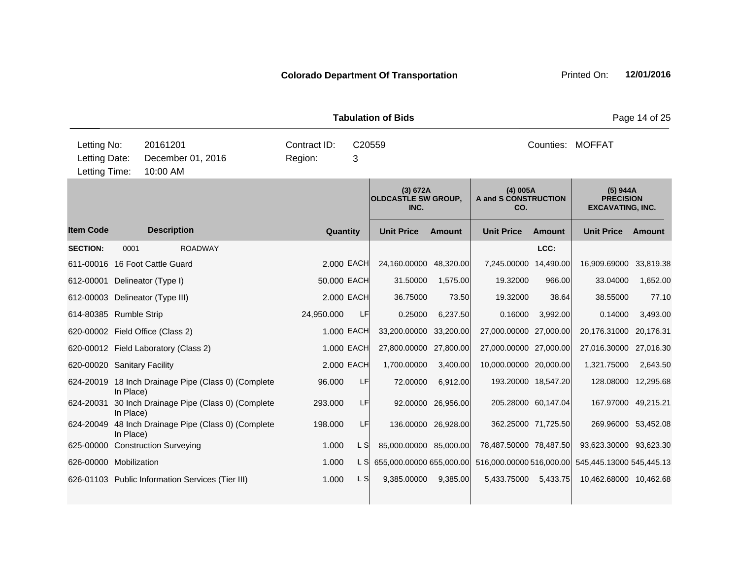**Colorado Department Of Transportation** Printed On: **12/01/2016**

**Tabulation of Bids**

| | | | | |
|---|---|---|---|---|
| Letting No: | 20161201 | Contract ID: | C20559 | Counties: MOFFAT |
| Letting Date: | December 01, 2016 | Region: | 3 | |
| Letting Time: | 10:00 AM | | | |

| | | | | (3) 672A OLDCASTLE SW GROUP, INC. | | (4) 005A A and S CONSTRUCTION CO. | | (5) 944A PRECISION EXCAVATING, INC. | |
|---|---|---|---|---|---|---|---|---|---|
| **Item Code** | **Description** | **Quantity** | | **Unit Price** | **Amount** | **Unit Price** | **Amount** | **Unit Price** | **Amount** |
| **SECTION:** | 0001 ROADWAY | | | | | | LCC: | | |
| 611-00016 | 16 Foot Cattle Guard | 2.000 | EACH | 24,160.00000 | 48,320.00 | 7,245.00000 | 14,490.00 | 16,909.69000 | 33,819.38 |
| 612-00001 | Delineator (Type I) | 50.000 | EACH | 31.50000 | 1,575.00 | 19.32000 | 966.00 | 33.04000 | 1,652.00 |
| 612-00003 | Delineator (Type III) | 2.000 | EACH | 36.75000 | 73.50 | 19.32000 | 38.64 | 38.55000 | 77.10 |
| 614-80385 | Rumble Strip | 24,950.000 | LF | 0.25000 | 6,237.50 | 0.16000 | 3,992.00 | 0.14000 | 3,493.00 |
| 620-00002 | Field Office (Class 2) | 1.000 | EACH | 33,200.00000 | 33,200.00 | 27,000.00000 | 27,000.00 | 20,176.31000 | 20,176.31 |
| 620-00012 | Field Laboratory (Class 2) | 1.000 | EACH | 27,800.00000 | 27,800.00 | 27,000.00000 | 27,000.00 | 27,016.30000 | 27,016.30 |
| 620-00020 | Sanitary Facility | 2.000 | EACH | 1,700.00000 | 3,400.00 | 10,000.00000 | 20,000.00 | 1,321.75000 | 2,643.50 |
| 624-20019 | 18 Inch Drainage Pipe (Class 0) (Complete In Place) | 96.000 | LF | 72.00000 | 6,912.00 | 193.20000 | 18,547.20 | 128.08000 | 12,295.68 |
| 624-20031 | 30 Inch Drainage Pipe (Class 0) (Complete In Place) | 293.000 | LF | 92.00000 | 26,956.00 | 205.28000 | 60,147.04 | 167.97000 | 49,215.21 |
| 624-20049 | 48 Inch Drainage Pipe (Class 0) (Complete In Place) | 198.000 | LF | 136.00000 | 26,928.00 | 362.25000 | 71,725.50 | 269.96000 | 53,452.08 |
| 625-00000 | Construction Surveying | 1.000 | L S | 85,000.00000 | 85,000.00 | 78,487.50000 | 78,487.50 | 93,623.30000 | 93,623.30 |
| 626-00000 | Mobilization | 1.000 | L S | 655,000.00000 | 655,000.00 | 516,000.00000 | 516,000.00 | 545,445.13000 | 545,445.13 |
| 626-01103 | Public Information Services (Tier III) | 1.000 | L S | 9,385.00000 | 9,385.00 | 5,433.75000 | 5,433.75 | 10,462.68000 | 10,462.68 |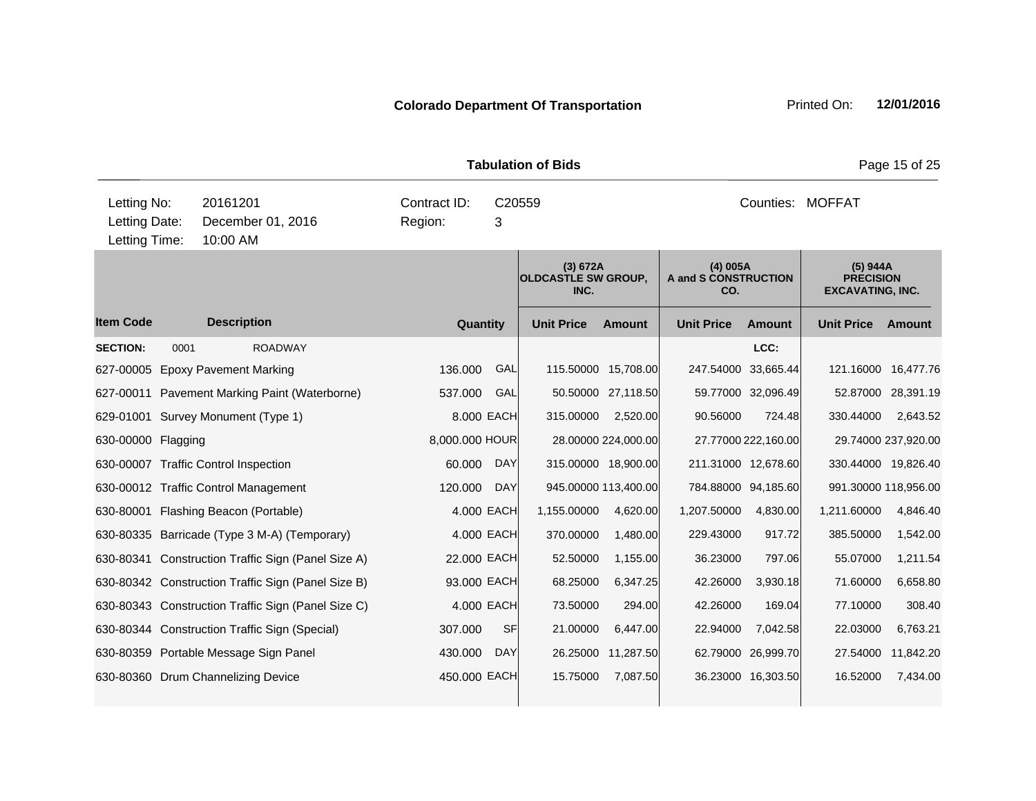**Colorado Department Of Transportation**

Printed On: **12/01/2016**

**Tabulation of Bids**

| | | | |
|---|---|---|---|
| Letting No: | 20161201 | Contract ID: | C20559 |
| Letting Date: | December 01, 2016 | Region: | 3 |
| Letting Time: | 10:00 AM | | |

Counties: MOFFAT

| Item Code | Description | Quantity | | (3) 672A OLDCASTLE SW GROUP, INC. Unit Price | Amount | (4) 005A A and S CONSTRUCTION CO. Unit Price | Amount | (5) 944A PRECISION EXCAVATING, INC. Unit Price | Amount |
|---|---|---|---|---|---|---|---|---|---|
| **SECTION:** | 0001 ROADWAY | | | | | | LCC: | | |
| 627-00005 | Epoxy Pavement Marking | 136.000 | GAL | 115.50000 | 15,708.00 | 247.54000 | 33,665.44 | 121.16000 | 16,477.76 |
| 627-00011 | Pavement Marking Paint (Waterborne) | 537.000 | GAL | 50.50000 | 27,118.50 | 59.77000 | 32,096.49 | 52.87000 | 28,391.19 |
| 629-01001 | Survey Monument (Type 1) | 8.000 | EACH | 315.00000 | 2,520.00 | 90.56000 | 724.48 | 330.44000 | 2,643.52 |
| 630-00000 | Flagging | 8,000.000 | HOUR | 28.00000 | 224,000.00 | 27.77000 | 222,160.00 | 29.74000 | 237,920.00 |
| 630-00007 | Traffic Control Inspection | 60.000 | DAY | 315.00000 | 18,900.00 | 211.31000 | 12,678.60 | 330.44000 | 19,826.40 |
| 630-00012 | Traffic Control Management | 120.000 | DAY | 945.00000 | 113,400.00 | 784.88000 | 94,185.60 | 991.30000 | 118,956.00 |
| 630-80001 | Flashing Beacon (Portable) | 4.000 | EACH | 1,155.00000 | 4,620.00 | 1,207.50000 | 4,830.00 | 1,211.60000 | 4,846.40 |
| 630-80335 | Barricade (Type 3 M-A) (Temporary) | 4.000 | EACH | 370.00000 | 1,480.00 | 229.43000 | 917.72 | 385.50000 | 1,542.00 |
| 630-80341 | Construction Traffic Sign (Panel Size A) | 22.000 | EACH | 52.50000 | 1,155.00 | 36.23000 | 797.06 | 55.07000 | 1,211.54 |
| 630-80342 | Construction Traffic Sign (Panel Size B) | 93.000 | EACH | 68.25000 | 6,347.25 | 42.26000 | 3,930.18 | 71.60000 | 6,658.80 |
| 630-80343 | Construction Traffic Sign (Panel Size C) | 4.000 | EACH | 73.50000 | 294.00 | 42.26000 | 169.04 | 77.10000 | 308.40 |
| 630-80344 | Construction Traffic Sign (Special) | 307.000 | SF | 21.00000 | 6,447.00 | 22.94000 | 7,042.58 | 22.03000 | 6,763.21 |
| 630-80359 | Portable Message Sign Panel | 430.000 | DAY | 26.25000 | 11,287.50 | 62.79000 | 26,999.70 | 27.54000 | 11,842.20 |
| 630-80360 | Drum Channelizing Device | 450.000 | EACH | 15.75000 | 7,087.50 | 36.23000 | 16,303.50 | 16.52000 | 7,434.00 |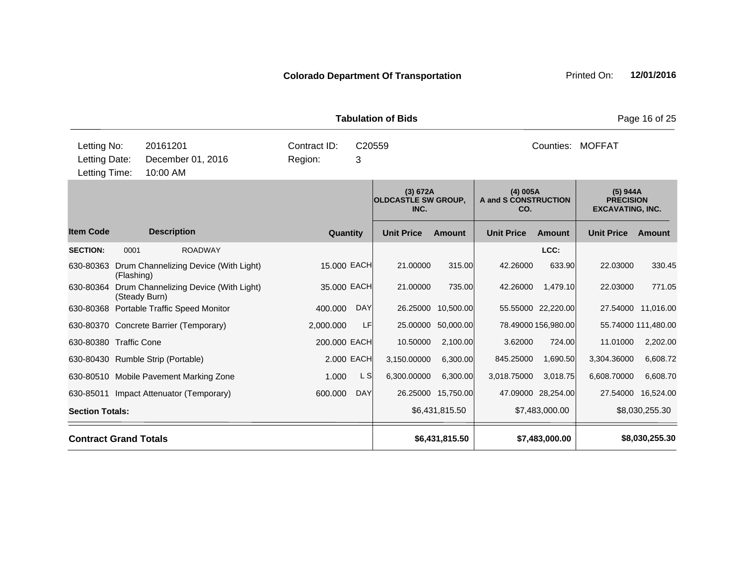**Colorado Department Of Transportation** Printed On: **12/01/2016**

**Tabulation of Bids**

| | | | |
|---|---|---|---|
| Letting No: | 20161201 | Contract ID: | C20559 |
| Letting Date: | December 01, 2016 | Region: | 3 |
| Letting Time: | 10:00 AM | Counties: | MOFFAT |

| Item Code | Description | Quantity | Unit | (3) 672A OLDCASTLE SW GROUP, INC. Unit Price | Amount | (4) 005A A and S CONSTRUCTION CO. Unit Price | Amount | (5) 944A PRECISION EXCAVATING, INC. Unit Price | Amount |
|---|---|---|---|---|---|---|---|---|---|
| **SECTION:** | 0001 ROADWAY | | | | | | LCC: | | |
| 630-80363 | Drum Channelizing Device (With Light) (Flashing) | 15.000 | EACH | 21.00000 | 315.00 | 42.26000 | 633.90 | 22.03000 | 330.45 |
| 630-80364 | Drum Channelizing Device (With Light) (Steady Burn) | 35.000 | EACH | 21.00000 | 735.00 | 42.26000 | 1,479.10 | 22.03000 | 771.05 |
| 630-80368 | Portable Traffic Speed Monitor | 400.000 | DAY | 26.25000 | 10,500.00 | 55.55000 | 22,220.00 | 27.54000 | 11,016.00 |
| 630-80370 | Concrete Barrier (Temporary) | 2,000.000 | LF | 25.00000 | 50,000.00 | 78.49000 | 156,980.00 | 55.74000 | 111,480.00 |
| 630-80380 | Traffic Cone | 200.000 | EACH | 10.50000 | 2,100.00 | 3.62000 | 724.00 | 11.01000 | 2,202.00 |
| 630-80430 | Rumble Strip (Portable) | 2.000 | EACH | 3,150.00000 | 6,300.00 | 845.25000 | 1,690.50 | 3,304.36000 | 6,608.72 |
| 630-80510 | Mobile Pavement Marking Zone | 1.000 | L S | 6,300.00000 | 6,300.00 | 3,018.75000 | 3,018.75 | 6,608.70000 | 6,608.70 |
| 630-85011 | Impact Attenuator (Temporary) | 600.000 | DAY | 26.25000 | 15,750.00 | 47.09000 | 28,254.00 | 27.54000 | 16,524.00 |
| **Section Totals:** | | | | | $6,431,815.50 | | $7,483,000.00 | | $8,030,255.30 |
| **Contract Grand Totals** | | | | | **$6,431,815.50** | | **$7,483,000.00** | | **$8,030,255.30** |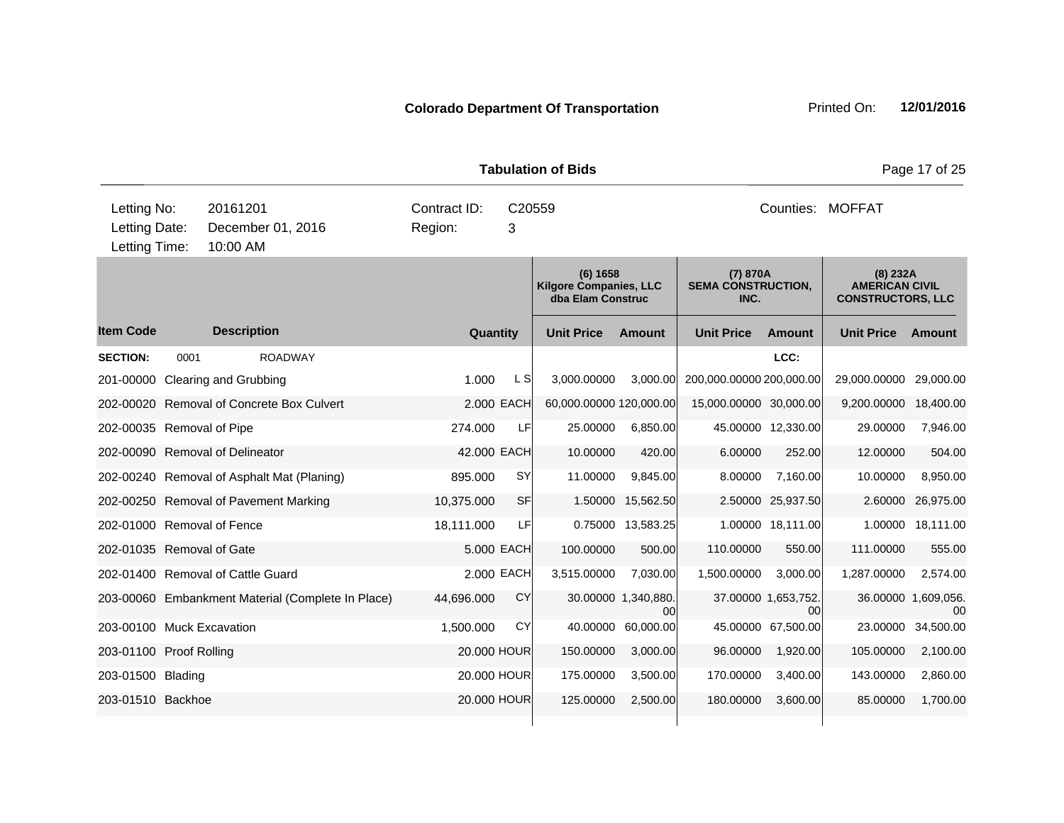**Colorado Department Of Transportation** Printed On: **12/01/2016**

**Tabulation of Bids**

| Letting No: | 20161201 | Contract ID: | C20559 | Counties: | MOFFAT |
|---|---|---|---|---|---|
| Letting Date: | December 01, 2016 | Region: | 3 | | |
| Letting Time: | 10:00 AM | | | | |

| Item Code | Description | Quantity | | (6) 1658 Kilgore Companies, LLC dba Elam Construc | | (7) 870A SEMA CONSTRUCTION, INC. | | (8) 232A AMERICAN CIVIL CONSTRUCTORS, LLC | |
|---|---|---|---|---|---|---|---|---|---|
| | | | | Unit Price | Amount | Unit Price | Amount | Unit Price | Amount |
| **SECTION:** 0001 | ROADWAY | | | | | | LCC: | | |
| 201-00000 | Clearing and Grubbing | 1.000 | L S | 3,000.00000 | 3,000.00 | 200,000.00000 | 200,000.00 | 29,000.00000 | 29,000.00 |
| 202-00020 | Removal of Concrete Box Culvert | 2.000 | EACH | 60,000.00000 | 120,000.00 | 15,000.00000 | 30,000.00 | 9,200.00000 | 18,400.00 |
| 202-00035 | Removal of Pipe | 274.000 | LF | 25.00000 | 6,850.00 | 45.00000 | 12,330.00 | 29.00000 | 7,946.00 |
| 202-00090 | Removal of Delineator | 42.000 | EACH | 10.00000 | 420.00 | 6.00000 | 252.00 | 12.00000 | 504.00 |
| 202-00240 | Removal of Asphalt Mat (Planing) | 895.000 | SY | 11.00000 | 9,845.00 | 8.00000 | 7,160.00 | 10.00000 | 8,950.00 |
| 202-00250 | Removal of Pavement Marking | 10,375.000 | SF | 1.50000 | 15,562.50 | 2.50000 | 25,937.50 | 2.60000 | 26,975.00 |
| 202-01000 | Removal of Fence | 18,111.000 | LF | 0.75000 | 13,583.25 | 1.00000 | 18,111.00 | 1.00000 | 18,111.00 |
| 202-01035 | Removal of Gate | 5.000 | EACH | 100.00000 | 500.00 | 110.00000 | 550.00 | 111.00000 | 555.00 |
| 202-01400 | Removal of Cattle Guard | 2.000 | EACH | 3,515.00000 | 7,030.00 | 1,500.00000 | 3,000.00 | 1,287.00000 | 2,574.00 |
| 203-00060 | Embankment Material (Complete In Place) | 44,696.000 | CY | 30.00000 | 1,340,880.00 | 37.00000 | 1,653,752.00 | 36.00000 | 1,609,056.00 |
| 203-00100 | Muck Excavation | 1,500.000 | CY | 40.00000 | 60,000.00 | 45.00000 | 67,500.00 | 23.00000 | 34,500.00 |
| 203-01100 | Proof Rolling | 20.000 | HOUR | 150.00000 | 3,000.00 | 96.00000 | 1,920.00 | 105.00000 | 2,100.00 |
| 203-01500 | Blading | 20.000 | HOUR | 175.00000 | 3,500.00 | 170.00000 | 3,400.00 | 143.00000 | 2,860.00 |
| 203-01510 | Backhoe | 20.000 | HOUR | 125.00000 | 2,500.00 | 180.00000 | 3,600.00 | 85.00000 | 1,700.00 |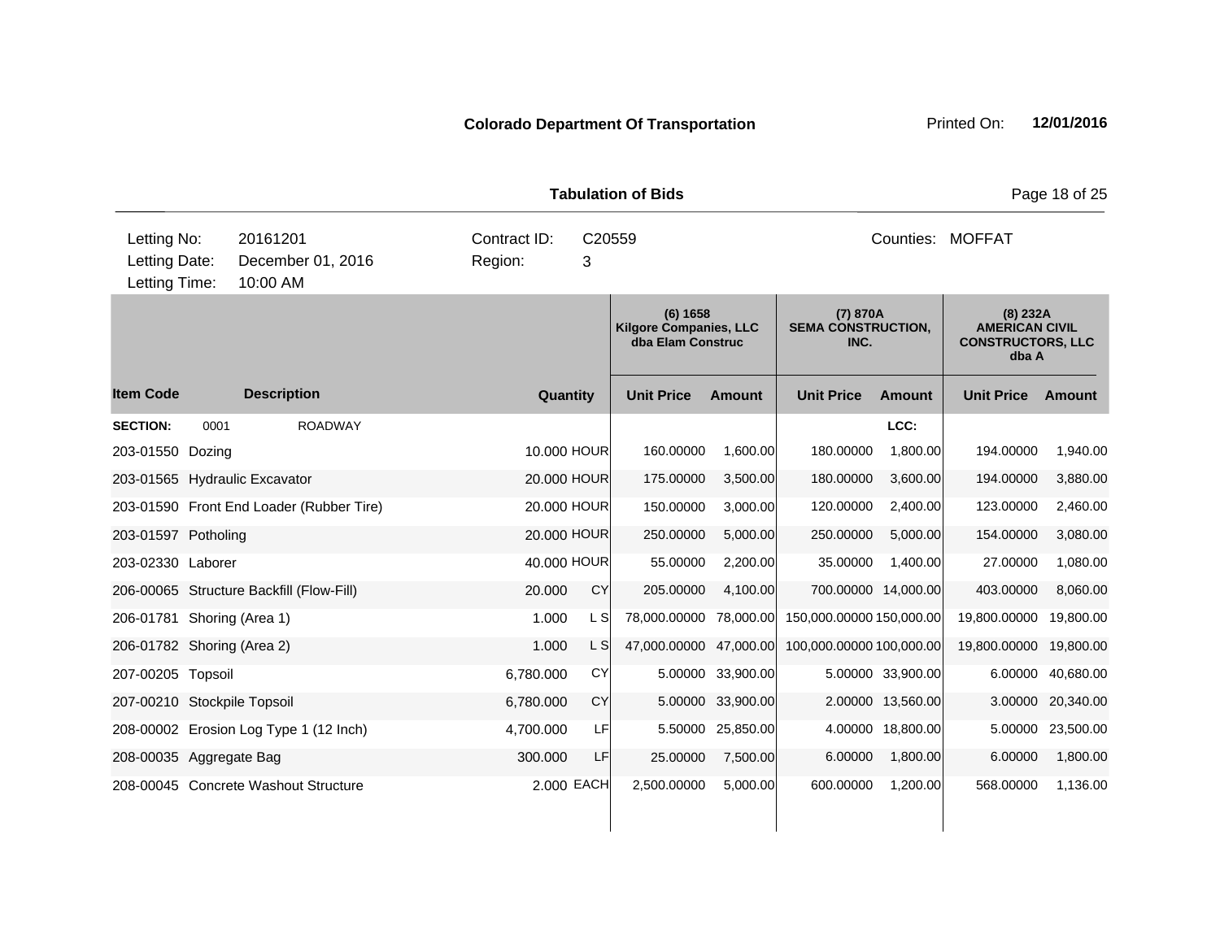**Colorado Department Of Transportation**

Printed On: **12/01/2016**

**Tabulation of Bids**

| | | | |
|---|---|---|---|
| Letting No: | 20161201 | Contract ID: | C20559 |
| Letting Date: | December 01, 2016 | Region: | 3 |
| Letting Time: | 10:00 AM | | |

Counties: MOFFAT

| Item Code | Description | Quantity | | (6) 1658 Kilgore Companies, LLC dba Elam Construc | | (7) 870A SEMA CONSTRUCTION, INC. | | (8) 232A AMERICAN CIVIL CONSTRUCTORS, LLC dba A | |
|---|---|---|---|---|---|---|---|---|---|
| | | | | Unit Price | Amount | Unit Price | Amount | Unit Price | Amount |
| **SECTION:** | 0001 ROADWAY | | | | | | LCC: | | |
| 203-01550 | Dozing | 10.000 | HOUR | 160.00000 | 1,600.00 | 180.00000 | 1,800.00 | 194.00000 | 1,940.00 |
| 203-01565 | Hydraulic Excavator | 20.000 | HOUR | 175.00000 | 3,500.00 | 180.00000 | 3,600.00 | 194.00000 | 3,880.00 |
| 203-01590 | Front End Loader (Rubber Tire) | 20.000 | HOUR | 150.00000 | 3,000.00 | 120.00000 | 2,400.00 | 123.00000 | 2,460.00 |
| 203-01597 | Potholing | 20.000 | HOUR | 250.00000 | 5,000.00 | 250.00000 | 5,000.00 | 154.00000 | 3,080.00 |
| 203-02330 | Laborer | 40.000 | HOUR | 55.00000 | 2,200.00 | 35.00000 | 1,400.00 | 27.00000 | 1,080.00 |
| 206-00065 | Structure Backfill (Flow-Fill) | 20.000 | CY | 205.00000 | 4,100.00 | 700.00000 | 14,000.00 | 403.00000 | 8,060.00 |
| 206-01781 | Shoring (Area 1) | 1.000 | L S | 78,000.00000 | 78,000.00 | 150,000.00000 | 150,000.00 | 19,800.00000 | 19,800.00 |
| 206-01782 | Shoring (Area 2) | 1.000 | L S | 47,000.00000 | 47,000.00 | 100,000.00000 | 100,000.00 | 19,800.00000 | 19,800.00 |
| 207-00205 | Topsoil | 6,780.000 | CY | 5.00000 | 33,900.00 | 5.00000 | 33,900.00 | 6.00000 | 40,680.00 |
| 207-00210 | Stockpile Topsoil | 6,780.000 | CY | 5.00000 | 33,900.00 | 2.00000 | 13,560.00 | 3.00000 | 20,340.00 |
| 208-00002 | Erosion Log Type 1 (12 Inch) | 4,700.000 | LF | 5.50000 | 25,850.00 | 4.00000 | 18,800.00 | 5.00000 | 23,500.00 |
| 208-00035 | Aggregate Bag | 300.000 | LF | 25.00000 | 7,500.00 | 6.00000 | 1,800.00 | 6.00000 | 1,800.00 |
| 208-00045 | Concrete Washout Structure | 2.000 | EACH | 2,500.00000 | 5,000.00 | 600.00000 | 1,200.00 | 568.00000 | 1,136.00 |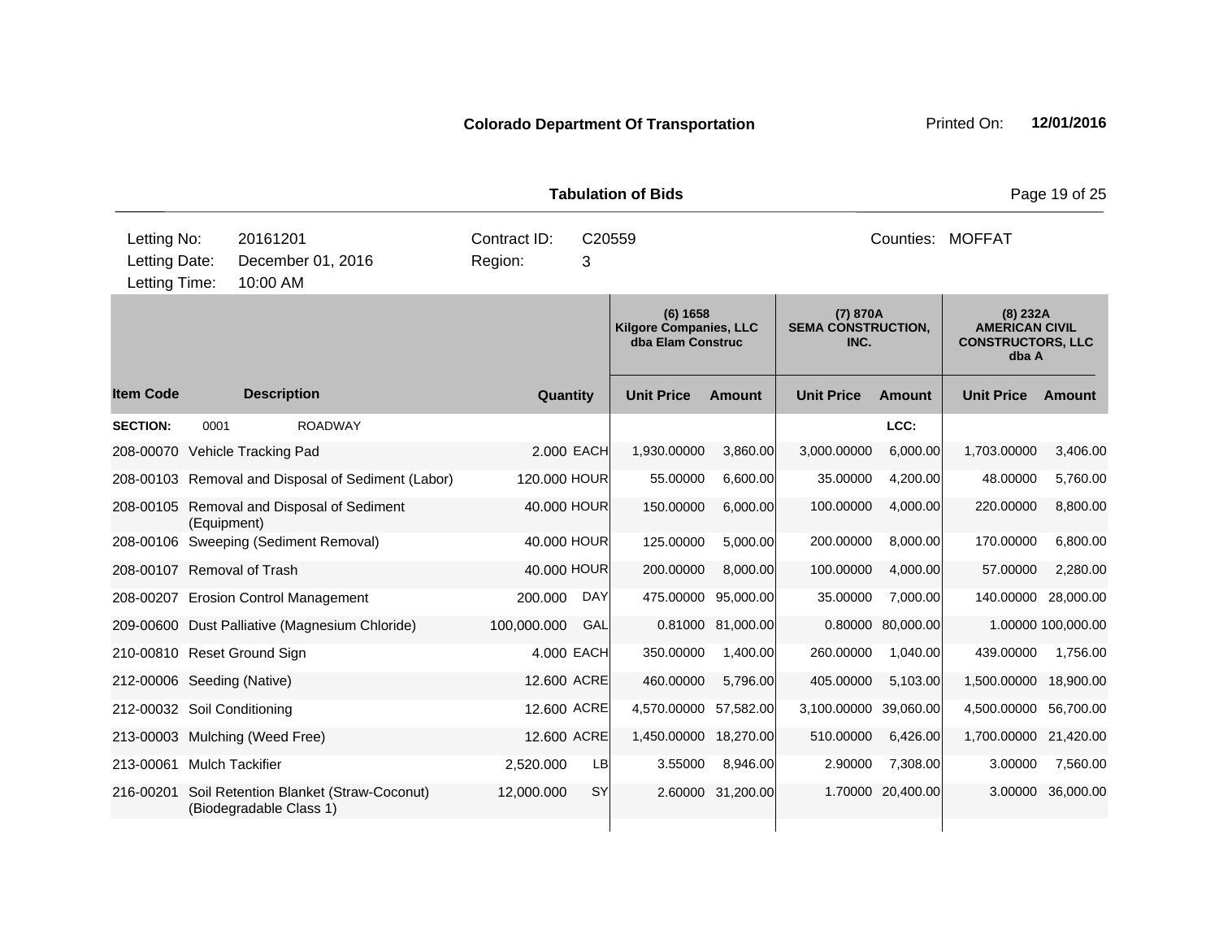**Colorado Department Of Transportation** Printed On: **12/01/2016**

**Tabulation of Bids**

| Letting No: | 20161201 | Contract ID: | C20559 | Counties: | MOFFAT |
|---|---|---|---|---|---|
| Letting Date: | December 01, 2016 | Region: | 3 | | |
| Letting Time: | 10:00 AM | | | | |

| | | | | (6) 1658 Kilgore Companies, LLC dba Elam Construc | | (7) 870A SEMA CONSTRUCTION, INC. | | (8) 232A AMERICAN CIVIL CONSTRUCTORS, LLC dba A | |
|---|---|---|---|---|---|---|---|---|---|
| **Item Code** | **Description** | **Quantity** | | **Unit Price** | **Amount** | **Unit Price** | **Amount** | **Unit Price** | **Amount** |
| **SECTION:** | 0001 ROADWAY | | | | | | LCC: | | |
| 208-00070 | Vehicle Tracking Pad | 2.000 | EACH | 1,930.00000 | 3,860.00 | 3,000.00000 | 6,000.00 | 1,703.00000 | 3,406.00 |
| 208-00103 | Removal and Disposal of Sediment (Labor) | 120.000 | HOUR | 55.00000 | 6,600.00 | 35.00000 | 4,200.00 | 48.00000 | 5,760.00 |
| 208-00105 | Removal and Disposal of Sediment (Equipment) | 40.000 | HOUR | 150.00000 | 6,000.00 | 100.00000 | 4,000.00 | 220.00000 | 8,800.00 |
| 208-00106 | Sweeping (Sediment Removal) | 40.000 | HOUR | 125.00000 | 5,000.00 | 200.00000 | 8,000.00 | 170.00000 | 6,800.00 |
| 208-00107 | Removal of Trash | 40.000 | HOUR | 200.00000 | 8,000.00 | 100.00000 | 4,000.00 | 57.00000 | 2,280.00 |
| 208-00207 | Erosion Control Management | 200.000 | DAY | 475.00000 | 95,000.00 | 35.00000 | 7,000.00 | 140.00000 | 28,000.00 |
| 209-00600 | Dust Palliative (Magnesium Chloride) | 100,000.000 | GAL | 0.81000 | 81,000.00 | 0.80000 | 80,000.00 | 1.00000 | 100,000.00 |
| 210-00810 | Reset Ground Sign | 4.000 | EACH | 350.00000 | 1,400.00 | 260.00000 | 1,040.00 | 439.00000 | 1,756.00 |
| 212-00006 | Seeding (Native) | 12.600 | ACRE | 460.00000 | 5,796.00 | 405.00000 | 5,103.00 | 1,500.00000 | 18,900.00 |
| 212-00032 | Soil Conditioning | 12.600 | ACRE | 4,570.00000 | 57,582.00 | 3,100.00000 | 39,060.00 | 4,500.00000 | 56,700.00 |
| 213-00003 | Mulching (Weed Free) | 12.600 | ACRE | 1,450.00000 | 18,270.00 | 510.00000 | 6,426.00 | 1,700.00000 | 21,420.00 |
| 213-00061 | Mulch Tackifier | 2,520.000 | LB | 3.55000 | 8,946.00 | 2.90000 | 7,308.00 | 3.00000 | 7,560.00 |
| 216-00201 | Soil Retention Blanket (Straw-Coconut) (Biodegradable Class 1) | 12,000.000 | SY | 2.60000 | 31,200.00 | 1.70000 | 20,400.00 | 3.00000 | 36,000.00 |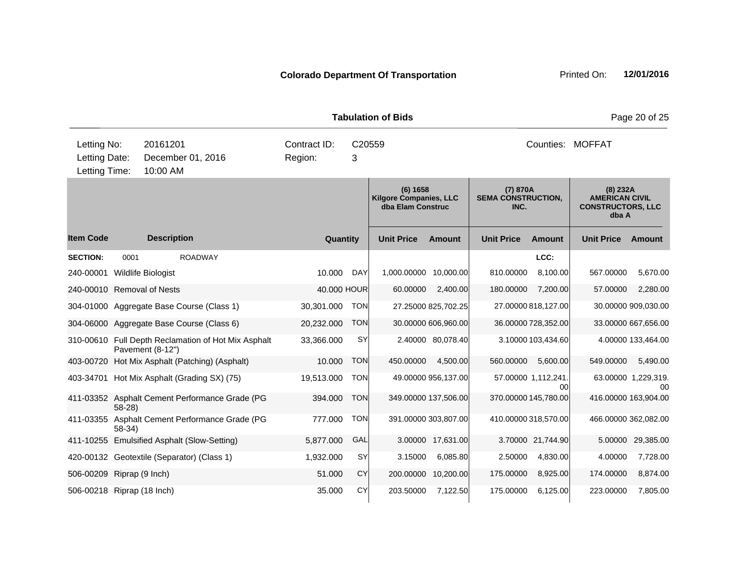**Colorado Department Of Transportation** Printed On: **12/01/2016**

**Tabulation of Bids**

| | | | | |
|---|---|---|---|---|
| Letting No: | 20161201 | Contract ID: | C20559 | Counties: MOFFAT |
| Letting Date: | December 01, 2016 | Region: | 3 | |
| Letting Time: | 10:00 AM | | | |

| Item Code | Description | Quantity | | (6) 1658 Kilgore Companies, LLC dba Elam Construc | | (7) 870A SEMA CONSTRUCTION, INC. | | (8) 232A AMERICAN CIVIL CONSTRUCTORS, LLC dba A | |
|---|---|---|---|---|---|---|---|---|---|
| | | | | Unit Price | Amount | Unit Price | Amount | Unit Price | Amount |
| **SECTION:** | 0001 ROADWAY | | | | | | LCC: | | |
| 240-00001 | Wildlife Biologist | 10.000 | DAY | 1,000.00000 | 10,000.00 | 810.00000 | 8,100.00 | 567.00000 | 5,670.00 |
| 240-00010 | Removal of Nests | 40.000 | HOUR | 60.00000 | 2,400.00 | 180.00000 | 7,200.00 | 57.00000 | 2,280.00 |
| 304-01000 | Aggregate Base Course (Class 1) | 30,301.000 | TON | 27.25000 | 825,702.25 | 27.00000 | 818,127.00 | 30.00000 | 909,030.00 |
| 304-06000 | Aggregate Base Course (Class 6) | 20,232.000 | TON | 30.00000 | 606,960.00 | 36.00000 | 728,352.00 | 33.00000 | 667,656.00 |
| 310-00610 | Full Depth Reclamation of Hot Mix Asphalt Pavement (8-12") | 33,366.000 | SY | 2.40000 | 80,078.40 | 3.10000 | 103,434.60 | 4.00000 | 133,464.00 |
| 403-00720 | Hot Mix Asphalt (Patching) (Asphalt) | 10.000 | TON | 450.00000 | 4,500.00 | 560.00000 | 5,600.00 | 549.00000 | 5,490.00 |
| 403-34701 | Hot Mix Asphalt (Grading SX) (75) | 19,513.000 | TON | 49.00000 | 956,137.00 | 57.00000 | 1,112,241.00 | 63.00000 | 1,229,319.00 |
| 411-03352 | Asphalt Cement Performance Grade (PG 58-28) | 394.000 | TON | 349.00000 | 137,506.00 | 370.00000 | 145,780.00 | 416.00000 | 163,904.00 |
| 411-03355 | Asphalt Cement Performance Grade (PG 58-34) | 777.000 | TON | 391.00000 | 303,807.00 | 410.00000 | 318,570.00 | 466.00000 | 362,082.00 |
| 411-10255 | Emulsified Asphalt (Slow-Setting) | 5,877.000 | GAL | 3.00000 | 17,631.00 | 3.70000 | 21,744.90 | 5.00000 | 29,385.00 |
| 420-00132 | Geotextile (Separator) (Class 1) | 1,932.000 | SY | 3.15000 | 6,085.80 | 2.50000 | 4,830.00 | 4.00000 | 7,728.00 |
| 506-00209 | Riprap (9 Inch) | 51.000 | CY | 200.00000 | 10,200.00 | 175.00000 | 8,925.00 | 174.00000 | 8,874.00 |
| 506-00218 | Riprap (18 Inch) | 35.000 | CY | 203.50000 | 7,122.50 | 175.00000 | 6,125.00 | 223.00000 | 7,805.00 |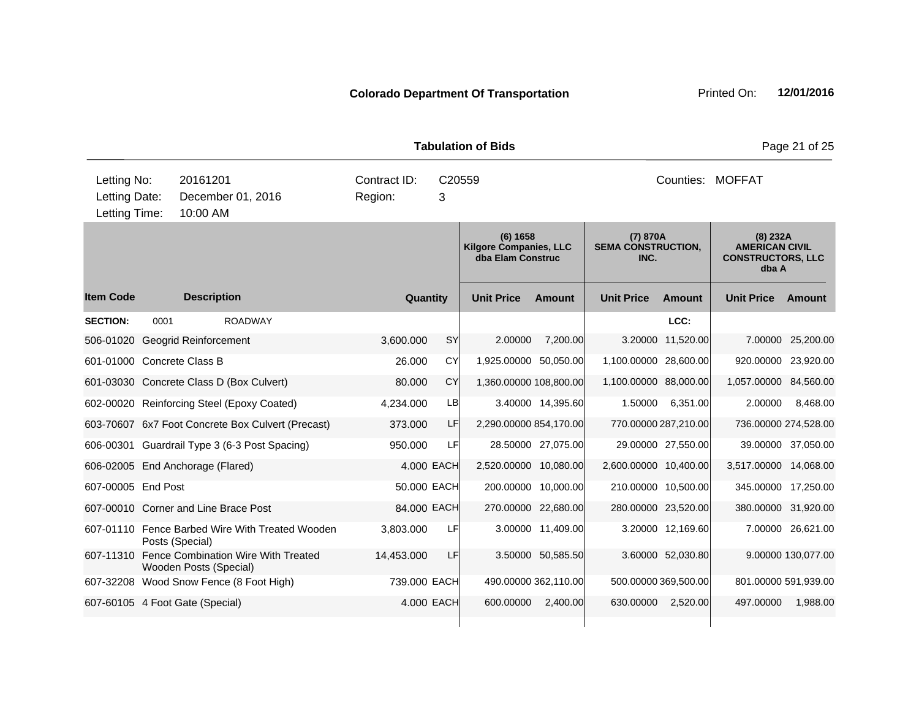**Colorado Department Of Transportation** Printed On: **12/01/2016**

**Tabulation of Bids**

| Letting No: | 20161201 | Contract ID: | C20559 | Counties: | MOFFAT |
|---|---|---|---|---|---|
| Letting Date: | December 01, 2016 | Region: | 3 | | |
| Letting Time: | 10:00 AM | | | | |

| Item Code | Description | Quantity | | (6) 1658 Kilgore Companies, LLC dba Elam Construc | | (7) 870A SEMA CONSTRUCTION, INC. | | (8) 232A AMERICAN CIVIL CONSTRUCTORS, LLC dba A | |
|---|---|---|---|---|---|---|---|---|---|
| | | | | Unit Price | Amount | Unit Price | Amount | Unit Price | Amount |
| **SECTION:** 0001 | ROADWAY | | | | | | LCC: | | |
| 506-01020 | Geogrid Reinforcement | 3,600.000 | SY | 2.00000 | 7,200.00 | 3.20000 | 11,520.00 | 7.00000 | 25,200.00 |
| 601-01000 | Concrete Class B | 26.000 | CY | 1,925.00000 | 50,050.00 | 1,100.00000 | 28,600.00 | 920.00000 | 23,920.00 |
| 601-03030 | Concrete Class D (Box Culvert) | 80.000 | CY | 1,360.00000 | 108,800.00 | 1,100.00000 | 88,000.00 | 1,057.00000 | 84,560.00 |
| 602-00020 | Reinforcing Steel (Epoxy Coated) | 4,234.000 | LB | 3.40000 | 14,395.60 | 1.50000 | 6,351.00 | 2.00000 | 8,468.00 |
| 603-70607 | 6x7 Foot Concrete Box Culvert (Precast) | 373.000 | LF | 2,290.00000 | 854,170.00 | 770.00000 | 287,210.00 | 736.00000 | 274,528.00 |
| 606-00301 | Guardrail Type 3 (6-3 Post Spacing) | 950.000 | LF | 28.50000 | 27,075.00 | 29.00000 | 27,550.00 | 39.00000 | 37,050.00 |
| 606-02005 | End Anchorage (Flared) | 4.000 | EACH | 2,520.00000 | 10,080.00 | 2,600.00000 | 10,400.00 | 3,517.00000 | 14,068.00 |
| 607-00005 | End Post | 50.000 | EACH | 200.00000 | 10,000.00 | 210.00000 | 10,500.00 | 345.00000 | 17,250.00 |
| 607-00010 | Corner and Line Brace Post | 84.000 | EACH | 270.00000 | 22,680.00 | 280.00000 | 23,520.00 | 380.00000 | 31,920.00 |
| 607-01110 | Fence Barbed Wire With Treated Wooden Posts (Special) | 3,803.000 | LF | 3.00000 | 11,409.00 | 3.20000 | 12,169.60 | 7.00000 | 26,621.00 |
| 607-11310 | Fence Combination Wire With Treated Wooden Posts (Special) | 14,453.000 | LF | 3.50000 | 50,585.50 | 3.60000 | 52,030.80 | 9.00000 | 130,077.00 |
| 607-32208 | Wood Snow Fence (8 Foot High) | 739.000 | EACH | 490.00000 | 362,110.00 | 500.00000 | 369,500.00 | 801.00000 | 591,939.00 |
| 607-60105 | 4 Foot Gate (Special) | 4.000 | EACH | 600.00000 | 2,400.00 | 630.00000 | 2,520.00 | 497.00000 | 1,988.00 |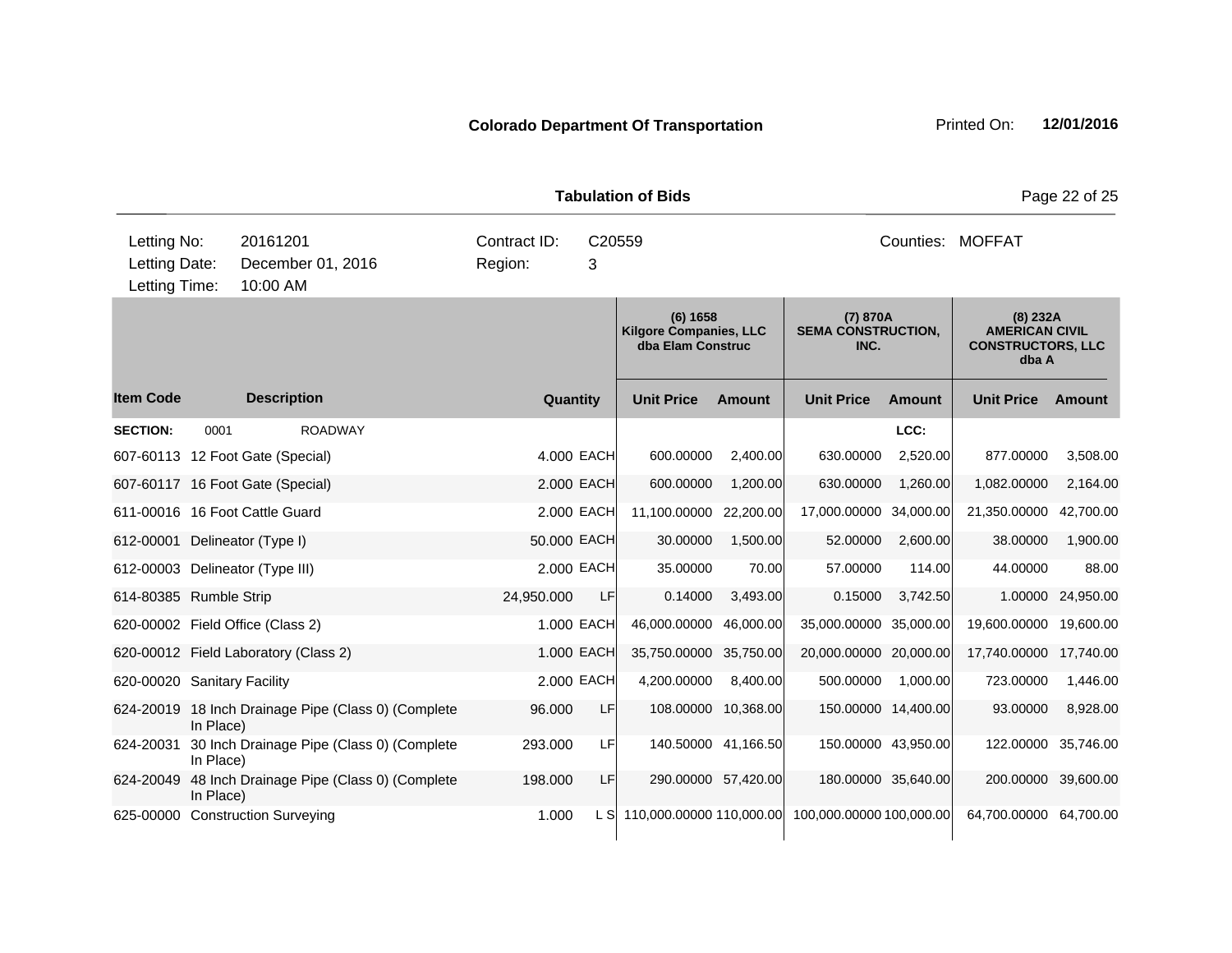**Colorado Department Of Transportation**

Printed On: **12/01/2016**

**Tabulation of Bids**

| Letting No: | 20161201 | Contract ID: | C20559 | Counties: | MOFFAT |
|---|---|---|---|---|---|
| Letting Date: | December 01, 2016 | Region: | 3 | | |
| Letting Time: | 10:00 AM | | | | |

| | | | | (6) 1658 Kilgore Companies, LLC dba Elam Construc | | (7) 870A SEMA CONSTRUCTION, INC. | | (8) 232A AMERICAN CIVIL CONSTRUCTORS, LLC dba A | |
|---|---|---|---|---|---|---|---|---|---|
| **Item Code** | **Description** | **Quantity** | | **Unit Price** | **Amount** | **Unit Price** | **Amount** | **Unit Price** | **Amount** |
| **SECTION:** | 0001 ROADWAY | | | | | | LCC: | | |
| 607-60113 | 12 Foot Gate (Special) | 4.000 | EACH | 600.00000 | 2,400.00 | 630.00000 | 2,520.00 | 877.00000 | 3,508.00 |
| 607-60117 | 16 Foot Gate (Special) | 2.000 | EACH | 600.00000 | 1,200.00 | 630.00000 | 1,260.00 | 1,082.00000 | 2,164.00 |
| 611-00016 | 16 Foot Cattle Guard | 2.000 | EACH | 11,100.00000 | 22,200.00 | 17,000.00000 | 34,000.00 | 21,350.00000 | 42,700.00 |
| 612-00001 | Delineator (Type I) | 50.000 | EACH | 30.00000 | 1,500.00 | 52.00000 | 2,600.00 | 38.00000 | 1,900.00 |
| 612-00003 | Delineator (Type III) | 2.000 | EACH | 35.00000 | 70.00 | 57.00000 | 114.00 | 44.00000 | 88.00 |
| 614-80385 | Rumble Strip | 24,950.000 | LF | 0.14000 | 3,493.00 | 0.15000 | 3,742.50 | 1.00000 | 24,950.00 |
| 620-00002 | Field Office (Class 2) | 1.000 | EACH | 46,000.00000 | 46,000.00 | 35,000.00000 | 35,000.00 | 19,600.00000 | 19,600.00 |
| 620-00012 | Field Laboratory (Class 2) | 1.000 | EACH | 35,750.00000 | 35,750.00 | 20,000.00000 | 20,000.00 | 17,740.00000 | 17,740.00 |
| 620-00020 | Sanitary Facility | 2.000 | EACH | 4,200.00000 | 8,400.00 | 500.00000 | 1,000.00 | 723.00000 | 1,446.00 |
| 624-20019 | 18 Inch Drainage Pipe (Class 0) (Complete In Place) | 96.000 | LF | 108.00000 | 10,368.00 | 150.00000 | 14,400.00 | 93.00000 | 8,928.00 |
| 624-20031 | 30 Inch Drainage Pipe (Class 0) (Complete In Place) | 293.000 | LF | 140.50000 | 41,166.50 | 150.00000 | 43,950.00 | 122.00000 | 35,746.00 |
| 624-20049 | 48 Inch Drainage Pipe (Class 0) (Complete In Place) | 198.000 | LF | 290.00000 | 57,420.00 | 180.00000 | 35,640.00 | 200.00000 | 39,600.00 |
| 625-00000 | Construction Surveying | 1.000 | L S | 110,000.00000 | 110,000.00 | 100,000.00000 | 100,000.00 | 64,700.00000 | 64,700.00 |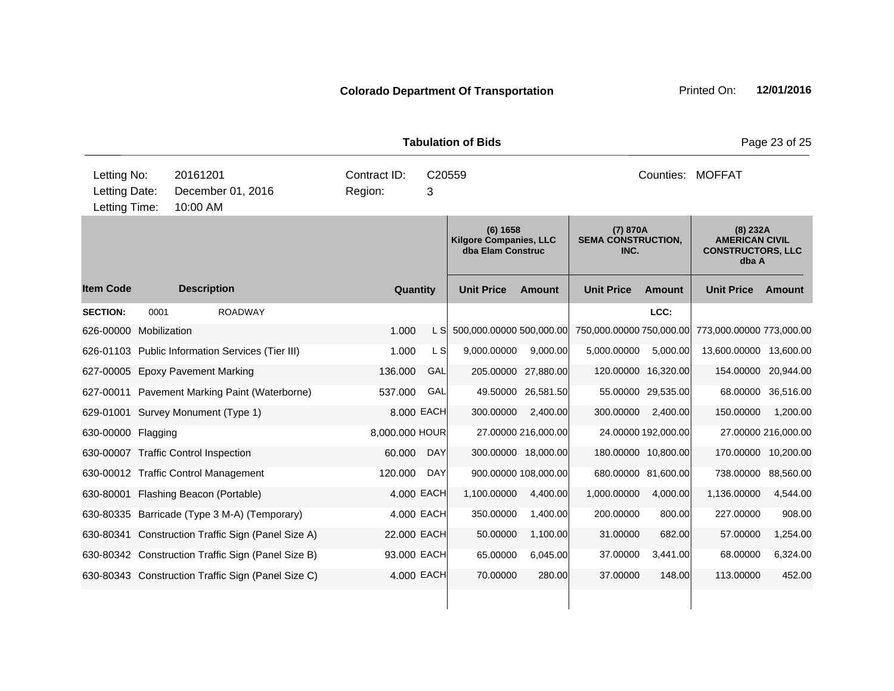**Colorado Department Of Transportation** Printed On: **12/01/2016**

**Tabulation of Bids**

| Letting No: | 20161201 | Contract ID: | C20559 | Counties: | MOFFAT |
|---|---|---|---|---|---|
| Letting Date: | December 01, 2016 | Region: | 3 | | |
| Letting Time: | 10:00 AM | | | | |

| | | | | (6) 1658 Kilgore Companies, LLC dba Elam Construc | | (7) 870A SEMA CONSTRUCTION, INC. | | (8) 232A AMERICAN CIVIL CONSTRUCTORS, LLC dba A | |
|---|---|---|---|---|---|---|---|---|---|
| **Item Code** | **Description** | **Quantity** | | **Unit Price** | **Amount** | **Unit Price** | **Amount** | **Unit Price** | **Amount** |
| **SECTION:** | 0001 ROADWAY | | | | | | **LCC:** | | |
| 626-00000 | Mobilization | 1.000 | L S | 500,000.00000 | 500,000.00 | 750,000.00000 | 750,000.00 | 773,000.00000 | 773,000.00 |
| 626-01103 | Public Information Services (Tier III) | 1.000 | L S | 9,000.00000 | 9,000.00 | 5,000.00000 | 5,000.00 | 13,600.00000 | 13,600.00 |
| 627-00005 | Epoxy Pavement Marking | 136.000 | GAL | 205.00000 | 27,880.00 | 120.00000 | 16,320.00 | 154.00000 | 20,944.00 |
| 627-00011 | Pavement Marking Paint (Waterborne) | 537.000 | GAL | 49.50000 | 26,581.50 | 55.00000 | 29,535.00 | 68.00000 | 36,516.00 |
| 629-01001 | Survey Monument (Type 1) | 8.000 | EACH | 300.00000 | 2,400.00 | 300.00000 | 2,400.00 | 150.00000 | 1,200.00 |
| 630-00000 | Flagging | 8,000.000 | HOUR | 27.00000 | 216,000.00 | 24.00000 | 192,000.00 | 27.00000 | 216,000.00 |
| 630-00007 | Traffic Control Inspection | 60.000 | DAY | 300.00000 | 18,000.00 | 180.00000 | 10,800.00 | 170.00000 | 10,200.00 |
| 630-00012 | Traffic Control Management | 120.000 | DAY | 900.00000 | 108,000.00 | 680.00000 | 81,600.00 | 738.00000 | 88,560.00 |
| 630-80001 | Flashing Beacon (Portable) | 4.000 | EACH | 1,100.00000 | 4,400.00 | 1,000.00000 | 4,000.00 | 1,136.00000 | 4,544.00 |
| 630-80335 | Barricade (Type 3 M-A) (Temporary) | 4.000 | EACH | 350.00000 | 1,400.00 | 200.00000 | 800.00 | 227.00000 | 908.00 |
| 630-80341 | Construction Traffic Sign (Panel Size A) | 22.000 | EACH | 50.00000 | 1,100.00 | 31.00000 | 682.00 | 57.00000 | 1,254.00 |
| 630-80342 | Construction Traffic Sign (Panel Size B) | 93.000 | EACH | 65.00000 | 6,045.00 | 37.00000 | 3,441.00 | 68.00000 | 6,324.00 |
| 630-80343 | Construction Traffic Sign (Panel Size C) | 4.000 | EACH | 70.00000 | 280.00 | 37.00000 | 148.00 | 113.00000 | 452.00 |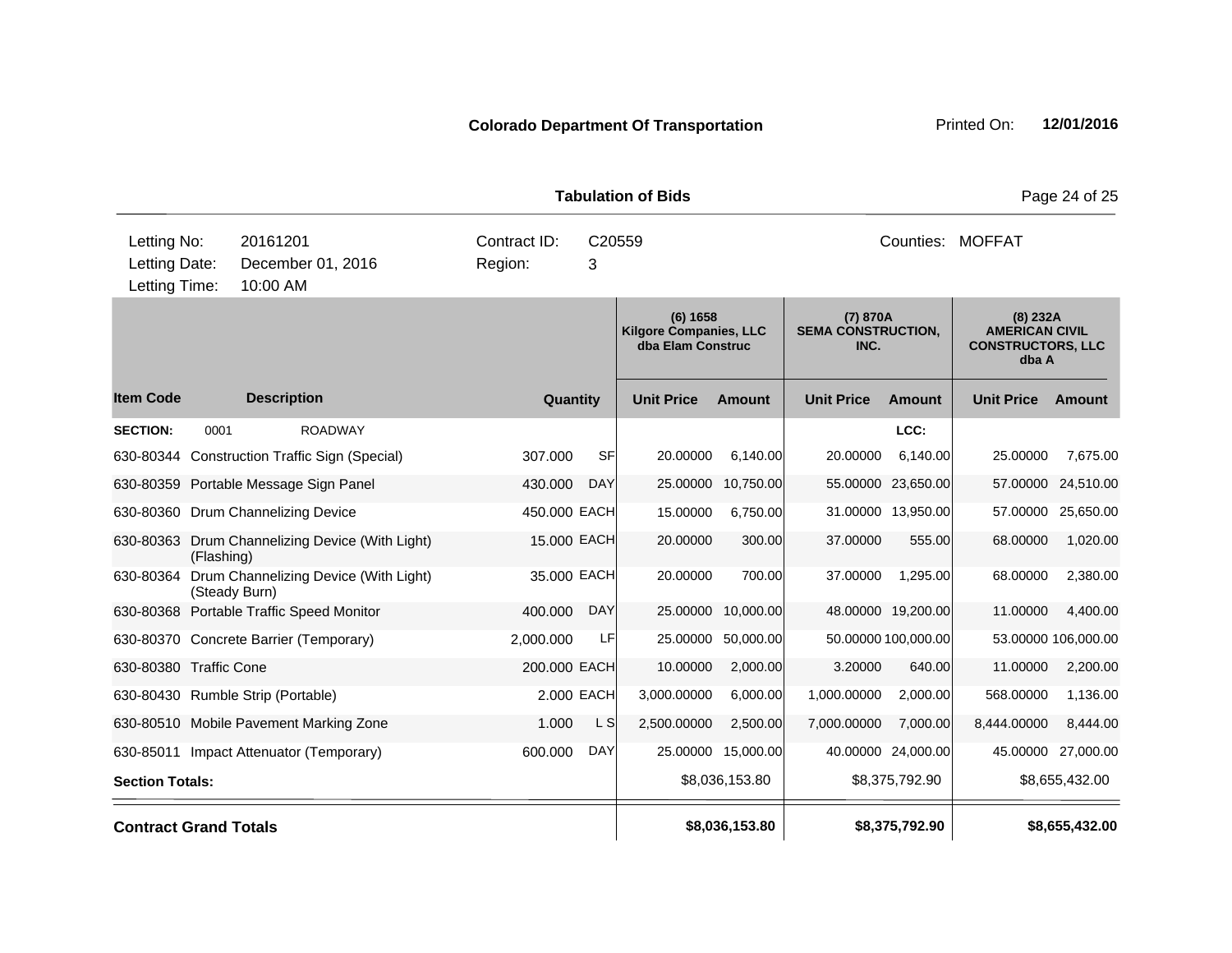**Colorado Department Of Transportation**

Printed On: **12/01/2016**

**Tabulation of Bids**

| Letting No: | 20161201 | Contract ID: | C20559 | Counties: | MOFFAT |
|---|---|---|---|---|---|
| Letting Date: | December 01, 2016 | Region: | 3 | | |
| Letting Time: | 10:00 AM | | | | |

| | | | | (6) 1658 Kilgore Companies, LLC dba Elam Construc | | (7) 870A SEMA CONSTRUCTION, INC. | | (8) 232A AMERICAN CIVIL CONSTRUCTORS, LLC dba A | |
|---|---|---|---|---|---|---|---|---|---|
| **Item Code** | **Description** | **Quantity** | | **Unit Price** | **Amount** | **Unit Price** | **Amount** | **Unit Price** | **Amount** |
| **SECTION:** 0001 | ROADWAY | | | | | | LCC: | | |
| 630-80344 | Construction Traffic Sign (Special) | 307.000 | SF | 20.00000 | 6,140.00 | 20.00000 | 6,140.00 | 25.00000 | 7,675.00 |
| 630-80359 | Portable Message Sign Panel | 430.000 | DAY | 25.00000 | 10,750.00 | 55.00000 | 23,650.00 | 57.00000 | 24,510.00 |
| 630-80360 | Drum Channelizing Device | 450.000 | EACH | 15.00000 | 6,750.00 | 31.00000 | 13,950.00 | 57.00000 | 25,650.00 |
| 630-80363 | Drum Channelizing Device (With Light) (Flashing) | 15.000 | EACH | 20.00000 | 300.00 | 37.00000 | 555.00 | 68.00000 | 1,020.00 |
| 630-80364 | Drum Channelizing Device (With Light) (Steady Burn) | 35.000 | EACH | 20.00000 | 700.00 | 37.00000 | 1,295.00 | 68.00000 | 2,380.00 |
| 630-80368 | Portable Traffic Speed Monitor | 400.000 | DAY | 25.00000 | 10,000.00 | 48.00000 | 19,200.00 | 11.00000 | 4,400.00 |
| 630-80370 | Concrete Barrier (Temporary) | 2,000.000 | LF | 25.00000 | 50,000.00 | 50.00000 | 100,000.00 | 53.00000 | 106,000.00 |
| 630-80380 | Traffic Cone | 200.000 | EACH | 10.00000 | 2,000.00 | 3.20000 | 640.00 | 11.00000 | 2,200.00 |
| 630-80430 | Rumble Strip (Portable) | 2.000 | EACH | 3,000.00000 | 6,000.00 | 1,000.00000 | 2,000.00 | 568.00000 | 1,136.00 |
| 630-80510 | Mobile Pavement Marking Zone | 1.000 | L S | 2,500.00000 | 2,500.00 | 7,000.00000 | 7,000.00 | 8,444.00000 | 8,444.00 |
| 630-85011 | Impact Attenuator (Temporary) | 600.000 | DAY | 25.00000 | 15,000.00 | 40.00000 | 24,000.00 | 45.00000 | 27,000.00 |
| **Section Totals:** | | | | | $8,036,153.80 | | $8,375,792.90 | | $8,655,432.00 |
| **Contract Grand Totals** | | | | | **$8,036,153.80** | | **$8,375,792.90** | | **$8,655,432.00** |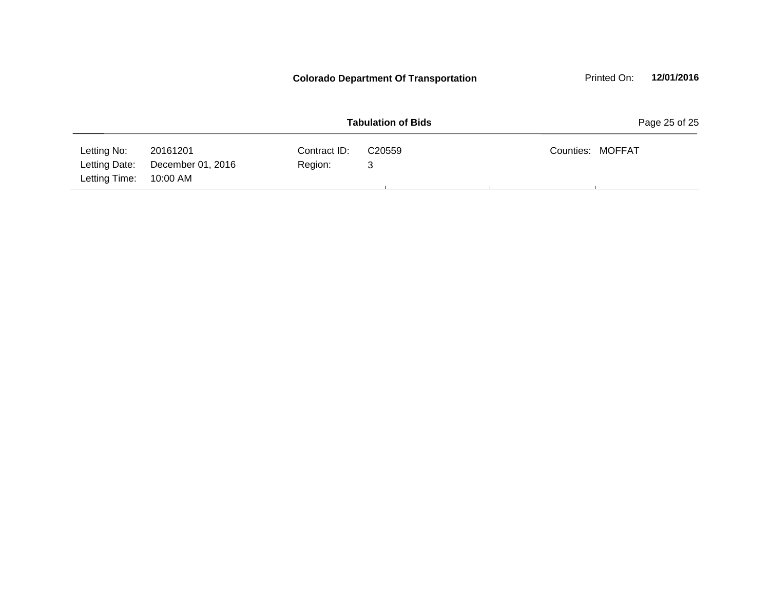**Colorado Department Of Transportation**

**Tabulation of Bids**

| | | | | | |
|---|---|---|---|---|---|
| Letting No: | 20161201 | Contract ID: | C20559 | Counties: | MOFFAT |
| Letting Date: | December 01, 2016 | Region: | 3 | | |
| Letting Time: | 10:00 AM | | | | |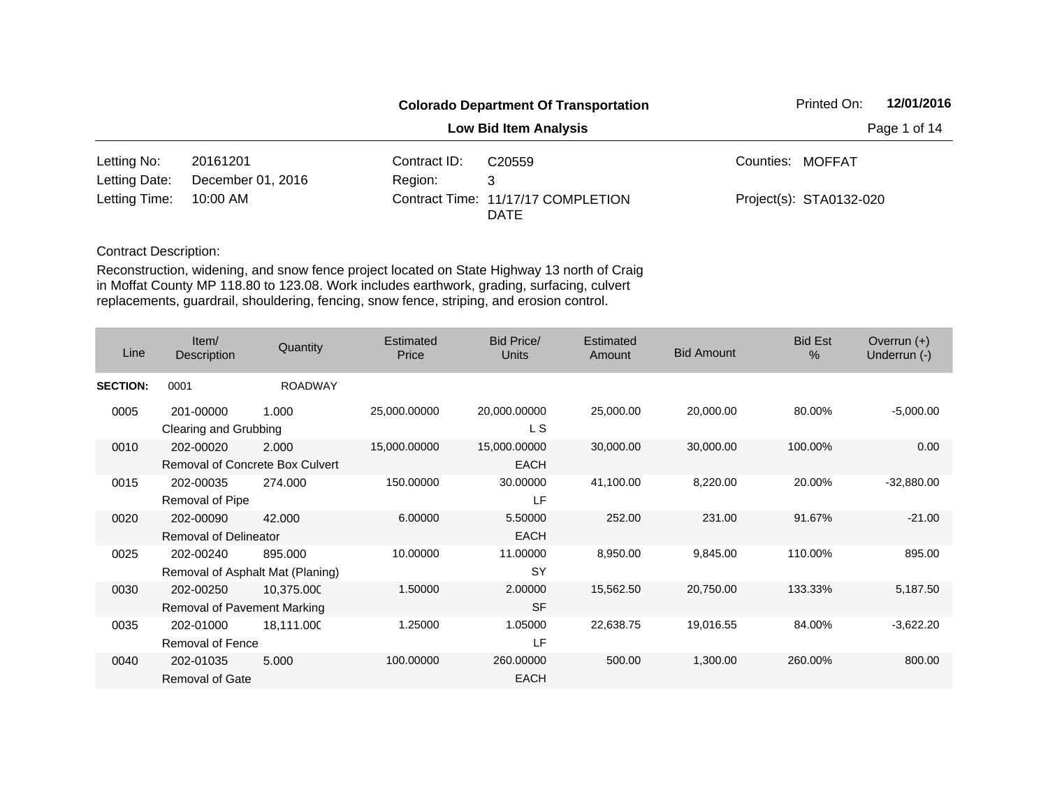**Colorado Department Of Transportation**

**Low Bid Item Analysis**

Printed On: **12/01/2016**

| | | | | | |
|---|---|---|---|---|---|
| Letting No: | 20161201 | Contract ID: | C20559 | Counties: | MOFFAT |
| Letting Date: | December 01, 2016 | Region: | 3 | | |
| Letting Time: | 10:00 AM | Contract Time: | 11/17/17 COMPLETION DATE | Project(s): | STA0132-020 |

Contract Description:

Reconstruction, widening, and snow fence project located on State Highway 13 north of Craig in Moffat County MP 118.80 to 123.08. Work includes earthwork, grading, surfacing, culvert replacements, guardrail, shouldering, fencing, snow fence, striping, and erosion control.

| Line | Item/ Description | Quantity | Estimated Price | Bid Price/ Units | Estimated Amount | Bid Amount | Bid Est % | Overrun (+) Underrun (-) |
|---|---|---|---|---|---|---|---|---|
| **SECTION:** | 0001 | ROADWAY | | | | | | |
| 0005 | 201-00000 Clearing and Grubbing | 1.000 | 25,000.00000 | 20,000.00000 L S | 25,000.00 | 20,000.00 | 80.00% | -5,000.00 |
| 0010 | 202-00020 Removal of Concrete Box Culvert | 2.000 | 15,000.00000 | 15,000.00000 EACH | 30,000.00 | 30,000.00 | 100.00% | 0.00 |
| 0015 | 202-00035 Removal of Pipe | 274.000 | 150.00000 | 30.00000 LF | 41,100.00 | 8,220.00 | 20.00% | -32,880.00 |
| 0020 | 202-00090 Removal of Delineator | 42.000 | 6.00000 | 5.50000 EACH | 252.00 | 231.00 | 91.67% | -21.00 |
| 0025 | 202-00240 Removal of Asphalt Mat (Planing) | 895.000 | 10.00000 | 11.00000 SY | 8,950.00 | 9,845.00 | 110.00% | 895.00 |
| 0030 | 202-00250 Removal of Pavement Marking | 10,375.000 | 1.50000 | 2.00000 SF | 15,562.50 | 20,750.00 | 133.33% | 5,187.50 |
| 0035 | 202-01000 Removal of Fence | 18,111.000 | 1.25000 | 1.05000 LF | 22,638.75 | 19,016.55 | 84.00% | -3,622.20 |
| 0040 | 202-01035 Removal of Gate | 5.000 | 100.00000 | 260.00000 EACH | 500.00 | 1,300.00 | 260.00% | 800.00 |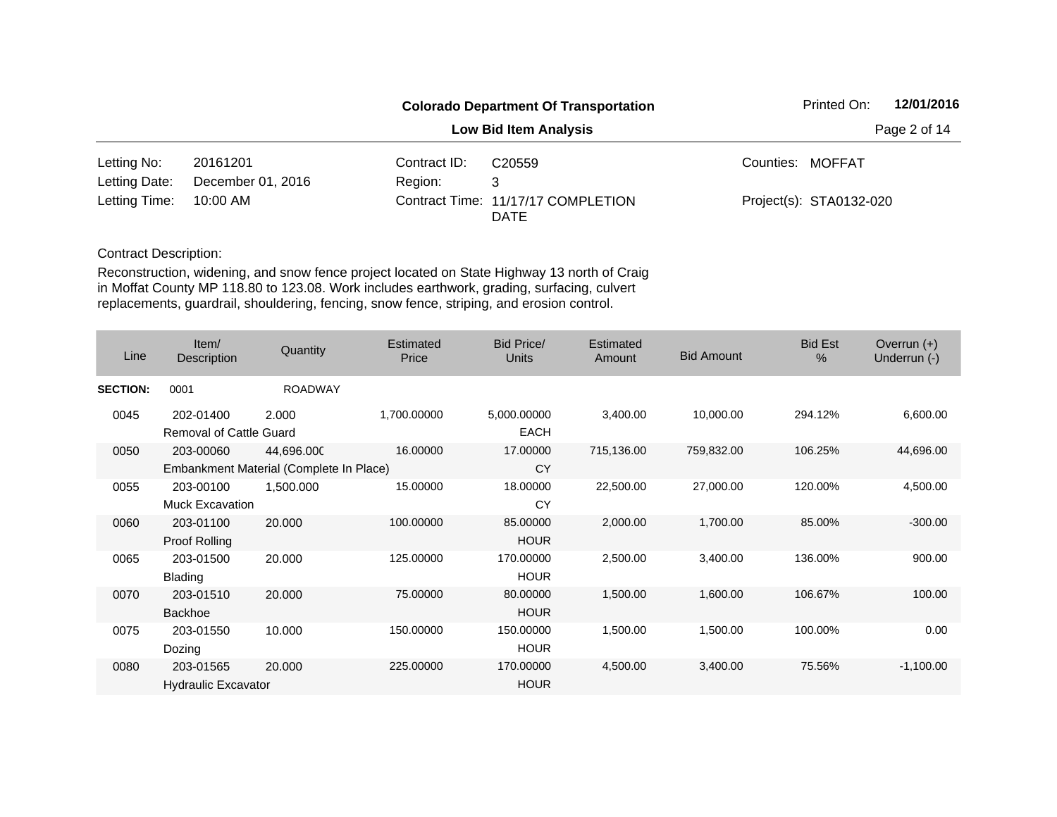**Colorado Department Of Transportation**

**Low Bid Item Analysis**

Printed On: **12/01/2016**

| | | | | | |
|---|---|---|---|---|---|
| Letting No: | 20161201 | Contract ID: | C20559 | Counties: | MOFFAT |
| Letting Date: | December 01, 2016 | Region: | 3 | | |
| Letting Time: | 10:00 AM | Contract Time: | 11/17/17 COMPLETION DATE | Project(s): | STA0132-020 |

Contract Description:

Reconstruction, widening, and snow fence project located on State Highway 13 north of Craig in Moffat County MP 118.80 to 123.08. Work includes earthwork, grading, surfacing, culvert replacements, guardrail, shouldering, fencing, snow fence, striping, and erosion control.

| Line | Item/ Description | Quantity | Estimated Price | Bid Price/ Units | Estimated Amount | Bid Amount | Bid Est % | Overrun (+) Underrun (-) |
|---|---|---|---|---|---|---|---|---|
| **SECTION:** | 0001 | ROADWAY | | | | | | |
| 0045 | 202-01400 Removal of Cattle Guard | 2.000 | 1,700.00000 | 5,000.00000 EACH | 3,400.00 | 10,000.00 | 294.12% | 6,600.00 |
| 0050 | 203-00060 Embankment Material (Complete In Place) | 44,696.000 | 16.00000 | 17.00000 CY | 715,136.00 | 759,832.00 | 106.25% | 44,696.00 |
| 0055 | 203-00100 Muck Excavation | 1,500.000 | 15.00000 | 18.00000 CY | 22,500.00 | 27,000.00 | 120.00% | 4,500.00 |
| 0060 | 203-01100 Proof Rolling | 20.000 | 100.00000 | 85.00000 HOUR | 2,000.00 | 1,700.00 | 85.00% | -300.00 |
| 0065 | 203-01500 Blading | 20.000 | 125.00000 | 170.00000 HOUR | 2,500.00 | 3,400.00 | 136.00% | 900.00 |
| 0070 | 203-01510 Backhoe | 20.000 | 75.00000 | 80.00000 HOUR | 1,500.00 | 1,600.00 | 106.67% | 100.00 |
| 0075 | 203-01550 Dozing | 10.000 | 150.00000 | 150.00000 HOUR | 1,500.00 | 1,500.00 | 100.00% | 0.00 |
| 0080 | 203-01565 Hydraulic Excavator | 20.000 | 225.00000 | 170.00000 HOUR | 4,500.00 | 3,400.00 | 75.56% | -1,100.00 |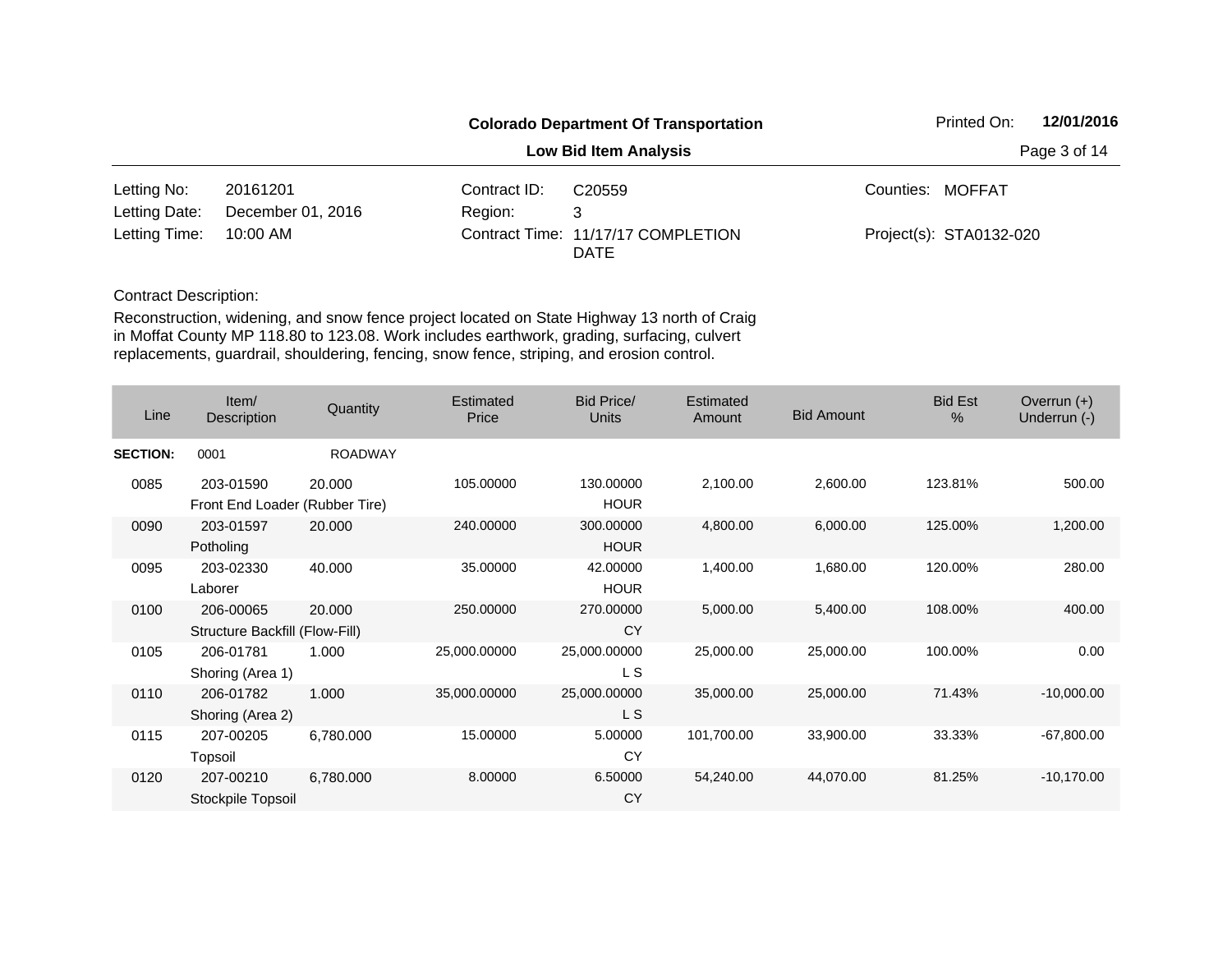**Colorado Department Of Transportation**

**Low Bid Item Analysis**

Printed On: **12/01/2016**

| | | | | | |
|---|---|---|---|---|---|
| Letting No: | 20161201 | Contract ID: | C20559 | Counties: | MOFFAT |
| Letting Date: | December 01, 2016 | Region: | 3 | | |
| Letting Time: | 10:00 AM | Contract Time: | 11/17/17 COMPLETION DATE | Project(s): | STA0132-020 |

Contract Description:

Reconstruction, widening, and snow fence project located on State Highway 13 north of Craig in Moffat County MP 118.80 to 123.08. Work includes earthwork, grading, surfacing, culvert replacements, guardrail, shouldering, fencing, snow fence, striping, and erosion control.

| Line | Item/ Description | Quantity | Estimated Price | Bid Price/ Units | Estimated Amount | Bid Amount | Bid Est % | Overrun (+) Underrun (-) |
|---|---|---|---|---|---|---|---|---|
| **SECTION:** | 0001 | ROADWAY | | | | | | |
| 0085 | 203-01590 Front End Loader (Rubber Tire) | 20.000 | 105.00000 | 130.00000 HOUR | 2,100.00 | 2,600.00 | 123.81% | 500.00 |
| 0090 | 203-01597 Potholing | 20.000 | 240.00000 | 300.00000 HOUR | 4,800.00 | 6,000.00 | 125.00% | 1,200.00 |
| 0095 | 203-02330 Laborer | 40.000 | 35.00000 | 42.00000 HOUR | 1,400.00 | 1,680.00 | 120.00% | 280.00 |
| 0100 | 206-00065 Structure Backfill (Flow-Fill) | 20.000 | 250.00000 | 270.00000 CY | 5,000.00 | 5,400.00 | 108.00% | 400.00 |
| 0105 | 206-01781 Shoring (Area 1) | 1.000 | 25,000.00000 | 25,000.00000 L S | 25,000.00 | 25,000.00 | 100.00% | 0.00 |
| 0110 | 206-01782 Shoring (Area 2) | 1.000 | 35,000.00000 | 25,000.00000 L S | 35,000.00 | 25,000.00 | 71.43% | -10,000.00 |
| 0115 | 207-00205 Topsoil | 6,780.000 | 15.00000 | 5.00000 CY | 101,700.00 | 33,900.00 | 33.33% | -67,800.00 |
| 0120 | 207-00210 Stockpile Topsoil | 6,780.000 | 8.00000 | 6.50000 CY | 54,240.00 | 44,070.00 | 81.25% | -10,170.00 |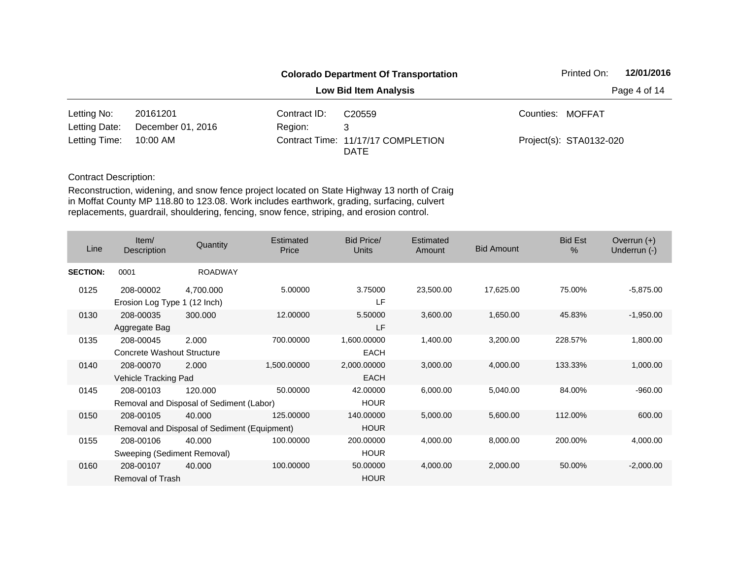**Colorado Department Of Transportation**

Printed On: **12/01/2016**

**Low Bid Item Analysis**

| | | | | | |
|---|---|---|---|---|---|
| Letting No: | 20161201 | Contract ID: | C20559 | Counties: | MOFFAT |
| Letting Date: | December 01, 2016 | Region: | 3 | | |
| Letting Time: | 10:00 AM | Contract Time: | 11/17/17 COMPLETION DATE | Project(s): | STA0132-020 |

Contract Description:

Reconstruction, widening, and snow fence project located on State Highway 13 north of Craig in Moffat County MP 118.80 to 123.08. Work includes earthwork, grading, surfacing, culvert replacements, guardrail, shouldering, fencing, snow fence, striping, and erosion control.

| Line | Item/ Description | Quantity | Estimated Price | Bid Price/ Units | Estimated Amount | Bid Amount | Bid Est % | Overrun (+) Underrun (-) |
|---|---|---|---|---|---|---|---|---|
| **SECTION:** | 0001 | ROADWAY | | | | | | |
| 0125 | 208-00002 Erosion Log Type 1 (12 Inch) | 4,700.000 | 5.00000 | 3.75000 LF | 23,500.00 | 17,625.00 | 75.00% | -5,875.00 |
| 0130 | 208-00035 Aggregate Bag | 300.000 | 12.00000 | 5.50000 LF | 3,600.00 | 1,650.00 | 45.83% | -1,950.00 |
| 0135 | 208-00045 Concrete Washout Structure | 2.000 | 700.00000 | 1,600.00000 EACH | 1,400.00 | 3,200.00 | 228.57% | 1,800.00 |
| 0140 | 208-00070 Vehicle Tracking Pad | 2.000 | 1,500.00000 | 2,000.00000 EACH | 3,000.00 | 4,000.00 | 133.33% | 1,000.00 |
| 0145 | 208-00103 Removal and Disposal of Sediment (Labor) | 120.000 | 50.00000 | 42.00000 HOUR | 6,000.00 | 5,040.00 | 84.00% | -960.00 |
| 0150 | 208-00105 Removal and Disposal of Sediment (Equipment) | 40.000 | 125.00000 | 140.00000 HOUR | 5,000.00 | 5,600.00 | 112.00% | 600.00 |
| 0155 | 208-00106 Sweeping (Sediment Removal) | 40.000 | 100.00000 | 200.00000 HOUR | 4,000.00 | 8,000.00 | 200.00% | 4,000.00 |
| 0160 | 208-00107 Removal of Trash | 40.000 | 100.00000 | 50.00000 HOUR | 4,000.00 | 2,000.00 | 50.00% | -2,000.00 |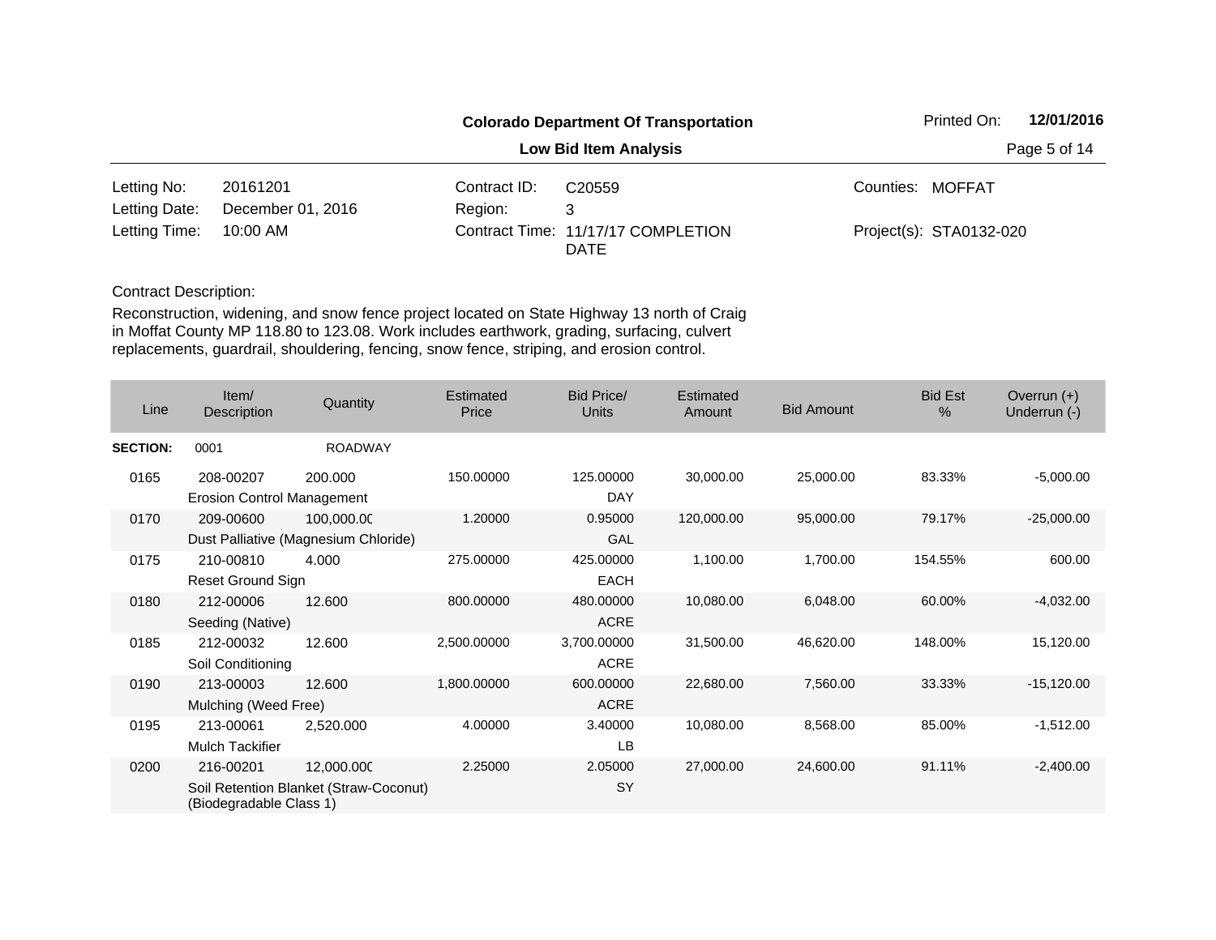**Colorado Department Of Transportation**

Printed On: **12/01/2016**

**Low Bid Item Analysis**

| | | | | | |
|---|---|---|---|---|---|
| Letting No: | 20161201 | Contract ID: | C20559 | Counties: | MOFFAT |
| Letting Date: | December 01, 2016 | Region: | 3 | | |
| Letting Time: | 10:00 AM | Contract Time: | 11/17/17 COMPLETION DATE | Project(s): | STA0132-020 |

Contract Description:

Reconstruction, widening, and snow fence project located on State Highway 13 north of Craig in Moffat County MP 118.80 to 123.08. Work includes earthwork, grading, surfacing, culvert replacements, guardrail, shouldering, fencing, snow fence, striping, and erosion control.

| Line | Item/ Description | Quantity | Estimated Price | Bid Price/ Units | Estimated Amount | Bid Amount | Bid Est % | Overrun (+) Underrun (-) |
|---|---|---|---|---|---|---|---|---|
| **SECTION:** | 0001 | ROADWAY | | | | | | |
| 0165 | 208-00207 Erosion Control Management | 200.000 | 150.00000 | 125.00000 DAY | 30,000.00 | 25,000.00 | 83.33% | -5,000.00 |
| 0170 | 209-00600 Dust Palliative (Magnesium Chloride) | 100,000.00 | 1.20000 | 0.95000 GAL | 120,000.00 | 95,000.00 | 79.17% | -25,000.00 |
| 0175 | 210-00810 Reset Ground Sign | 4.000 | 275.00000 | 425.00000 EACH | 1,100.00 | 1,700.00 | 154.55% | 600.00 |
| 0180 | 212-00006 Seeding (Native) | 12.600 | 800.00000 | 480.00000 ACRE | 10,080.00 | 6,048.00 | 60.00% | -4,032.00 |
| 0185 | 212-00032 Soil Conditioning | 12.600 | 2,500.00000 | 3,700.00000 ACRE | 31,500.00 | 46,620.00 | 148.00% | 15,120.00 |
| 0190 | 213-00003 Mulching (Weed Free) | 12.600 | 1,800.00000 | 600.00000 ACRE | 22,680.00 | 7,560.00 | 33.33% | -15,120.00 |
| 0195 | 213-00061 Mulch Tackifier | 2,520.000 | 4.00000 | 3.40000 LB | 10,080.00 | 8,568.00 | 85.00% | -1,512.00 |
| 0200 | 216-00201 Soil Retention Blanket (Straw-Coconut) (Biodegradable Class 1) | 12,000.000 | 2.25000 | 2.05000 SY | 27,000.00 | 24,600.00 | 91.11% | -2,400.00 |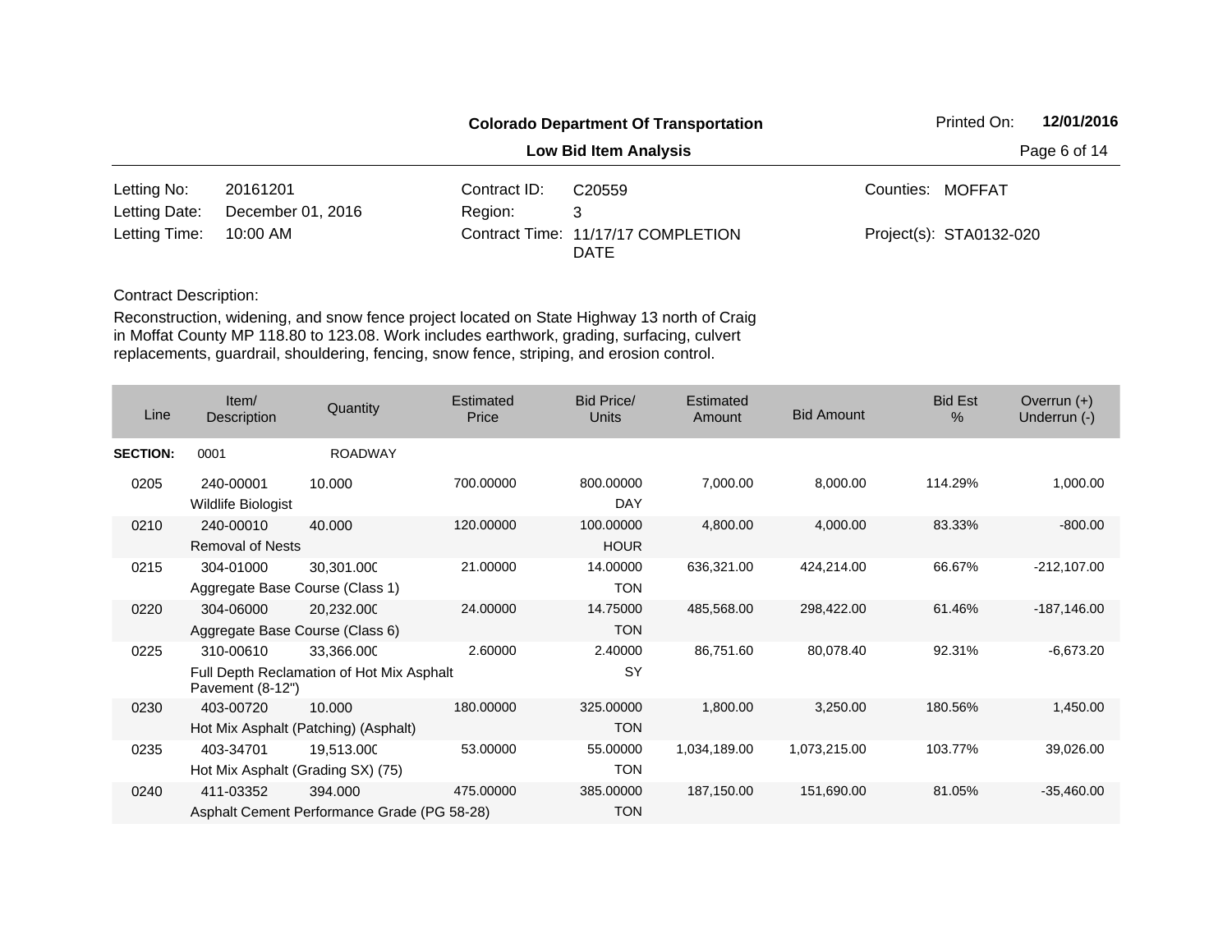**Colorado Department Of Transportation**

**Low Bid Item Analysis**

Printed On: **12/01/2016**

| | | | | | |
|---|---|---|---|---|---|
| Letting No: | 20161201 | Contract ID: | C20559 | Counties: | MOFFAT |
| Letting Date: | December 01, 2016 | Region: | 3 | | |
| Letting Time: | 10:00 AM | Contract Time: | 11/17/17 COMPLETION DATE | Project(s): | STA0132-020 |

Contract Description:

Reconstruction, widening, and snow fence project located on State Highway 13 north of Craig in Moffat County MP 118.80 to 123.08. Work includes earthwork, grading, surfacing, culvert replacements, guardrail, shouldering, fencing, snow fence, striping, and erosion control.

| Line | Item/ Description | Quantity | Estimated Price | Bid Price/ Units | Estimated Amount | Bid Amount | Bid Est % | Overrun (+) Underrun (-) |
|---|---|---|---|---|---|---|---|---|
| **SECTION:** | 0001 | ROADWAY | | | | | | |
| 0205 | 240-00001 Wildlife Biologist | 10.000 | 700.00000 | 800.00000 DAY | 7,000.00 | 8,000.00 | 114.29% | 1,000.00 |
| 0210 | 240-00010 Removal of Nests | 40.000 | 120.00000 | 100.00000 HOUR | 4,800.00 | 4,000.00 | 83.33% | -800.00 |
| 0215 | 304-01000 Aggregate Base Course (Class 1) | 30,301.000 | 21.00000 | 14.00000 TON | 636,321.00 | 424,214.00 | 66.67% | -212,107.00 |
| 0220 | 304-06000 Aggregate Base Course (Class 6) | 20,232.000 | 24.00000 | 14.75000 TON | 485,568.00 | 298,422.00 | 61.46% | -187,146.00 |
| 0225 | 310-00610 Full Depth Reclamation of Hot Mix Asphalt Pavement (8-12") | 33,366.000 | 2.60000 | 2.40000 SY | 86,751.60 | 80,078.40 | 92.31% | -6,673.20 |
| 0230 | 403-00720 Hot Mix Asphalt (Patching) (Asphalt) | 10.000 | 180.00000 | 325.00000 TON | 1,800.00 | 3,250.00 | 180.56% | 1,450.00 |
| 0235 | 403-34701 Hot Mix Asphalt (Grading SX) (75) | 19,513.000 | 53.00000 | 55.00000 TON | 1,034,189.00 | 1,073,215.00 | 103.77% | 39,026.00 |
| 0240 | 411-03352 Asphalt Cement Performance Grade (PG 58-28) | 394.000 | 475.00000 | 385.00000 TON | 187,150.00 | 151,690.00 | 81.05% | -35,460.00 |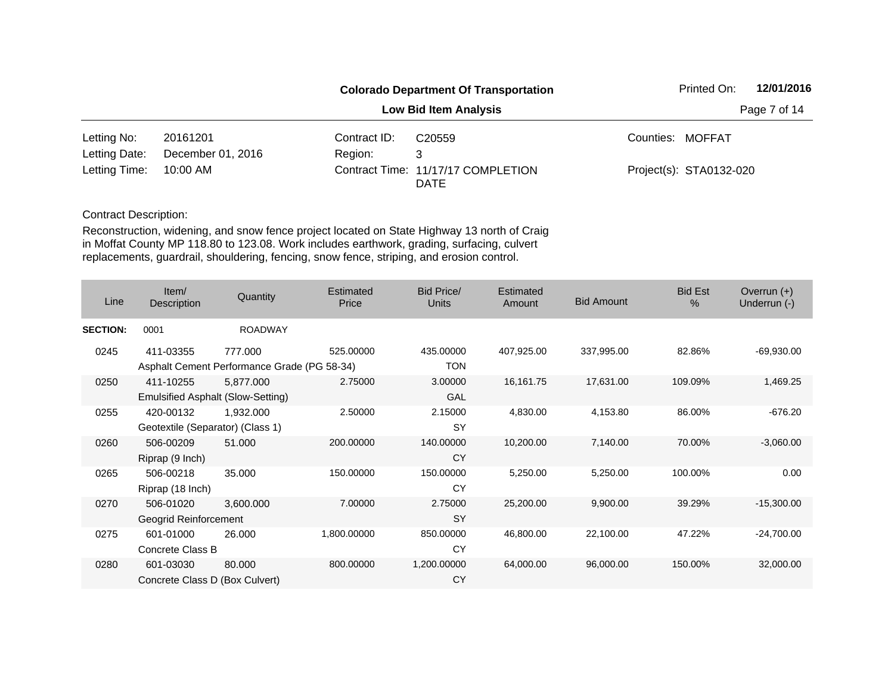**Colorado Department Of Transportation**

**Low Bid Item Analysis**

Printed On: **12/01/2016**

| | | | | | |
|---|---|---|---|---|---|
| Letting No: | 20161201 | Contract ID: | C20559 | Counties: | MOFFAT |
| Letting Date: | December 01, 2016 | Region: | 3 | | |
| Letting Time: | 10:00 AM | Contract Time: | 11/17/17 COMPLETION DATE | Project(s): | STA0132-020 |

Contract Description:

Reconstruction, widening, and snow fence project located on State Highway 13 north of Craig in Moffat County MP 118.80 to 123.08. Work includes earthwork, grading, surfacing, culvert replacements, guardrail, shouldering, fencing, snow fence, striping, and erosion control.

| Line | Item/ Description | Quantity | Estimated Price | Bid Price/ Units | Estimated Amount | Bid Amount | Bid Est % | Overrun (+) Underrun (-) |
|---|---|---|---|---|---|---|---|---|
| **SECTION:** | 0001 | ROADWAY | | | | | | |
| 0245 | 411-03355 Asphalt Cement Performance Grade (PG 58-34) | 777.000 | 525.00000 | 435.00000 TON | 407,925.00 | 337,995.00 | 82.86% | -69,930.00 |
| 0250 | 411-10255 Emulsified Asphalt (Slow-Setting) | 5,877.000 | 2.75000 | 3.00000 GAL | 16,161.75 | 17,631.00 | 109.09% | 1,469.25 |
| 0255 | 420-00132 Geotextile (Separator) (Class 1) | 1,932.000 | 2.50000 | 2.15000 SY | 4,830.00 | 4,153.80 | 86.00% | -676.20 |
| 0260 | 506-00209 Riprap (9 Inch) | 51.000 | 200.00000 | 140.00000 CY | 10,200.00 | 7,140.00 | 70.00% | -3,060.00 |
| 0265 | 506-00218 Riprap (18 Inch) | 35.000 | 150.00000 | 150.00000 CY | 5,250.00 | 5,250.00 | 100.00% | 0.00 |
| 0270 | 506-01020 Geogrid Reinforcement | 3,600.000 | 7.00000 | 2.75000 SY | 25,200.00 | 9,900.00 | 39.29% | -15,300.00 |
| 0275 | 601-01000 Concrete Class B | 26.000 | 1,800.00000 | 850.00000 CY | 46,800.00 | 22,100.00 | 47.22% | -24,700.00 |
| 0280 | 601-03030 Concrete Class D (Box Culvert) | 80.000 | 800.00000 | 1,200.00000 CY | 64,000.00 | 96,000.00 | 150.00% | 32,000.00 |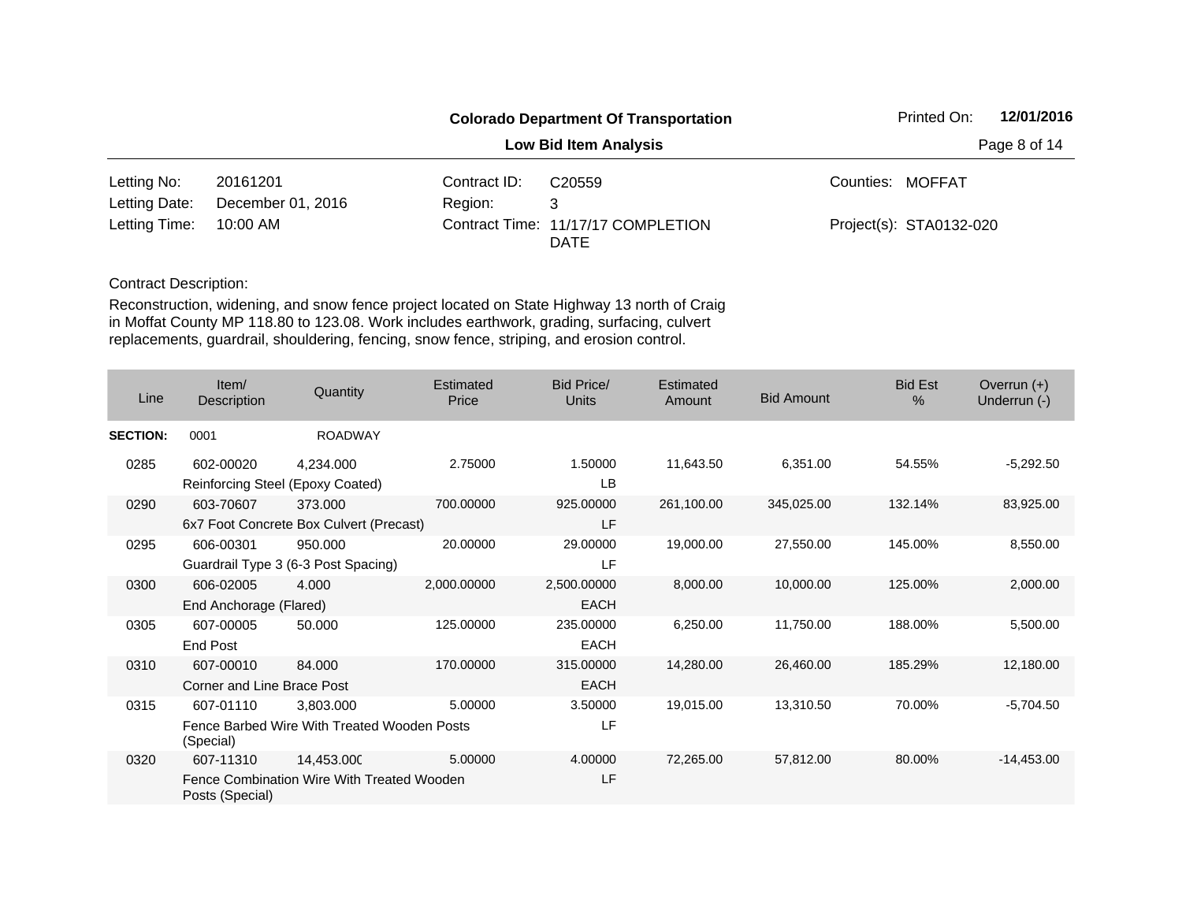**Colorado Department Of Transportation**

Printed On: **12/01/2016**

**Low Bid Item Analysis**

| | | | | | |
|---|---|---|---|---|---|
| Letting No: | 20161201 | Contract ID: | C20559 | Counties: | MOFFAT |
| Letting Date: | December 01, 2016 | Region: | 3 | | |
| Letting Time: | 10:00 AM | Contract Time: | 11/17/17 COMPLETION DATE | Project(s): | STA0132-020 |

Contract Description:

Reconstruction, widening, and snow fence project located on State Highway 13 north of Craig in Moffat County MP 118.80 to 123.08. Work includes earthwork, grading, surfacing, culvert replacements, guardrail, shouldering, fencing, snow fence, striping, and erosion control.

| Line | Item/ Description | Quantity | Estimated Price | Bid Price/ Units | Estimated Amount | Bid Amount | Bid Est % | Overrun (+) Underrun (-) |
|---|---|---|---|---|---|---|---|---|
| **SECTION:** | 0001 | ROADWAY | | | | | | |
| 0285 | 602-00020 Reinforcing Steel (Epoxy Coated) | 4,234.000 | 2.75000 | 1.50000 LB | 11,643.50 | 6,351.00 | 54.55% | -5,292.50 |
| 0290 | 603-70607 6x7 Foot Concrete Box Culvert (Precast) | 373.000 | 700.00000 | 925.00000 LF | 261,100.00 | 345,025.00 | 132.14% | 83,925.00 |
| 0295 | 606-00301 Guardrail Type 3 (6-3 Post Spacing) | 950.000 | 20.00000 | 29.00000 LF | 19,000.00 | 27,550.00 | 145.00% | 8,550.00 |
| 0300 | 606-02005 End Anchorage (Flared) | 4.000 | 2,000.00000 | 2,500.00000 EACH | 8,000.00 | 10,000.00 | 125.00% | 2,000.00 |
| 0305 | 607-00005 End Post | 50.000 | 125.00000 | 235.00000 EACH | 6,250.00 | 11,750.00 | 188.00% | 5,500.00 |
| 0310 | 607-00010 Corner and Line Brace Post | 84.000 | 170.00000 | 315.00000 EACH | 14,280.00 | 26,460.00 | 185.29% | 12,180.00 |
| 0315 | 607-01110 Fence Barbed Wire With Treated Wooden Posts (Special) | 3,803.000 | 5.00000 | 3.50000 LF | 19,015.00 | 13,310.50 | 70.00% | -5,704.50 |
| 0320 | 607-11310 Fence Combination Wire With Treated Wooden Posts (Special) | 14,453.000 | 5.00000 | 4.00000 LF | 72,265.00 | 57,812.00 | 80.00% | -14,453.00 |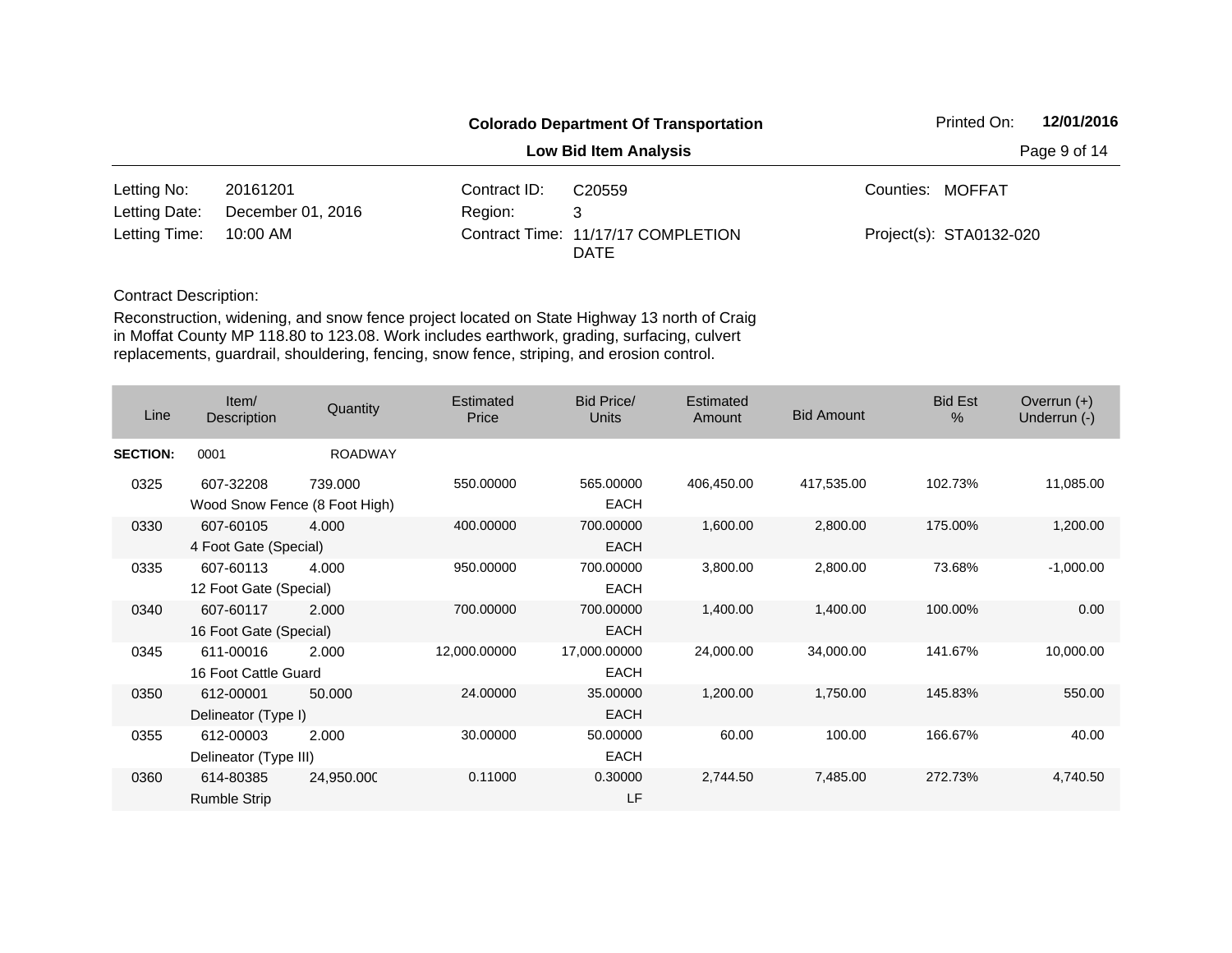**Colorado Department Of Transportation**

**Low Bid Item Analysis**

Printed On: **12/01/2016**

| | | | | | |
|---|---|---|---|---|---|
| Letting No: | 20161201 | Contract ID: | C20559 | Counties: | MOFFAT |
| Letting Date: | December 01, 2016 | Region: | 3 | | |
| Letting Time: | 10:00 AM | Contract Time: | 11/17/17 COMPLETION DATE | Project(s): | STA0132-020 |

Contract Description:

Reconstruction, widening, and snow fence project located on State Highway 13 north of Craig in Moffat County MP 118.80 to 123.08. Work includes earthwork, grading, surfacing, culvert replacements, guardrail, shouldering, fencing, snow fence, striping, and erosion control.

| Line | Item/ Description | Quantity | Estimated Price | Bid Price/ Units | Estimated Amount | Bid Amount | Bid Est % | Overrun (+) Underrun (-) |
|---|---|---|---|---|---|---|---|---|
| **SECTION:** | 0001 | ROADWAY | | | | | | |
| 0325 | 607-32208 Wood Snow Fence (8 Foot High) | 739.000 | 550.00000 | 565.00000 EACH | 406,450.00 | 417,535.00 | 102.73% | 11,085.00 |
| 0330 | 607-60105 4 Foot Gate (Special) | 4.000 | 400.00000 | 700.00000 EACH | 1,600.00 | 2,800.00 | 175.00% | 1,200.00 |
| 0335 | 607-60113 12 Foot Gate (Special) | 4.000 | 950.00000 | 700.00000 EACH | 3,800.00 | 2,800.00 | 73.68% | -1,000.00 |
| 0340 | 607-60117 16 Foot Gate (Special) | 2.000 | 700.00000 | 700.00000 EACH | 1,400.00 | 1,400.00 | 100.00% | 0.00 |
| 0345 | 611-00016 16 Foot Cattle Guard | 2.000 | 12,000.00000 | 17,000.00000 EACH | 24,000.00 | 34,000.00 | 141.67% | 10,000.00 |
| 0350 | 612-00001 Delineator (Type I) | 50.000 | 24.00000 | 35.00000 EACH | 1,200.00 | 1,750.00 | 145.83% | 550.00 |
| 0355 | 612-00003 Delineator (Type III) | 2.000 | 30.00000 | 50.00000 EACH | 60.00 | 100.00 | 166.67% | 40.00 |
| 0360 | 614-80385 Rumble Strip | 24,950.000 | 0.11000 | 0.30000 LF | 2,744.50 | 7,485.00 | 272.73% | 4,740.50 |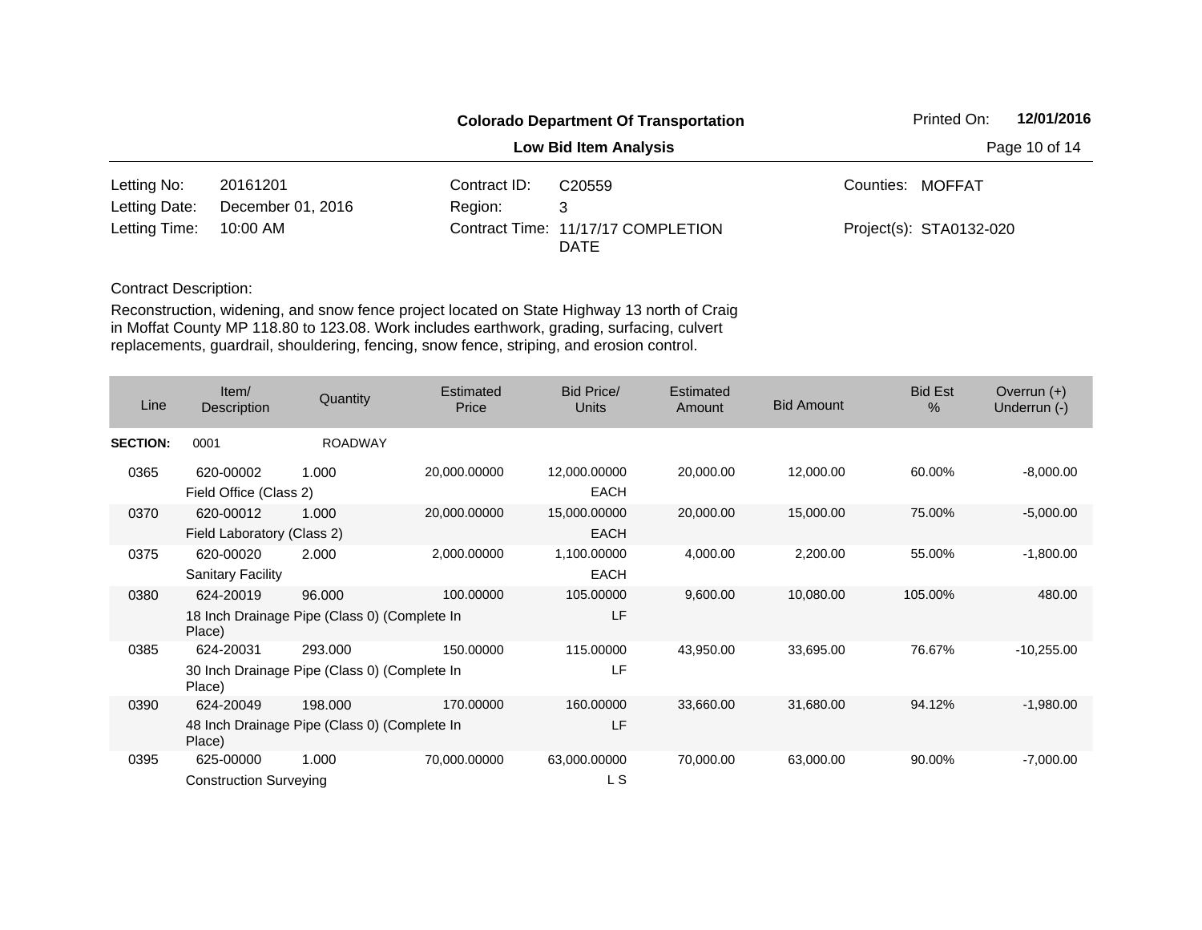**Colorado Department Of Transportation**

**Low Bid Item Analysis**

Printed On: **12/01/2016**

| | | | | | |
|---|---|---|---|---|---|
| Letting No: | 20161201 | Contract ID: | C20559 | Counties: | MOFFAT |
| Letting Date: | December 01, 2016 | Region: | 3 | | |
| Letting Time: | 10:00 AM | Contract Time: | 11/17/17 COMPLETION DATE | Project(s): | STA0132-020 |

Contract Description:

Reconstruction, widening, and snow fence project located on State Highway 13 north of Craig in Moffat County MP 118.80 to 123.08. Work includes earthwork, grading, surfacing, culvert replacements, guardrail, shouldering, fencing, snow fence, striping, and erosion control.

| Line | Item/ Description | Quantity | Estimated Price | Bid Price/ Units | Estimated Amount | Bid Amount | Bid Est % | Overrun (+) Underrun (-) |
|---|---|---|---|---|---|---|---|---|
| **SECTION:** | 0001 | ROADWAY | | | | | | |
| 0365 | 620-00002 Field Office (Class 2) | 1.000 | 20,000.00000 | 12,000.00000 EACH | 20,000.00 | 12,000.00 | 60.00% | -8,000.00 |
| 0370 | 620-00012 Field Laboratory (Class 2) | 1.000 | 20,000.00000 | 15,000.00000 EACH | 20,000.00 | 15,000.00 | 75.00% | -5,000.00 |
| 0375 | 620-00020 Sanitary Facility | 2.000 | 2,000.00000 | 1,100.00000 EACH | 4,000.00 | 2,200.00 | 55.00% | -1,800.00 |
| 0380 | 624-20019 18 Inch Drainage Pipe (Class 0) (Complete In Place) | 96.000 | 100.00000 | 105.00000 LF | 9,600.00 | 10,080.00 | 105.00% | 480.00 |
| 0385 | 624-20031 30 Inch Drainage Pipe (Class 0) (Complete In Place) | 293.000 | 150.00000 | 115.00000 LF | 43,950.00 | 33,695.00 | 76.67% | -10,255.00 |
| 0390 | 624-20049 48 Inch Drainage Pipe (Class 0) (Complete In Place) | 198.000 | 170.00000 | 160.00000 LF | 33,660.00 | 31,680.00 | 94.12% | -1,980.00 |
| 0395 | 625-00000 Construction Surveying | 1.000 | 70,000.00000 | 63,000.00000 L S | 70,000.00 | 63,000.00 | 90.00% | -7,000.00 |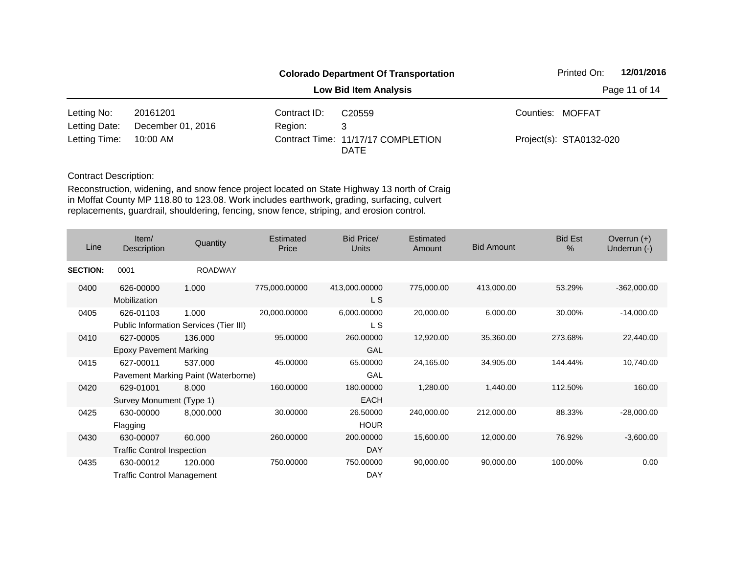**Colorado Department Of Transportation**

**Low Bid Item Analysis**

Printed On: **12/01/2016**

| | | | | | |
|---|---|---|---|---|---|
| Letting No: | 20161201 | Contract ID: | C20559 | Counties: | MOFFAT |
| Letting Date: | December 01, 2016 | Region: | 3 | | |
| Letting Time: | 10:00 AM | Contract Time: | 11/17/17 COMPLETION DATE | Project(s): | STA0132-020 |

Contract Description:

Reconstruction, widening, and snow fence project located on State Highway 13 north of Craig in Moffat County MP 118.80 to 123.08. Work includes earthwork, grading, surfacing, culvert replacements, guardrail, shouldering, fencing, snow fence, striping, and erosion control.

| Line | Item/ Description | Quantity | Estimated Price | Bid Price/ Units | Estimated Amount | Bid Amount | Bid Est % | Overrun (+) Underrun (-) |
|---|---|---|---|---|---|---|---|---|
| **SECTION:** | 0001 | ROADWAY | | | | | | |
| 0400 | 626-00000 Mobilization | 1.000 | 775,000.00000 | 413,000.00000 L S | 775,000.00 | 413,000.00 | 53.29% | -362,000.00 |
| 0405 | 626-01103 Public Information Services (Tier III) | 1.000 | 20,000.00000 | 6,000.00000 L S | 20,000.00 | 6,000.00 | 30.00% | -14,000.00 |
| 0410 | 627-00005 Epoxy Pavement Marking | 136.000 | 95.00000 | 260.00000 GAL | 12,920.00 | 35,360.00 | 273.68% | 22,440.00 |
| 0415 | 627-00011 Pavement Marking Paint (Waterborne) | 537.000 | 45.00000 | 65.00000 GAL | 24,165.00 | 34,905.00 | 144.44% | 10,740.00 |
| 0420 | 629-01001 Survey Monument (Type 1) | 8.000 | 160.00000 | 180.00000 EACH | 1,280.00 | 1,440.00 | 112.50% | 160.00 |
| 0425 | 630-00000 Flagging | 8,000.000 | 30.00000 | 26.50000 HOUR | 240,000.00 | 212,000.00 | 88.33% | -28,000.00 |
| 0430 | 630-00007 Traffic Control Inspection | 60.000 | 260.00000 | 200.00000 DAY | 15,600.00 | 12,000.00 | 76.92% | -3,600.00 |
| 0435 | 630-00012 Traffic Control Management | 120.000 | 750.00000 | 750.00000 DAY | 90,000.00 | 90,000.00 | 100.00% | 0.00 |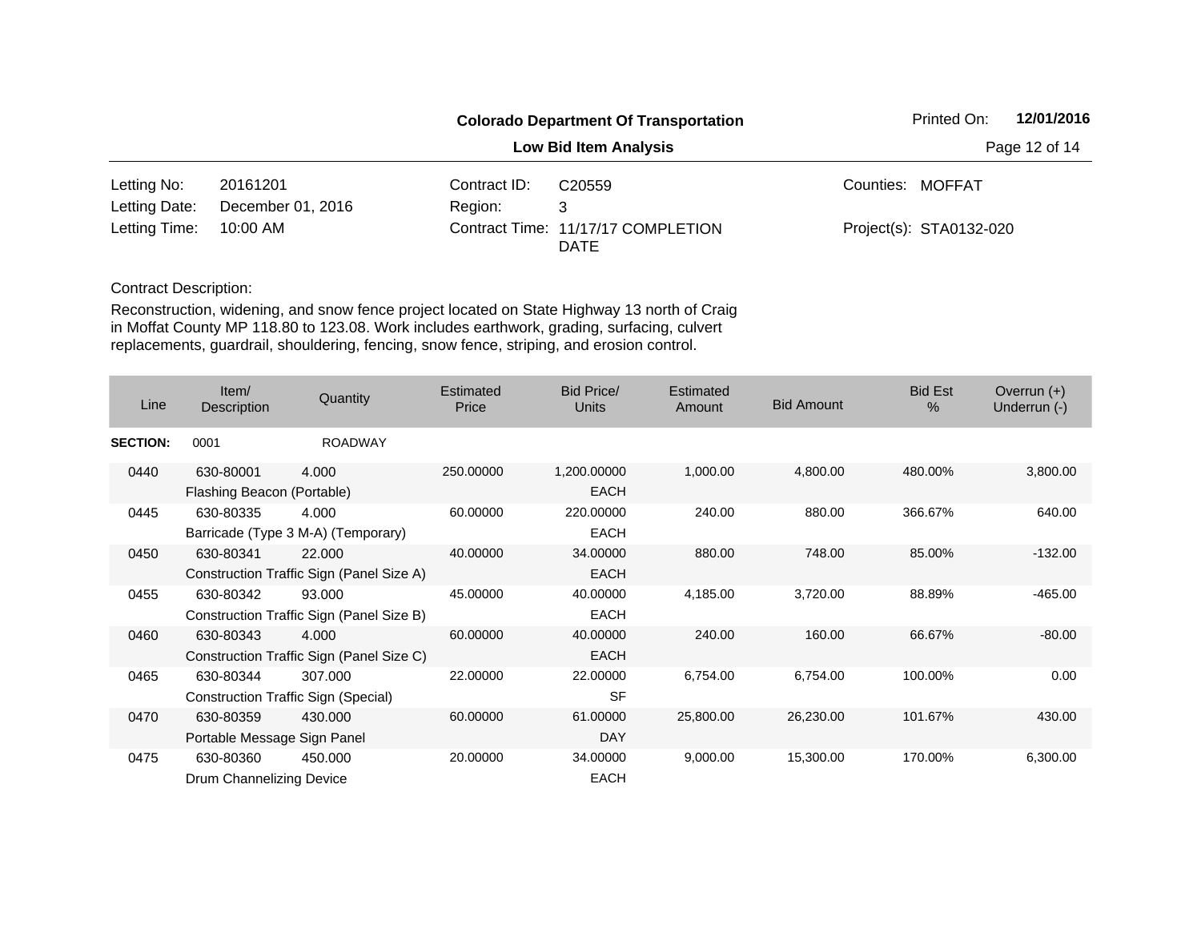**Colorado Department Of Transportation**

**Low Bid Item Analysis**

Printed On: **12/01/2016**

| | | | | | |
|---|---|---|---|---|---|
| Letting No: | 20161201 | Contract ID: | C20559 | Counties: | MOFFAT |
| Letting Date: | December 01, 2016 | Region: | 3 | | |
| Letting Time: | 10:00 AM | Contract Time: | 11/17/17 COMPLETION DATE | Project(s): | STA0132-020 |

Contract Description:

Reconstruction, widening, and snow fence project located on State Highway 13 north of Craig in Moffat County MP 118.80 to 123.08. Work includes earthwork, grading, surfacing, culvert replacements, guardrail, shouldering, fencing, snow fence, striping, and erosion control.

| Line | Item/ Description | Quantity | Estimated Price | Bid Price/ Units | Estimated Amount | Bid Amount | Bid Est % | Overrun (+) Underrun (-) |
|---|---|---|---|---|---|---|---|---|
| **SECTION:** | 0001 | ROADWAY | | | | | | |
| 0440 | 630-80001 Flashing Beacon (Portable) | 4.000 | 250.00000 | 1,200.00000 EACH | 1,000.00 | 4,800.00 | 480.00% | 3,800.00 |
| 0445 | 630-80335 Barricade (Type 3 M-A) (Temporary) | 4.000 | 60.00000 | 220.00000 EACH | 240.00 | 880.00 | 366.67% | 640.00 |
| 0450 | 630-80341 Construction Traffic Sign (Panel Size A) | 22.000 | 40.00000 | 34.00000 EACH | 880.00 | 748.00 | 85.00% | -132.00 |
| 0455 | 630-80342 Construction Traffic Sign (Panel Size B) | 93.000 | 45.00000 | 40.00000 EACH | 4,185.00 | 3,720.00 | 88.89% | -465.00 |
| 0460 | 630-80343 Construction Traffic Sign (Panel Size C) | 4.000 | 60.00000 | 40.00000 EACH | 240.00 | 160.00 | 66.67% | -80.00 |
| 0465 | 630-80344 Construction Traffic Sign (Special) | 307.000 | 22.00000 | 22.00000 SF | 6,754.00 | 6,754.00 | 100.00% | 0.00 |
| 0470 | 630-80359 Portable Message Sign Panel | 430.000 | 60.00000 | 61.00000 DAY | 25,800.00 | 26,230.00 | 101.67% | 430.00 |
| 0475 | 630-80360 Drum Channelizing Device | 450.000 | 20.00000 | 34.00000 EACH | 9,000.00 | 15,300.00 | 170.00% | 6,300.00 |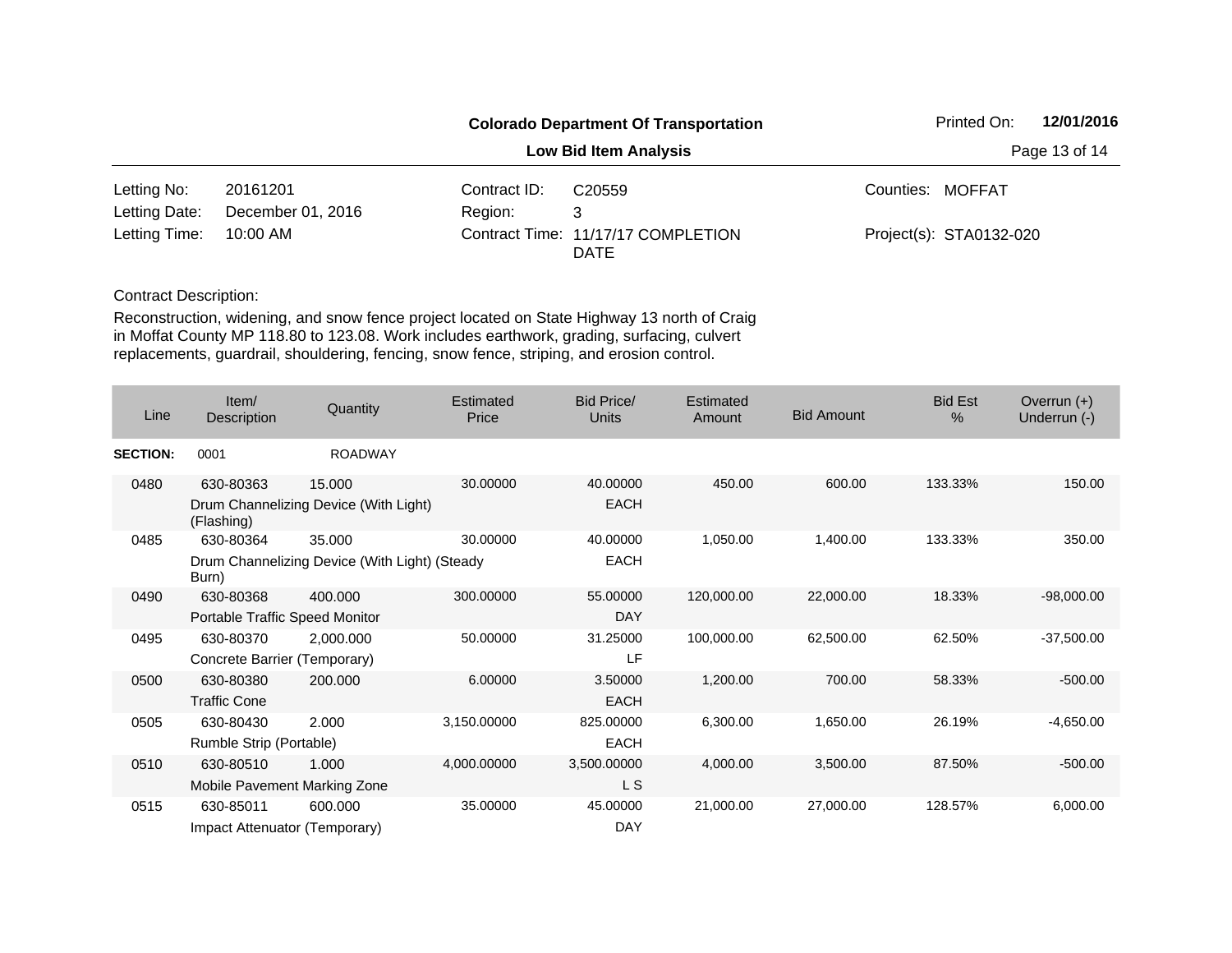**Colorado Department Of Transportation**

**Low Bid Item Analysis**

Printed On: **12/01/2016**

| | | | | | |
|---|---|---|---|---|---|
| Letting No: | 20161201 | Contract ID: | C20559 | Counties: | MOFFAT |
| Letting Date: | December 01, 2016 | Region: | 3 | | |
| Letting Time: | 10:00 AM | Contract Time: | 11/17/17 COMPLETION DATE | Project(s): | STA0132-020 |

Contract Description:

Reconstruction, widening, and snow fence project located on State Highway 13 north of Craig in Moffat County MP 118.80 to 123.08. Work includes earthwork, grading, surfacing, culvert replacements, guardrail, shouldering, fencing, snow fence, striping, and erosion control.

| Line | Item/ Description | Quantity | Estimated Price | Bid Price/ Units | Estimated Amount | Bid Amount | Bid Est % | Overrun (+) Underrun (-) |
|---|---|---|---|---|---|---|---|---|
| **SECTION:** | 0001 | ROADWAY | | | | | | |
| 0480 | 630-80363 Drum Channelizing Device (With Light) (Flashing) | 15.000 | 30.00000 | 40.00000 EACH | 450.00 | 600.00 | 133.33% | 150.00 |
| 0485 | 630-80364 Drum Channelizing Device (With Light) (Steady Burn) | 35.000 | 30.00000 | 40.00000 EACH | 1,050.00 | 1,400.00 | 133.33% | 350.00 |
| 0490 | 630-80368 Portable Traffic Speed Monitor | 400.000 | 300.00000 | 55.00000 DAY | 120,000.00 | 22,000.00 | 18.33% | -98,000.00 |
| 0495 | 630-80370 Concrete Barrier (Temporary) | 2,000.000 | 50.00000 | 31.25000 LF | 100,000.00 | 62,500.00 | 62.50% | -37,500.00 |
| 0500 | 630-80380 Traffic Cone | 200.000 | 6.00000 | 3.50000 EACH | 1,200.00 | 700.00 | 58.33% | -500.00 |
| 0505 | 630-80430 Rumble Strip (Portable) | 2.000 | 3,150.00000 | 825.00000 EACH | 6,300.00 | 1,650.00 | 26.19% | -4,650.00 |
| 0510 | 630-80510 Mobile Pavement Marking Zone | 1.000 | 4,000.00000 | 3,500.00000 L S | 4,000.00 | 3,500.00 | 87.50% | -500.00 |
| 0515 | 630-85011 Impact Attenuator (Temporary) | 600.000 | 35.00000 | 45.00000 DAY | 21,000.00 | 27,000.00 | 128.57% | 6,000.00 |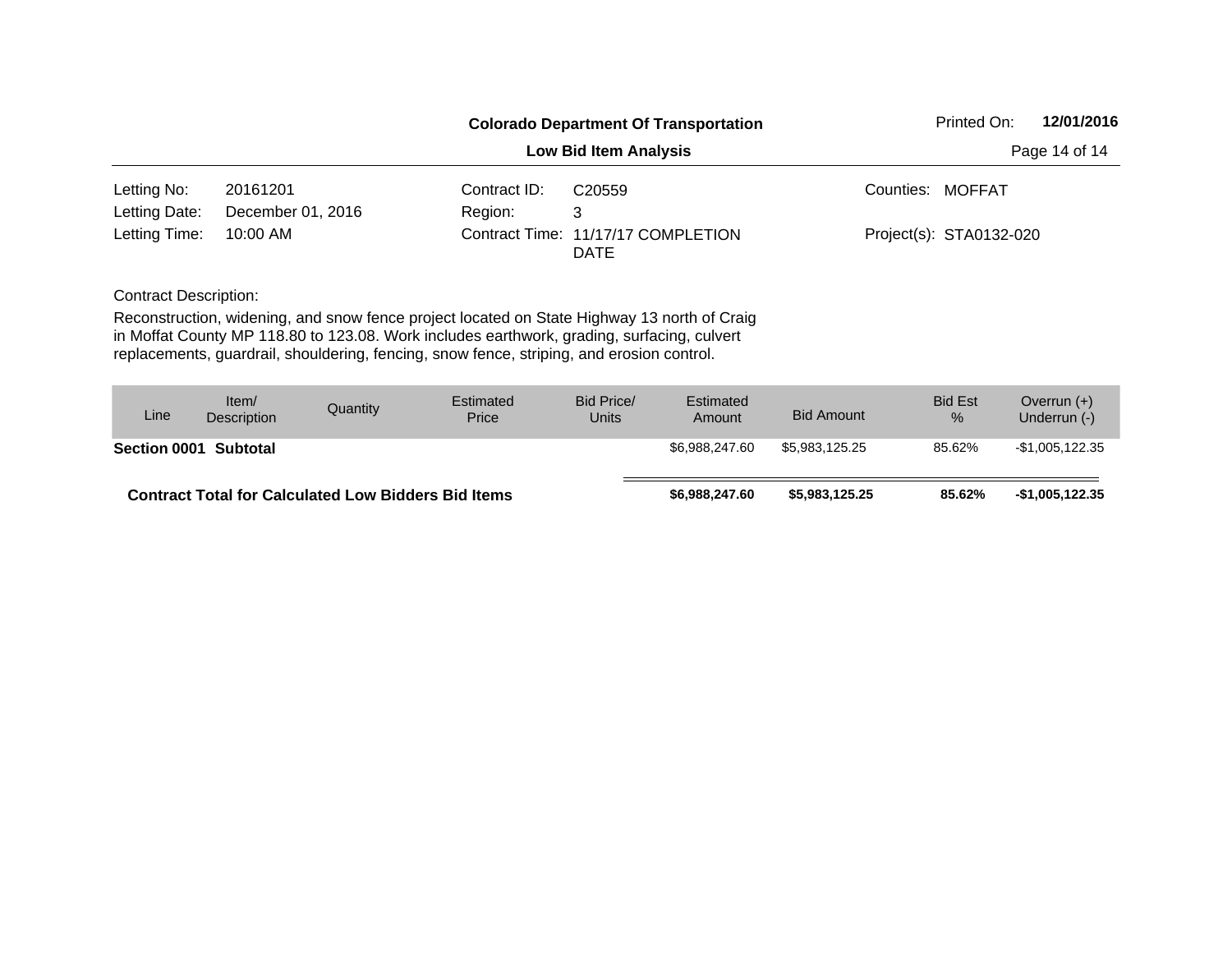**Colorado Department Of Transportation**

**Low Bid Item Analysis**

Printed On: **12/01/2016**

| | | | | | |
|---|---|---|---|---|---|
| Letting No: | 20161201 | Contract ID: | C20559 | Counties: | MOFFAT |
| Letting Date: | December 01, 2016 | Region: | 3 | | |
| Letting Time: | 10:00 AM | Contract Time: | 11/17/17 COMPLETION DATE | Project(s): | STA0132-020 |

Contract Description:

Reconstruction, widening, and snow fence project located on State Highway 13 north of Craig in Moffat County MP 118.80 to 123.08. Work includes earthwork, grading, surfacing, culvert replacements, guardrail, shouldering, fencing, snow fence, striping, and erosion control.

| Line | Item/ Description | Quantity | Estimated Price | Bid Price/ Units | Estimated Amount | Bid Amount | Bid Est % | Overrun (+) Underrun (-) |
|---|---|---|---|---|---|---|---|---|
| **Section 0001 Subtotal** | | | | | $6,988,247.60 | $5,983,125.25 | 85.62% | -$1,005,122.35 |
| **Contract Total for Calculated Low Bidders Bid Items** | | | | | **$6,988,247.60** | **$5,983,125.25** | **85.62%** | **-$1,005,122.35** |